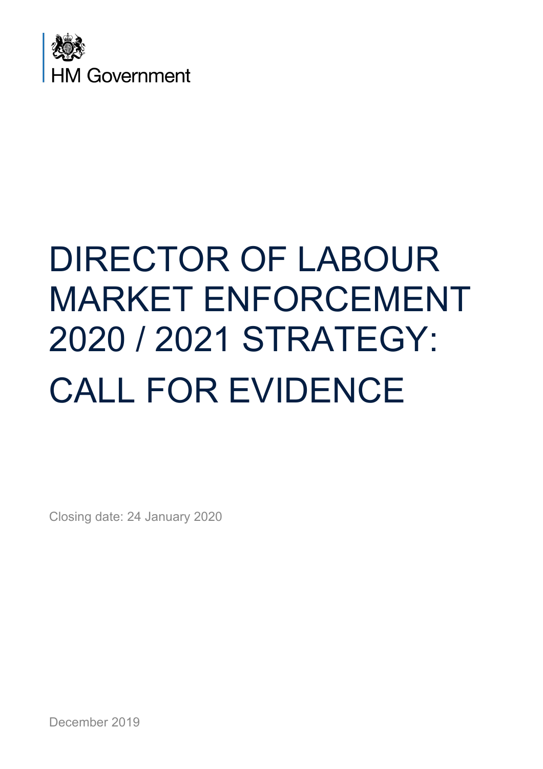HM Government

# DIRECTOR OF LABOUR MARKET ENFORCEMENT 2020 / 2021 STRATEGY: CALL FOR EVIDENCE

Closing date: 24 January 2020

December 2019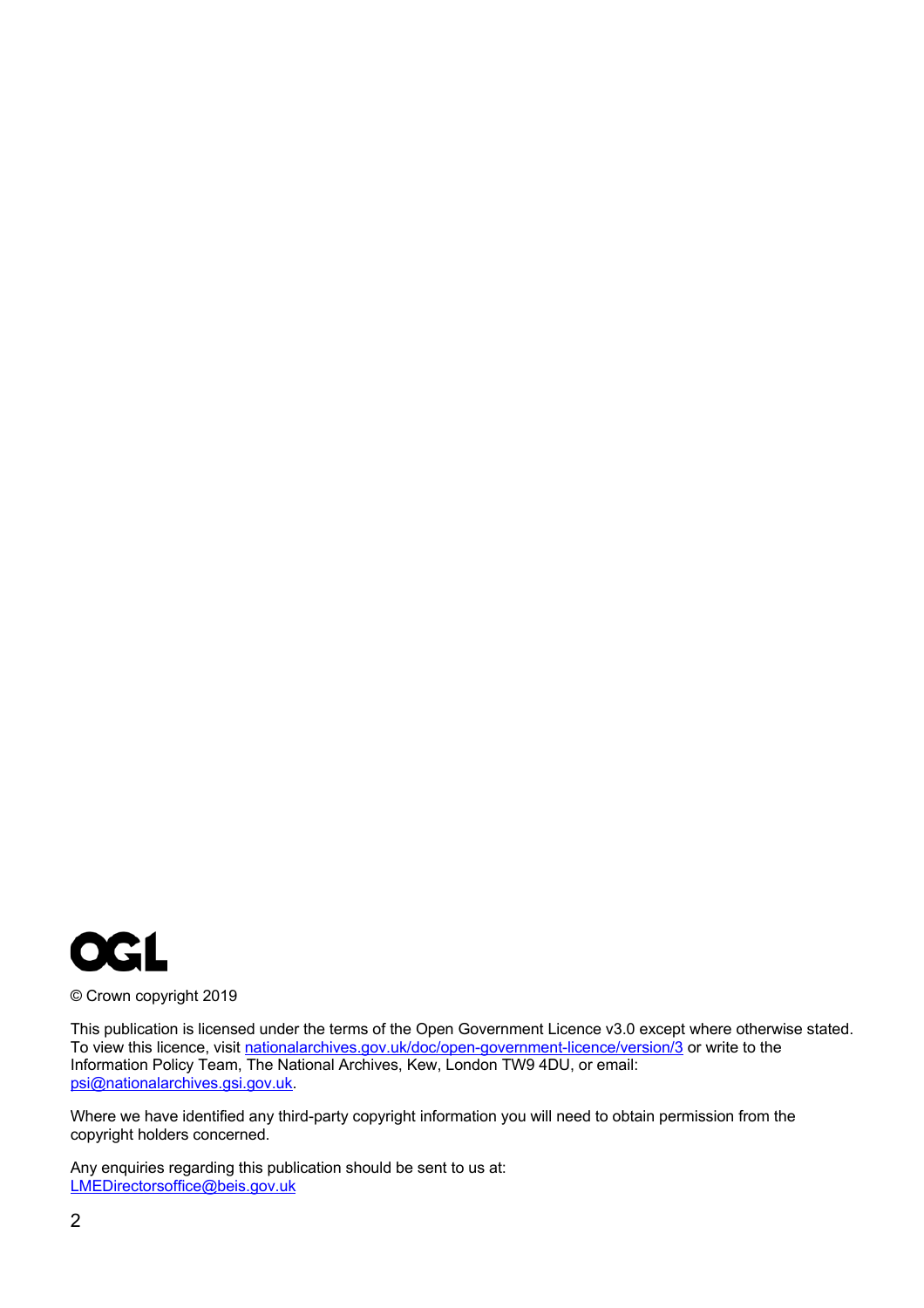© Crown copyright 2019

This publication is licensed under the terms of the Open Government Licence v3.0 except where otherwise stated. To view this licence, visit nationalarchives.gov.uk/doc/open-government-licence/version/3 or write to the Information Policy Team, The National Archives, Kew, London TW9 4DU, or email: psi@nationalarchives.gsi.gov.uk.

Where we have identified any third-party copyright information you will need to obtain permission from the copyright holders concerned.

Any enquiries regarding this publication should be sent to us at: LMEDirectorsoffice@beis.gov.uk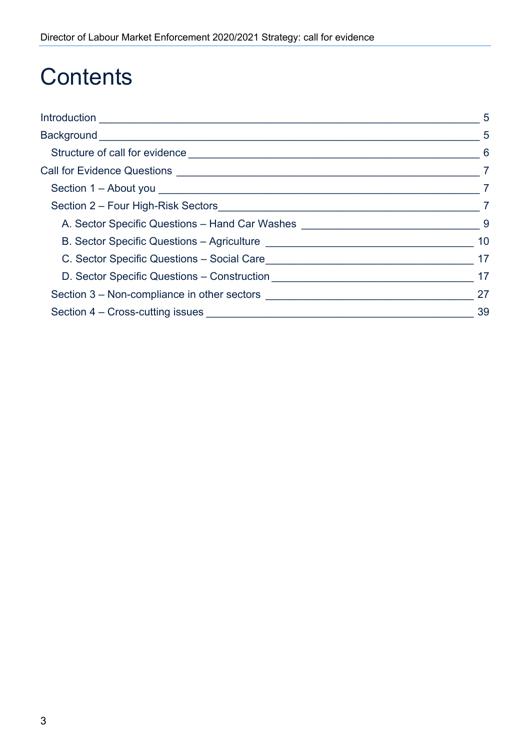# Contents

Introduction ____ 5

Background ____ 5

- Structure of call for evidence ____ 6

Call for Evidence Questions ____ 7

- Section 1 – About you ____ 7
- Section 2 – Four High-Risk Sectors ____ 7
  - A. Sector Specific Questions – Hand Car Washes ____ 9
  - B. Sector Specific Questions – Agriculture ____ 10
  - C. Sector Specific Questions – Social Care ____ 17
  - D. Sector Specific Questions – Construction ____ 17
- Section 3 – Non-compliance in other sectors ____ 27
- Section 4 – Cross-cutting issues ____ 39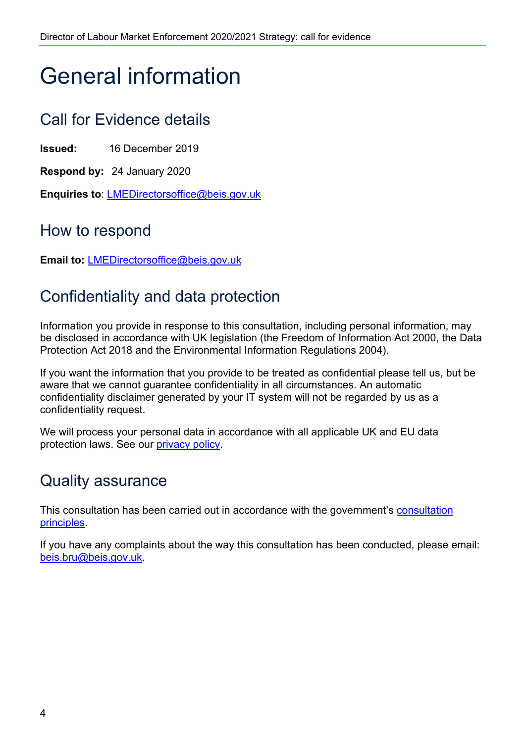# General information

## Call for Evidence details

**Issued:** 16 December 2019

**Respond by:** 24 January 2020

**Enquiries to**: LMEDirectorsoffice@beis.gov.uk

## How to respond

**Email to:** LMEDirectorsoffice@beis.gov.uk

## Confidentiality and data protection

Information you provide in response to this consultation, including personal information, may be disclosed in accordance with UK legislation (the Freedom of Information Act 2000, the Data Protection Act 2018 and the Environmental Information Regulations 2004).

If you want the information that you provide to be treated as confidential please tell us, but be aware that we cannot guarantee confidentiality in all circumstances. An automatic confidentiality disclaimer generated by your IT system will not be regarded by us as a confidentiality request.

We will process your personal data in accordance with all applicable UK and EU data protection laws. See our privacy policy.

## Quality assurance

This consultation has been carried out in accordance with the government's consultation principles.

If you have any complaints about the way this consultation has been conducted, please email: beis.bru@beis.gov.uk.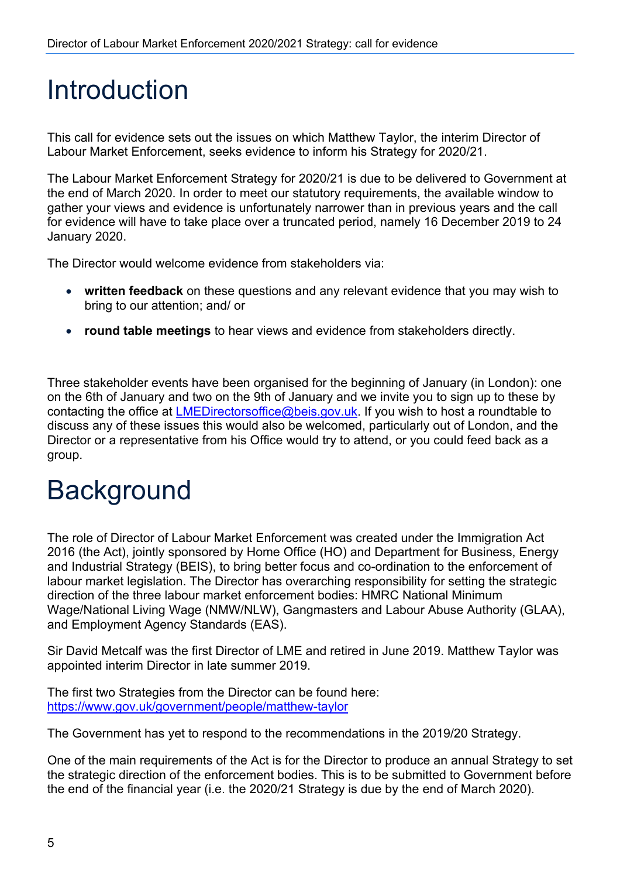# Introduction

This call for evidence sets out the issues on which Matthew Taylor, the interim Director of Labour Market Enforcement, seeks evidence to inform his Strategy for 2020/21.

The Labour Market Enforcement Strategy for 2020/21 is due to be delivered to Government at the end of March 2020. In order to meet our statutory requirements, the available window to gather your views and evidence is unfortunately narrower than in previous years and the call for evidence will have to take place over a truncated period, namely 16 December 2019 to 24 January 2020.

The Director would welcome evidence from stakeholders via:

- **written feedback** on these questions and any relevant evidence that you may wish to bring to our attention; and/ or
- **round table meetings** to hear views and evidence from stakeholders directly.

Three stakeholder events have been organised for the beginning of January (in London): one on the 6th of January and two on the 9th of January and we invite you to sign up to these by contacting the office at LMEDirectorsoffice@beis.gov.uk. If you wish to host a roundtable to discuss any of these issues this would also be welcomed, particularly out of London, and the Director or a representative from his Office would try to attend, or you could feed back as a group.

# Background

The role of Director of Labour Market Enforcement was created under the Immigration Act 2016 (the Act), jointly sponsored by Home Office (HO) and Department for Business, Energy and Industrial Strategy (BEIS), to bring better focus and co-ordination to the enforcement of labour market legislation. The Director has overarching responsibility for setting the strategic direction of the three labour market enforcement bodies: HMRC National Minimum Wage/National Living Wage (NMW/NLW), Gangmasters and Labour Abuse Authority (GLAA), and Employment Agency Standards (EAS).

Sir David Metcalf was the first Director of LME and retired in June 2019. Matthew Taylor was appointed interim Director in late summer 2019.

The first two Strategies from the Director can be found here: https://www.gov.uk/government/people/matthew-taylor

The Government has yet to respond to the recommendations in the 2019/20 Strategy.

One of the main requirements of the Act is for the Director to produce an annual Strategy to set the strategic direction of the enforcement bodies. This is to be submitted to Government before the end of the financial year (i.e. the 2020/21 Strategy is due by the end of March 2020).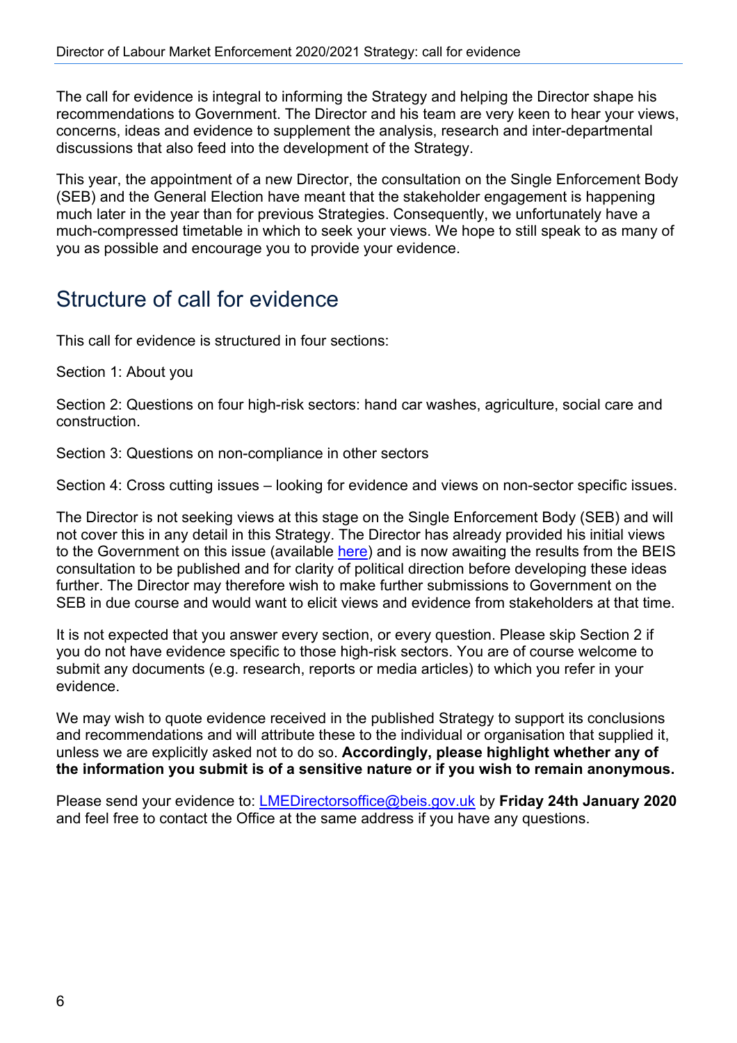The call for evidence is integral to informing the Strategy and helping the Director shape his recommendations to Government. The Director and his team are very keen to hear your views, concerns, ideas and evidence to supplement the analysis, research and inter-departmental discussions that also feed into the development of the Strategy.

This year, the appointment of a new Director, the consultation on the Single Enforcement Body (SEB) and the General Election have meant that the stakeholder engagement is happening much later in the year than for previous Strategies. Consequently, we unfortunately have a much-compressed timetable in which to seek your views. We hope to still speak to as many of you as possible and encourage you to provide your evidence.

## Structure of call for evidence

This call for evidence is structured in four sections:

Section 1: About you

Section 2: Questions on four high-risk sectors: hand car washes, agriculture, social care and construction.

Section 3: Questions on non-compliance in other sectors

Section 4: Cross cutting issues – looking for evidence and views on non-sector specific issues.

The Director is not seeking views at this stage on the Single Enforcement Body (SEB) and will not cover this in any detail in this Strategy. The Director has already provided his initial views to the Government on this issue (available [here]) and is now awaiting the results from the BEIS consultation to be published and for clarity of political direction before developing these ideas further. The Director may therefore wish to make further submissions to Government on the SEB in due course and would want to elicit views and evidence from stakeholders at that time.

It is not expected that you answer every section, or every question. Please skip Section 2 if you do not have evidence specific to those high-risk sectors. You are of course welcome to submit any documents (e.g. research, reports or media articles) to which you refer in your evidence.

We may wish to quote evidence received in the published Strategy to support its conclusions and recommendations and will attribute these to the individual or organisation that supplied it, unless we are explicitly asked not to do so. **Accordingly, please highlight whether any of the information you submit is of a sensitive nature or if you wish to remain anonymous.**

Please send your evidence to: LMEDirectorsoffice@beis.gov.uk by **Friday 24th January 2020** and feel free to contact the Office at the same address if you have any questions.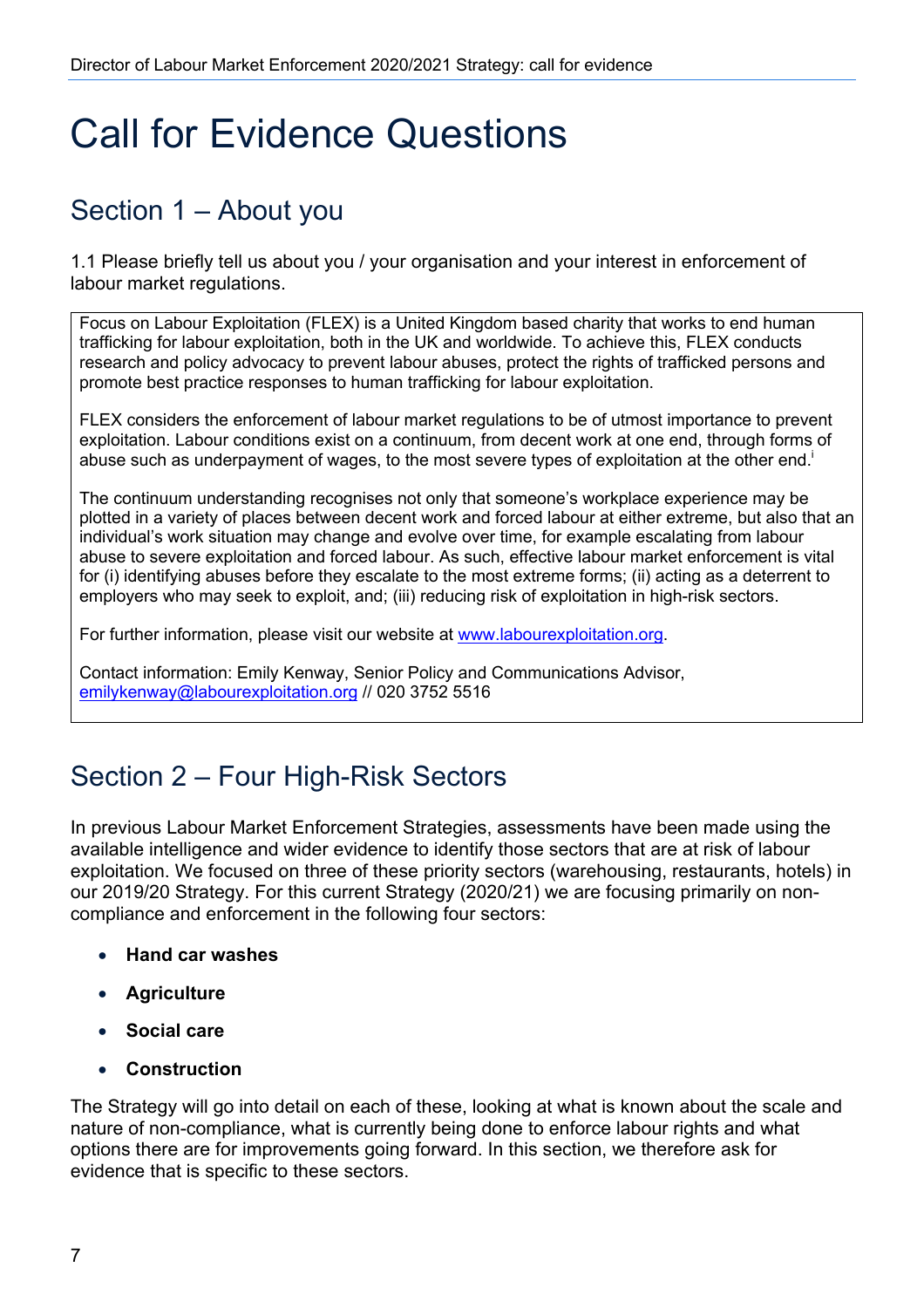# Call for Evidence Questions

## Section 1 – About you

1.1 Please briefly tell us about you / your organisation and your interest in enforcement of labour market regulations.

Focus on Labour Exploitation (FLEX) is a United Kingdom based charity that works to end human trafficking for labour exploitation, both in the UK and worldwide. To achieve this, FLEX conducts research and policy advocacy to prevent labour abuses, protect the rights of trafficked persons and promote best practice responses to human trafficking for labour exploitation.

FLEX considers the enforcement of labour market regulations to be of utmost importance to prevent exploitation. Labour conditions exist on a continuum, from decent work at one end, through forms of abuse such as underpayment of wages, to the most severe types of exploitation at the other end.[i]

The continuum understanding recognises not only that someone's workplace experience may be plotted in a variety of places between decent work and forced labour at either extreme, but also that an individual's work situation may change and evolve over time, for example escalating from labour abuse to severe exploitation and forced labour. As such, effective labour market enforcement is vital for (i) identifying abuses before they escalate to the most extreme forms; (ii) acting as a deterrent to employers who may seek to exploit, and; (iii) reducing risk of exploitation in high-risk sectors.

For further information, please visit our website at www.labourexploitation.org.

Contact information: Emily Kenway, Senior Policy and Communications Advisor, emilykenway@labourexploitation.org // 020 3752 5516

## Section 2 – Four High-Risk Sectors

In previous Labour Market Enforcement Strategies, assessments have been made using the available intelligence and wider evidence to identify those sectors that are at risk of labour exploitation. We focused on three of these priority sectors (warehousing, restaurants, hotels) in our 2019/20 Strategy. For this current Strategy (2020/21) we are focusing primarily on non-compliance and enforcement in the following four sectors:

- **Hand car washes**
- **Agriculture**
- **Social care**
- **Construction**

The Strategy will go into detail on each of these, looking at what is known about the scale and nature of non-compliance, what is currently being done to enforce labour rights and what options there are for improvements going forward. In this section, we therefore ask for evidence that is specific to these sectors.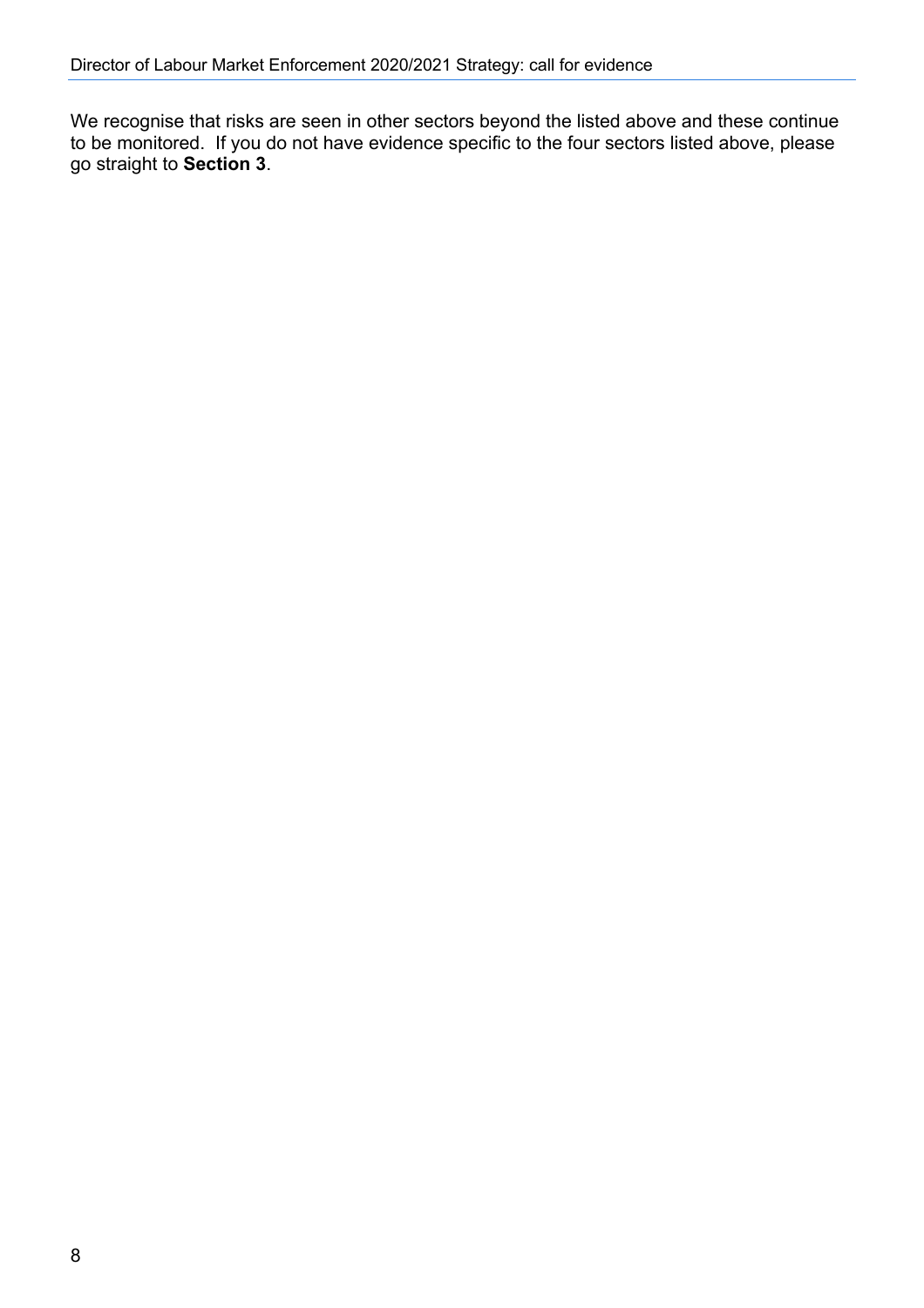We recognise that risks are seen in other sectors beyond the listed above and these continue to be monitored. If you do not have evidence specific to the four sectors listed above, please go straight to **Section 3**.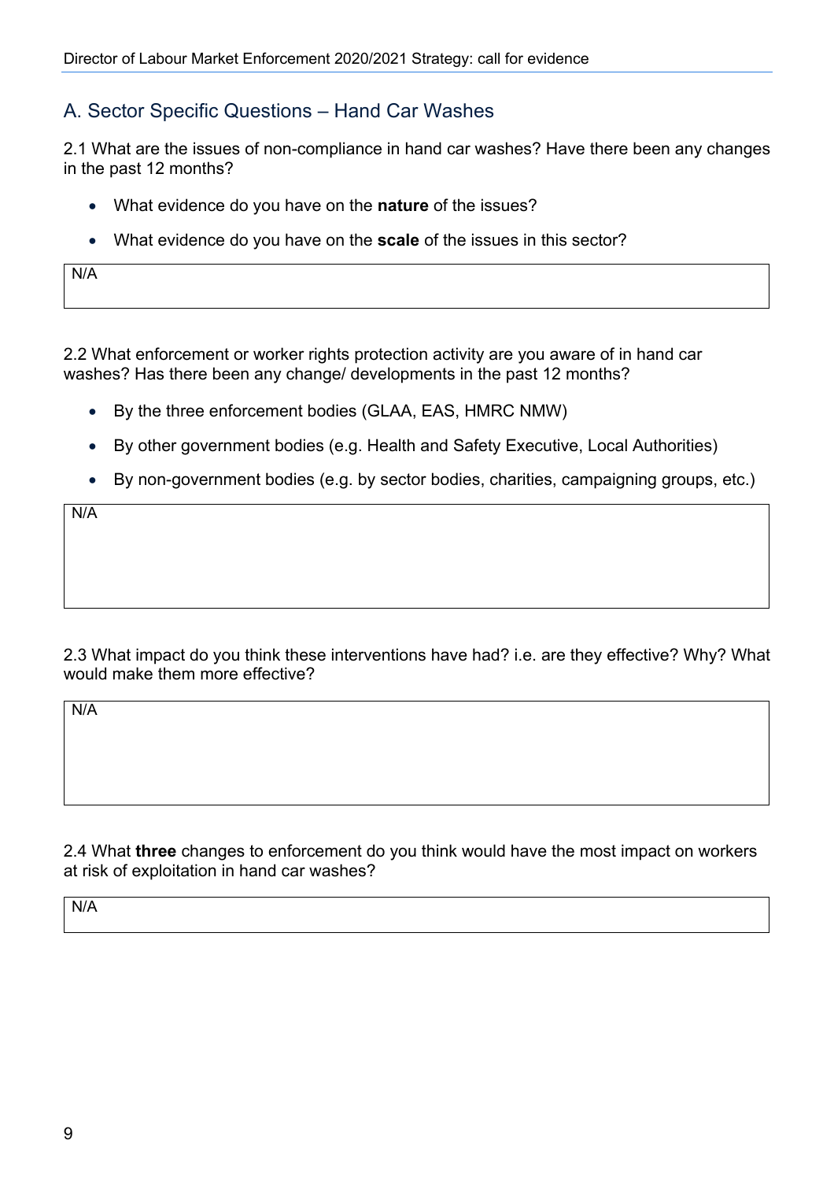## A. Sector Specific Questions – Hand Car Washes

2.1 What are the issues of non-compliance in hand car washes? Have there been any changes in the past 12 months?

- What evidence do you have on the **nature** of the issues?
- What evidence do you have on the **scale** of the issues in this sector?

| N/A |
|---|

2.2 What enforcement or worker rights protection activity are you aware of in hand car washes? Has there been any change/ developments in the past 12 months?

- By the three enforcement bodies (GLAA, EAS, HMRC NMW)
- By other government bodies (e.g. Health and Safety Executive, Local Authorities)
- By non-government bodies (e.g. by sector bodies, charities, campaigning groups, etc.)

| N/A |
|---|

2.3 What impact do you think these interventions have had? i.e. are they effective? Why? What would make them more effective?

| N/A |
|---|

2.4 What **three** changes to enforcement do you think would have the most impact on workers at risk of exploitation in hand car washes?

| N/A |
|---|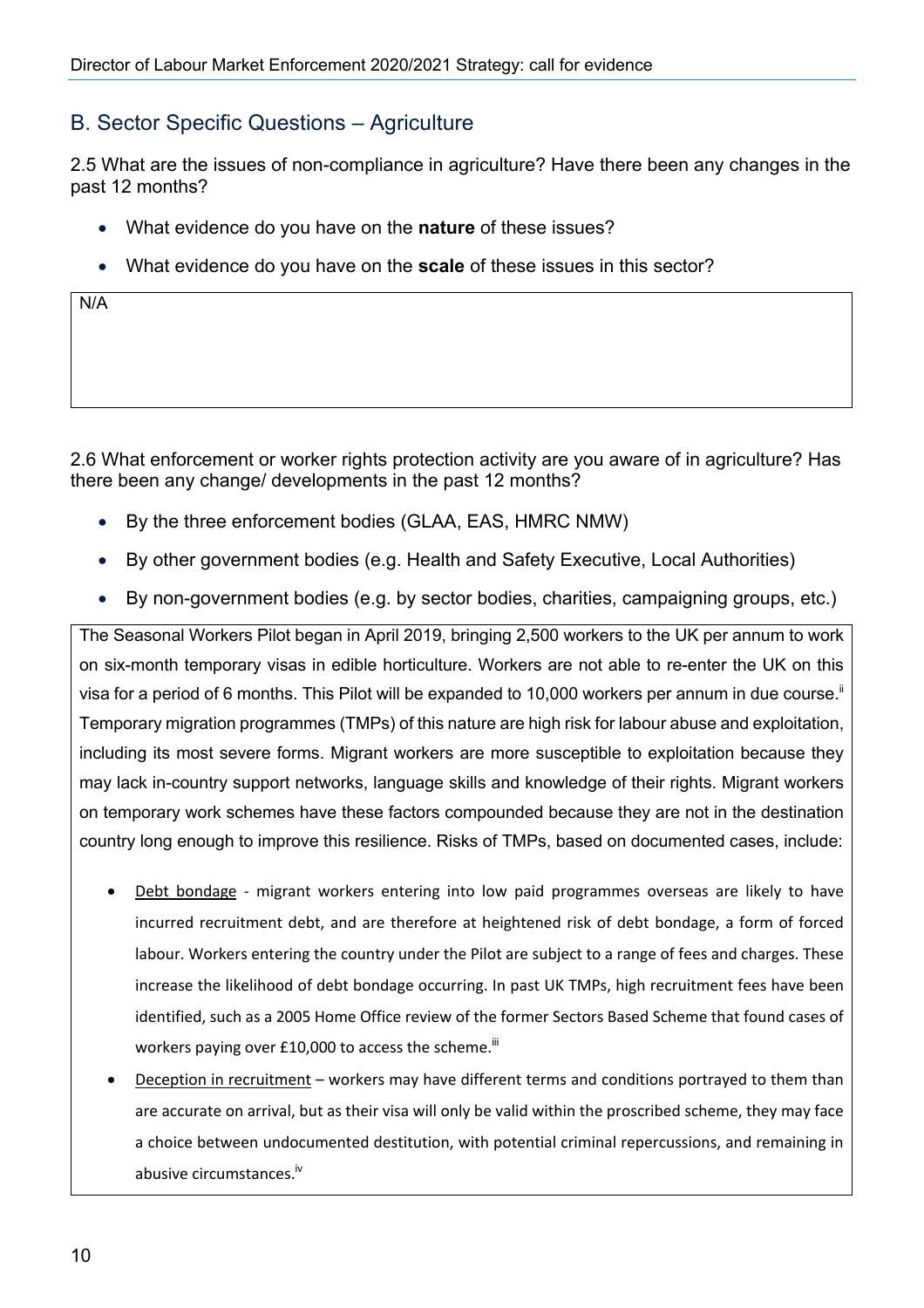## B. Sector Specific Questions – Agriculture

2.5 What are the issues of non-compliance in agriculture? Have there been any changes in the past 12 months?

- What evidence do you have on the **nature** of these issues?
- What evidence do you have on the **scale** of these issues in this sector?

N/A

2.6 What enforcement or worker rights protection activity are you aware of in agriculture? Has there been any change/ developments in the past 12 months?

- By the three enforcement bodies (GLAA, EAS, HMRC NMW)
- By other government bodies (e.g. Health and Safety Executive, Local Authorities)
- By non-government bodies (e.g. by sector bodies, charities, campaigning groups, etc.)

The Seasonal Workers Pilot began in April 2019, bringing 2,500 workers to the UK per annum to work on six-month temporary visas in edible horticulture. Workers are not able to re-enter the UK on this visa for a period of 6 months. This Pilot will be expanded to 10,000 workers per annum in due course.[ii] Temporary migration programmes (TMPs) of this nature are high risk for labour abuse and exploitation, including its most severe forms. Migrant workers are more susceptible to exploitation because they may lack in-country support networks, language skills and knowledge of their rights. Migrant workers on temporary work schemes have these factors compounded because they are not in the destination country long enough to improve this resilience. Risks of TMPs, based on documented cases, include:

- Debt bondage - migrant workers entering into low paid programmes overseas are likely to have incurred recruitment debt, and are therefore at heightened risk of debt bondage, a form of forced labour. Workers entering the country under the Pilot are subject to a range of fees and charges. These increase the likelihood of debt bondage occurring. In past UK TMPs, high recruitment fees have been identified, such as a 2005 Home Office review of the former Sectors Based Scheme that found cases of workers paying over £10,000 to access the scheme.[iii]
- Deception in recruitment – workers may have different terms and conditions portrayed to them than are accurate on arrival, but as their visa will only be valid within the proscribed scheme, they may face a choice between undocumented destitution, with potential criminal repercussions, and remaining in abusive circumstances.[iv]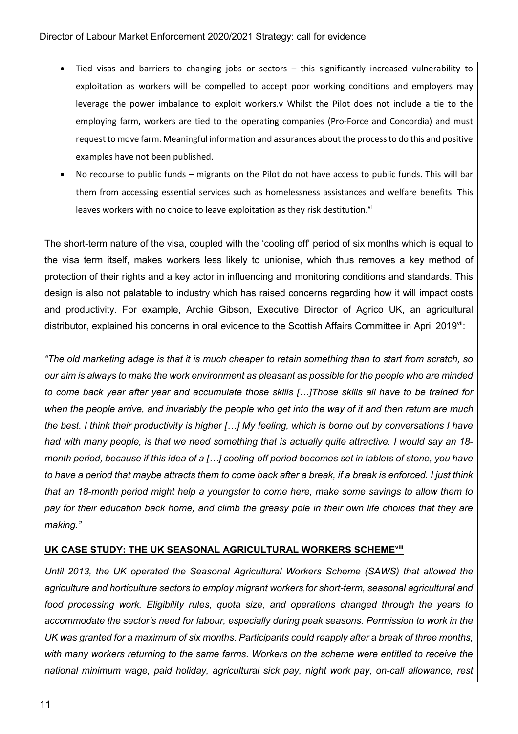- Tied visas and barriers to changing jobs or sectors – this significantly increased vulnerability to exploitation as workers will be compelled to accept poor working conditions and employers may leverage the power imbalance to exploit workers.v Whilst the Pilot does not include a tie to the employing farm, workers are tied to the operating companies (Pro-Force and Concordia) and must request to move farm. Meaningful information and assurances about the process to do this and positive examples have not been published.
- No recourse to public funds – migrants on the Pilot do not have access to public funds. This will bar them from accessing essential services such as homelessness assistances and welfare benefits. This leaves workers with no choice to leave exploitation as they risk destitution.[vi]

The short-term nature of the visa, coupled with the 'cooling off' period of six months which is equal to the visa term itself, makes workers less likely to unionise, which thus removes a key method of protection of their rights and a key actor in influencing and monitoring conditions and standards. This design is also not palatable to industry which has raised concerns regarding how it will impact costs and productivity. For example, Archie Gibson, Executive Director of Agrico UK, an agricultural distributor, explained his concerns in oral evidence to the Scottish Affairs Committee in April 2019[vii]:

*"The old marketing adage is that it is much cheaper to retain something than to start from scratch, so our aim is always to make the work environment as pleasant as possible for the people who are minded to come back year after year and accumulate those skills […]Those skills all have to be trained for when the people arrive, and invariably the people who get into the way of it and then return are much the best. I think their productivity is higher […] My feeling, which is borne out by conversations I have had with many people, is that we need something that is actually quite attractive. I would say an 18-month period, because if this idea of a […] cooling-off period becomes set in tablets of stone, you have to have a period that maybe attracts them to come back after a break, if a break is enforced. I just think that an 18-month period might help a youngster to come here, make some savings to allow them to pay for their education back home, and climb the greasy pole in their own life choices that they are making."*

**UK CASE STUDY: THE UK SEASONAL AGRICULTURAL WORKERS SCHEME[viii]**

*Until 2013, the UK operated the Seasonal Agricultural Workers Scheme (SAWS) that allowed the agriculture and horticulture sectors to employ migrant workers for short-term, seasonal agricultural and food processing work. Eligibility rules, quota size, and operations changed through the years to accommodate the sector's need for labour, especially during peak seasons. Permission to work in the UK was granted for a maximum of six months. Participants could reapply after a break of three months, with many workers returning to the same farms. Workers on the scheme were entitled to receive the national minimum wage, paid holiday, agricultural sick pay, night work pay, on-call allowance, rest*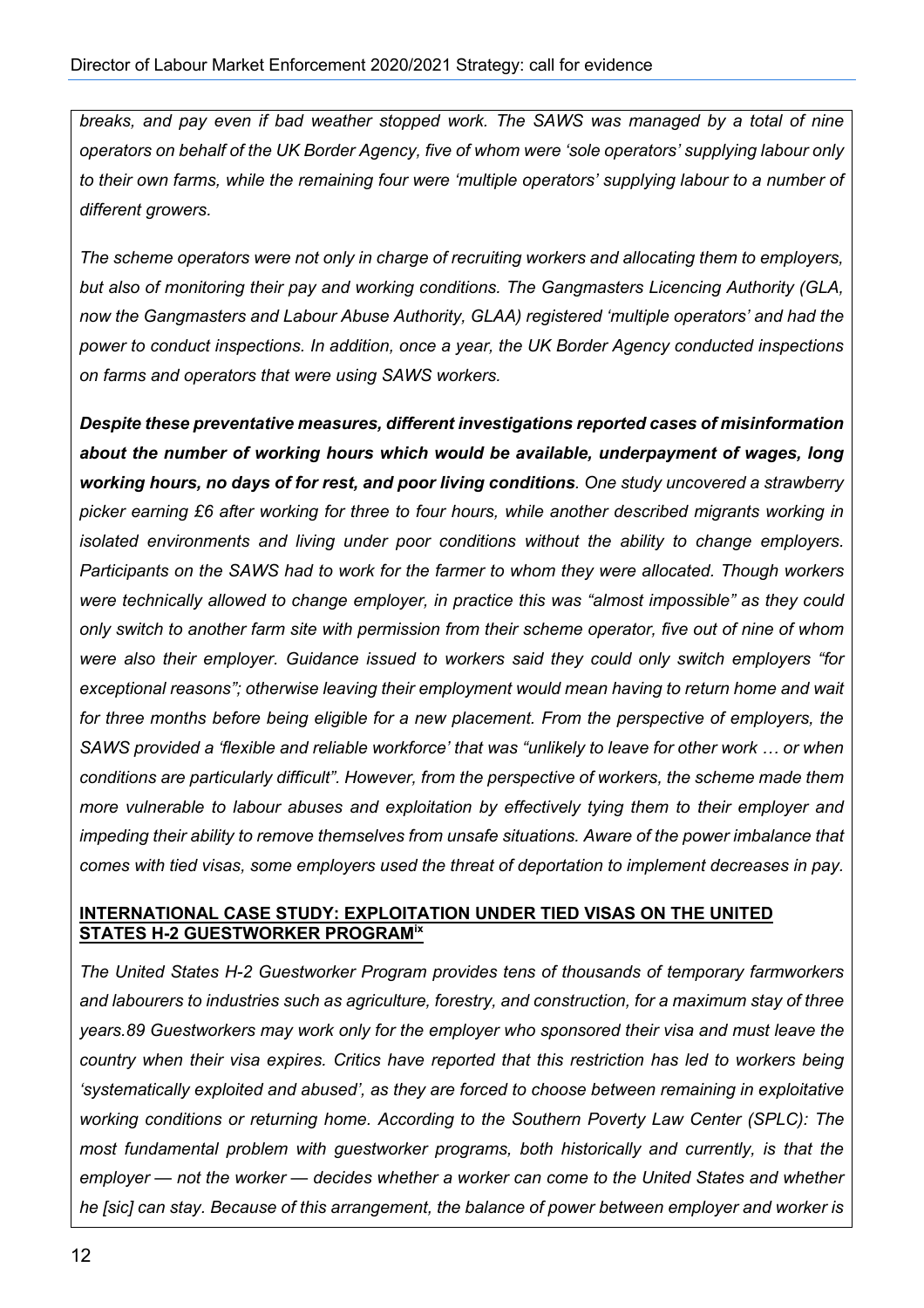*breaks, and pay even if bad weather stopped work. The SAWS was managed by a total of nine operators on behalf of the UK Border Agency, five of whom were 'sole operators' supplying labour only to their own farms, while the remaining four were 'multiple operators' supplying labour to a number of different growers.*

*The scheme operators were not only in charge of recruiting workers and allocating them to employers, but also of monitoring their pay and working conditions. The Gangmasters Licencing Authority (GLA, now the Gangmasters and Labour Abuse Authority, GLAA) registered 'multiple operators' and had the power to conduct inspections. In addition, once a year, the UK Border Agency conducted inspections on farms and operators that were using SAWS workers.*

***Despite these preventative measures, different investigations reported cases of misinformation about the number of working hours which would be available, underpayment of wages, long working hours, no days of for rest, and poor living conditions**. One study uncovered a strawberry picker earning £6 after working for three to four hours, while another described migrants working in isolated environments and living under poor conditions without the ability to change employers. Participants on the SAWS had to work for the farmer to whom they were allocated. Though workers were technically allowed to change employer, in practice this was "almost impossible" as they could only switch to another farm site with permission from their scheme operator, five out of nine of whom were also their employer. Guidance issued to workers said they could only switch employers "for exceptional reasons"; otherwise leaving their employment would mean having to return home and wait for three months before being eligible for a new placement. From the perspective of employers, the SAWS provided a 'flexible and reliable workforce' that was "unlikely to leave for other work … or when conditions are particularly difficult". However, from the perspective of workers, the scheme made them more vulnerable to labour abuses and exploitation by effectively tying them to their employer and impeding their ability to remove themselves from unsafe situations. Aware of the power imbalance that comes with tied visas, some employers used the threat of deportation to implement decreases in pay.*

**INTERNATIONAL CASE STUDY: EXPLOITATION UNDER TIED VISAS ON THE UNITED STATES H-2 GUESTWORKER PROGRAM[ix]**

*The United States H-2 Guestworker Program provides tens of thousands of temporary farmworkers and labourers to industries such as agriculture, forestry, and construction, for a maximum stay of three years.89 Guestworkers may work only for the employer who sponsored their visa and must leave the country when their visa expires. Critics have reported that this restriction has led to workers being 'systematically exploited and abused', as they are forced to choose between remaining in exploitative working conditions or returning home. According to the Southern Poverty Law Center (SPLC): The most fundamental problem with guestworker programs, both historically and currently, is that the employer — not the worker — decides whether a worker can come to the United States and whether he [sic] can stay. Because of this arrangement, the balance of power between employer and worker is*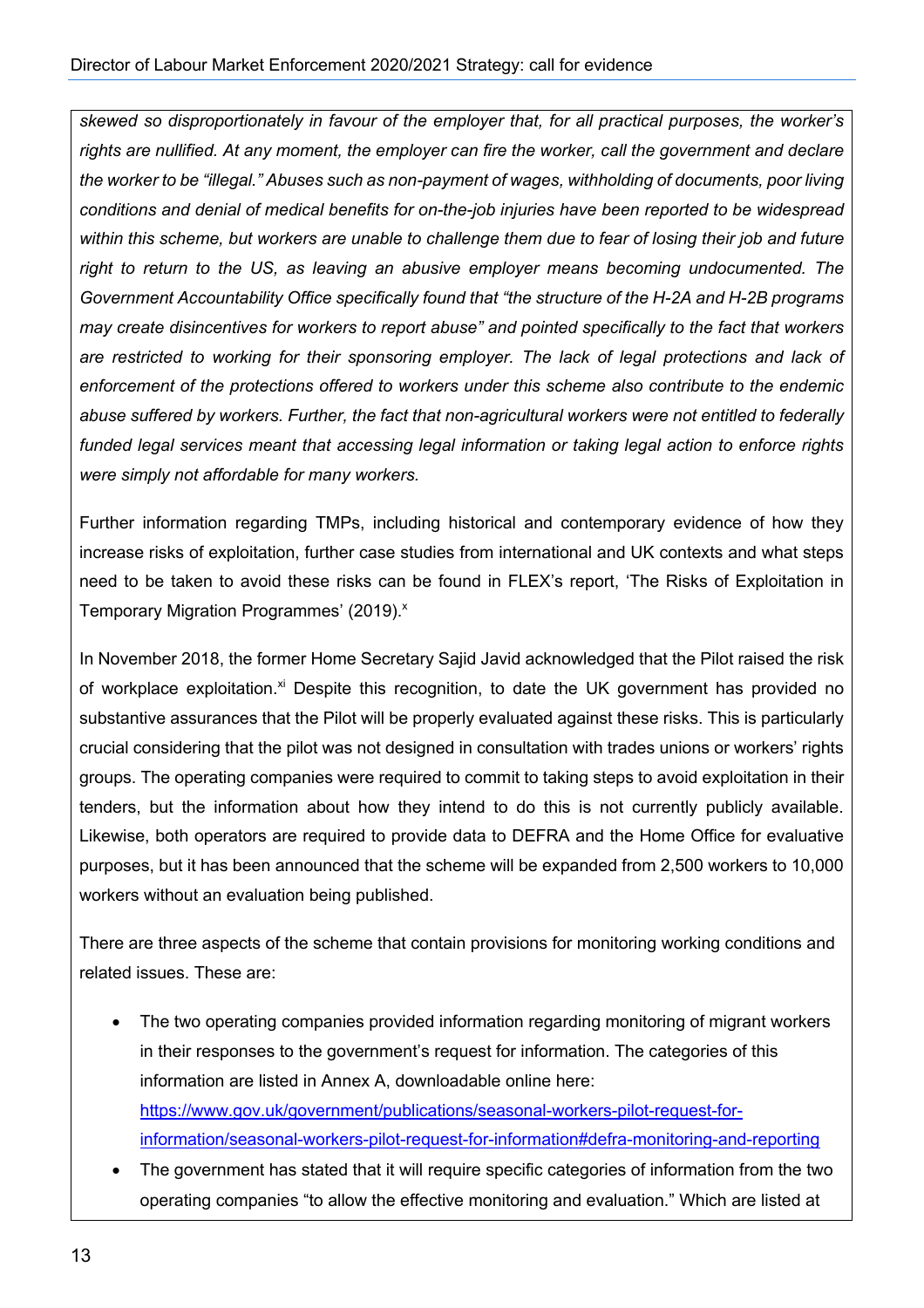*skewed so disproportionately in favour of the employer that, for all practical purposes, the worker's rights are nullified. At any moment, the employer can fire the worker, call the government and declare the worker to be "illegal." Abuses such as non-payment of wages, withholding of documents, poor living conditions and denial of medical benefits for on-the-job injuries have been reported to be widespread within this scheme, but workers are unable to challenge them due to fear of losing their job and future right to return to the US, as leaving an abusive employer means becoming undocumented. The Government Accountability Office specifically found that "the structure of the H-2A and H-2B programs may create disincentives for workers to report abuse" and pointed specifically to the fact that workers are restricted to working for their sponsoring employer. The lack of legal protections and lack of enforcement of the protections offered to workers under this scheme also contribute to the endemic abuse suffered by workers. Further, the fact that non-agricultural workers were not entitled to federally funded legal services meant that accessing legal information or taking legal action to enforce rights were simply not affordable for many workers.*

Further information regarding TMPs, including historical and contemporary evidence of how they increase risks of exploitation, further case studies from international and UK contexts and what steps need to be taken to avoid these risks can be found in FLEX's report, 'The Risks of Exploitation in Temporary Migration Programmes' (2019).[x]

In November 2018, the former Home Secretary Sajid Javid acknowledged that the Pilot raised the risk of workplace exploitation.[xi] Despite this recognition, to date the UK government has provided no substantive assurances that the Pilot will be properly evaluated against these risks. This is particularly crucial considering that the pilot was not designed in consultation with trades unions or workers' rights groups. The operating companies were required to commit to taking steps to avoid exploitation in their tenders, but the information about how they intend to do this is not currently publicly available. Likewise, both operators are required to provide data to DEFRA and the Home Office for evaluative purposes, but it has been announced that the scheme will be expanded from 2,500 workers to 10,000 workers without an evaluation being published.

There are three aspects of the scheme that contain provisions for monitoring working conditions and related issues. These are:

- The two operating companies provided information regarding monitoring of migrant workers in their responses to the government's request for information. The categories of this information are listed in Annex A, downloadable online here: [https://www.gov.uk/government/publications/seasonal-workers-pilot-request-for-information/seasonal-workers-pilot-request-for-information#defra-monitoring-and-reporting](https://www.gov.uk/government/publications/seasonal-workers-pilot-request-for-information/seasonal-workers-pilot-request-for-information#defra-monitoring-and-reporting)
- The government has stated that it will require specific categories of information from the two operating companies "to allow the effective monitoring and evaluation." Which are listed at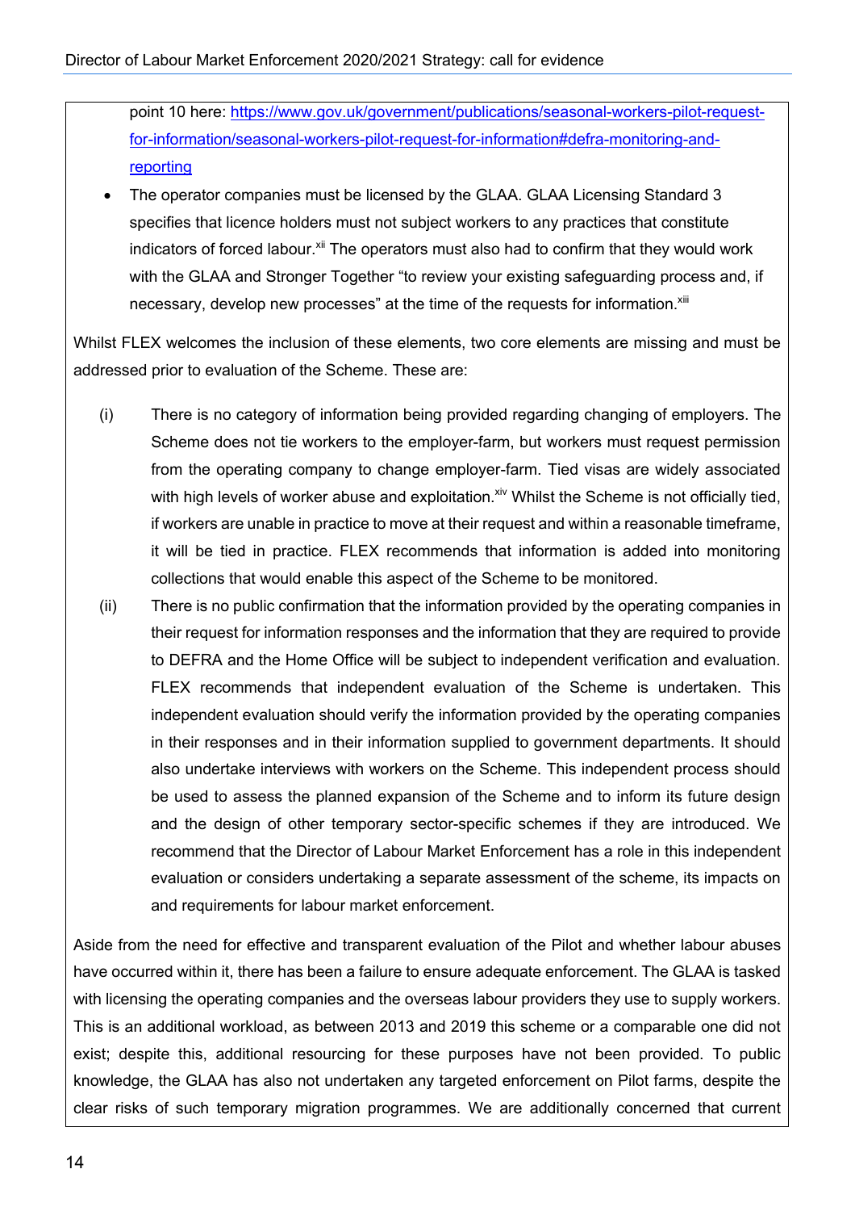point 10 here: https://www.gov.uk/government/publications/seasonal-workers-pilot-request-for-information/seasonal-workers-pilot-request-for-information#defra-monitoring-and-reporting

- The operator companies must be licensed by the GLAA. GLAA Licensing Standard 3 specifies that licence holders must not subject workers to any practices that constitute indicators of forced labour.[xii] The operators must also had to confirm that they would work with the GLAA and Stronger Together "to review your existing safeguarding process and, if necessary, develop new processes" at the time of the requests for information.[xiii]

Whilst FLEX welcomes the inclusion of these elements, two core elements are missing and must be addressed prior to evaluation of the Scheme. These are:

(i) There is no category of information being provided regarding changing of employers. The Scheme does not tie workers to the employer-farm, but workers must request permission from the operating company to change employer-farm. Tied visas are widely associated with high levels of worker abuse and exploitation.[xiv] Whilst the Scheme is not officially tied, if workers are unable in practice to move at their request and within a reasonable timeframe, it will be tied in practice. FLEX recommends that information is added into monitoring collections that would enable this aspect of the Scheme to be monitored.

(ii) There is no public confirmation that the information provided by the operating companies in their request for information responses and the information that they are required to provide to DEFRA and the Home Office will be subject to independent verification and evaluation. FLEX recommends that independent evaluation of the Scheme is undertaken. This independent evaluation should verify the information provided by the operating companies in their responses and in their information supplied to government departments. It should also undertake interviews with workers on the Scheme. This independent process should be used to assess the planned expansion of the Scheme and to inform its future design and the design of other temporary sector-specific schemes if they are introduced. We recommend that the Director of Labour Market Enforcement has a role in this independent evaluation or considers undertaking a separate assessment of the scheme, its impacts on and requirements for labour market enforcement.

Aside from the need for effective and transparent evaluation of the Pilot and whether labour abuses have occurred within it, there has been a failure to ensure adequate enforcement. The GLAA is tasked with licensing the operating companies and the overseas labour providers they use to supply workers. This is an additional workload, as between 2013 and 2019 this scheme or a comparable one did not exist; despite this, additional resourcing for these purposes have not been provided. To public knowledge, the GLAA has also not undertaken any targeted enforcement on Pilot farms, despite the clear risks of such temporary migration programmes. We are additionally concerned that current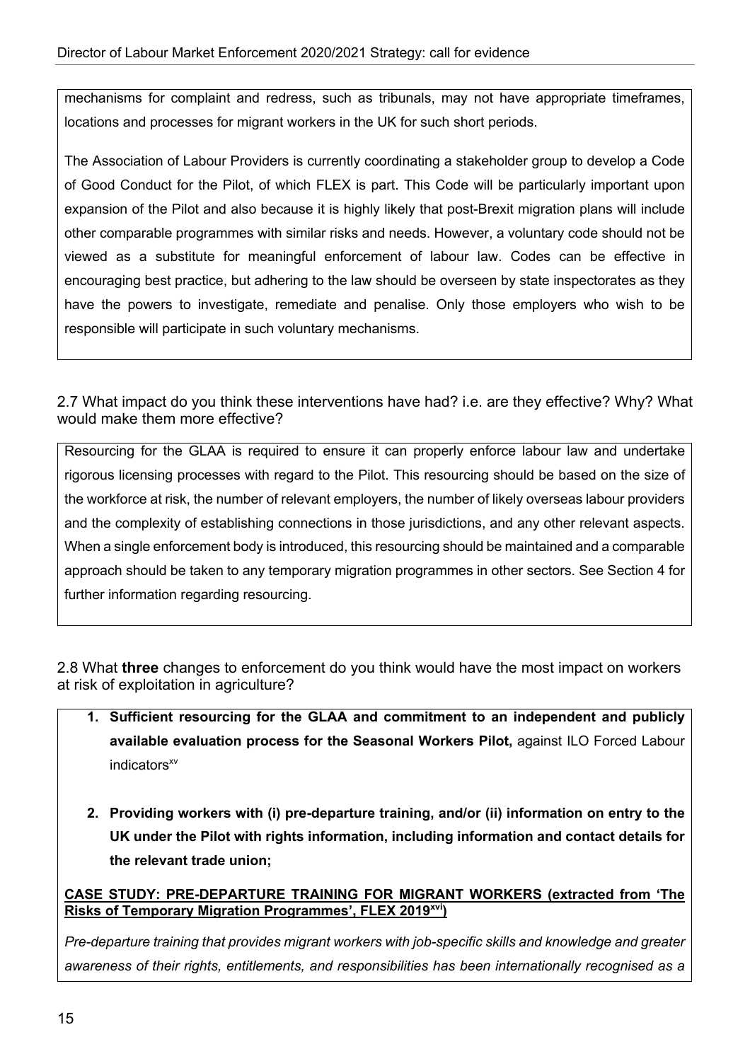mechanisms for complaint and redress, such as tribunals, may not have appropriate timeframes, locations and processes for migrant workers in the UK for such short periods.

The Association of Labour Providers is currently coordinating a stakeholder group to develop a Code of Good Conduct for the Pilot, of which FLEX is part. This Code will be particularly important upon expansion of the Pilot and also because it is highly likely that post-Brexit migration plans will include other comparable programmes with similar risks and needs. However, a voluntary code should not be viewed as a substitute for meaningful enforcement of labour law. Codes can be effective in encouraging best practice, but adhering to the law should be overseen by state inspectorates as they have the powers to investigate, remediate and penalise. Only those employers who wish to be responsible will participate in such voluntary mechanisms.

2.7 What impact do you think these interventions have had? i.e. are they effective? Why? What would make them more effective?

Resourcing for the GLAA is required to ensure it can properly enforce labour law and undertake rigorous licensing processes with regard to the Pilot. This resourcing should be based on the size of the workforce at risk, the number of relevant employers, the number of likely overseas labour providers and the complexity of establishing connections in those jurisdictions, and any other relevant aspects. When a single enforcement body is introduced, this resourcing should be maintained and a comparable approach should be taken to any temporary migration programmes in other sectors. See Section 4 for further information regarding resourcing.

2.8 What **three** changes to enforcement do you think would have the most impact on workers at risk of exploitation in agriculture?

1. **Sufficient resourcing for the GLAA and commitment to an independent and publicly available evaluation process for the Seasonal Workers Pilot,** against ILO Forced Labour indicators[xv]

2. **Providing workers with (i) pre-departure training, and/or (ii) information on entry to the UK under the Pilot with rights information, including information and contact details for the relevant trade union;**

**CASE STUDY: PRE-DEPARTURE TRAINING FOR MIGRANT WORKERS (extracted from 'The Risks of Temporary Migration Programmes', FLEX 2019[xvi])**

*Pre-departure training that provides migrant workers with job-specific skills and knowledge and greater awareness of their rights, entitlements, and responsibilities has been internationally recognised as a*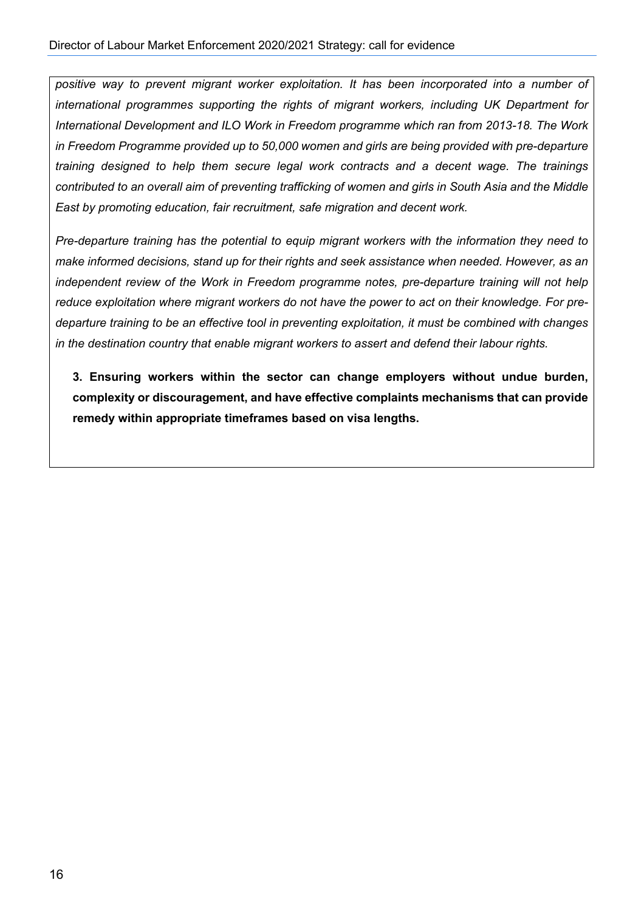*positive way to prevent migrant worker exploitation. It has been incorporated into a number of international programmes supporting the rights of migrant workers, including UK Department for International Development and ILO Work in Freedom programme which ran from 2013-18. The Work in Freedom Programme provided up to 50,000 women and girls are being provided with pre-departure training designed to help them secure legal work contracts and a decent wage. The trainings contributed to an overall aim of preventing trafficking of women and girls in South Asia and the Middle East by promoting education, fair recruitment, safe migration and decent work.*

*Pre-departure training has the potential to equip migrant workers with the information they need to make informed decisions, stand up for their rights and seek assistance when needed. However, as an independent review of the Work in Freedom programme notes, pre-departure training will not help reduce exploitation where migrant workers do not have the power to act on their knowledge. For pre-departure training to be an effective tool in preventing exploitation, it must be combined with changes in the destination country that enable migrant workers to assert and defend their labour rights.*

**3. Ensuring workers within the sector can change employers without undue burden, complexity or discouragement, and have effective complaints mechanisms that can provide remedy within appropriate timeframes based on visa lengths.**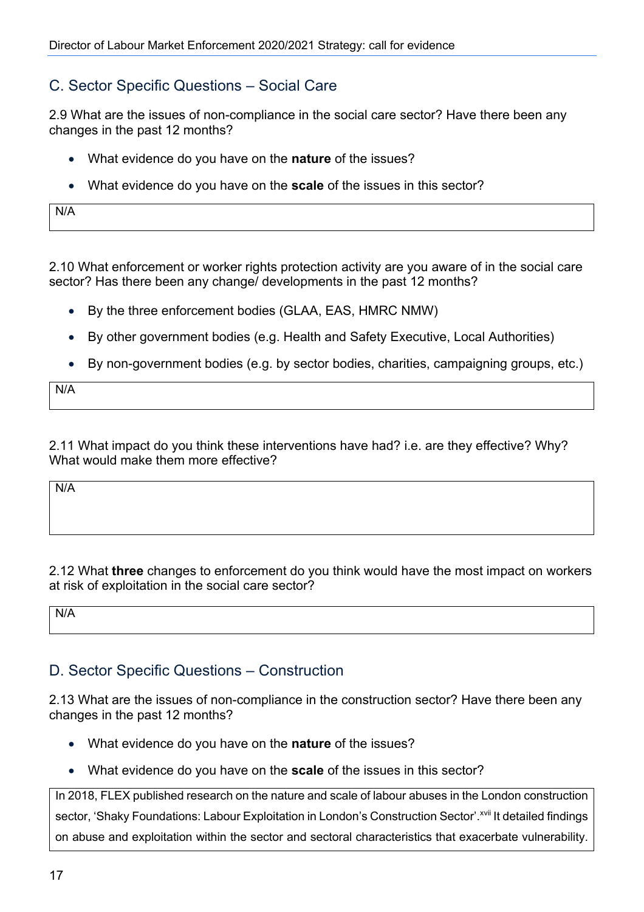## C. Sector Specific Questions – Social Care

2.9 What are the issues of non-compliance in the social care sector? Have there been any changes in the past 12 months?

- What evidence do you have on the **nature** of the issues?
- What evidence do you have on the **scale** of the issues in this sector?

N/A

2.10 What enforcement or worker rights protection activity are you aware of in the social care sector? Has there been any change/ developments in the past 12 months?

- By the three enforcement bodies (GLAA, EAS, HMRC NMW)
- By other government bodies (e.g. Health and Safety Executive, Local Authorities)
- By non-government bodies (e.g. by sector bodies, charities, campaigning groups, etc.)

N/A

2.11 What impact do you think these interventions have had? i.e. are they effective? Why? What would make them more effective?

N/A

2.12 What **three** changes to enforcement do you think would have the most impact on workers at risk of exploitation in the social care sector?

N/A

## D. Sector Specific Questions – Construction

2.13 What are the issues of non-compliance in the construction sector? Have there been any changes in the past 12 months?

- What evidence do you have on the **nature** of the issues?
- What evidence do you have on the **scale** of the issues in this sector?

In 2018, FLEX published research on the nature and scale of labour abuses in the London construction sector, 'Shaky Foundations: Labour Exploitation in London's Construction Sector'.[xvii] It detailed findings on abuse and exploitation within the sector and sectoral characteristics that exacerbate vulnerability.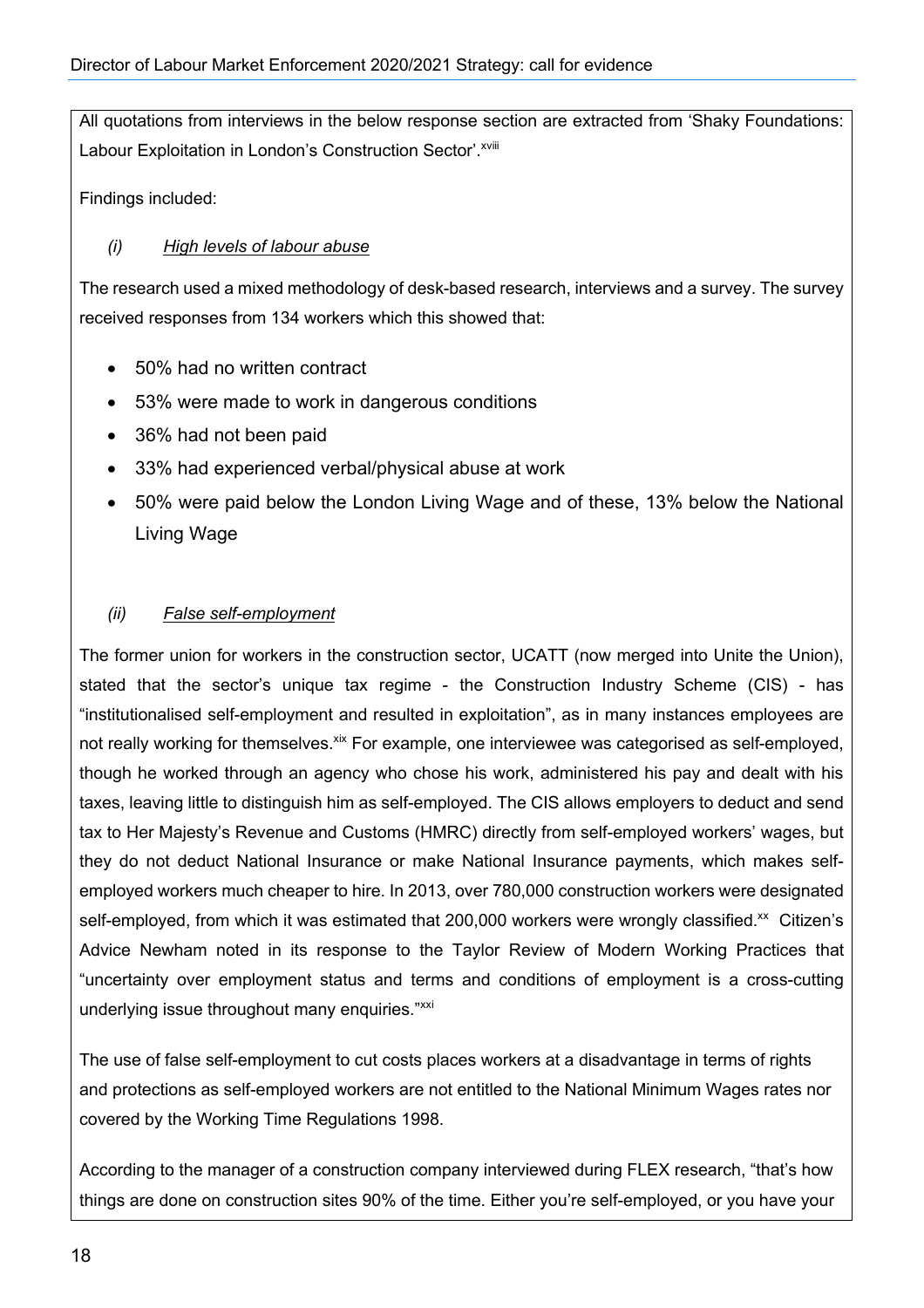All quotations from interviews in the below response section are extracted from 'Shaky Foundations: Labour Exploitation in London's Construction Sector'.[xviii]

Findings included:

*(i)* *High levels of labour abuse*

The research used a mixed methodology of desk-based research, interviews and a survey. The survey received responses from 134 workers which this showed that:

- 50% had no written contract
- 53% were made to work in dangerous conditions
- 36% had not been paid
- 33% had experienced verbal/physical abuse at work
- 50% were paid below the London Living Wage and of these, 13% below the National Living Wage

*(ii)* *False self-employment*

The former union for workers in the construction sector, UCATT (now merged into Unite the Union), stated that the sector's unique tax regime - the Construction Industry Scheme (CIS) - has "institutionalised self-employment and resulted in exploitation", as in many instances employees are not really working for themselves.[xix] For example, one interviewee was categorised as self-employed, though he worked through an agency who chose his work, administered his pay and dealt with his taxes, leaving little to distinguish him as self-employed. The CIS allows employers to deduct and send tax to Her Majesty's Revenue and Customs (HMRC) directly from self-employed workers' wages, but they do not deduct National Insurance or make National Insurance payments, which makes self-employed workers much cheaper to hire. In 2013, over 780,000 construction workers were designated self-employed, from which it was estimated that 200,000 workers were wrongly classified.[xx] Citizen's Advice Newham noted in its response to the Taylor Review of Modern Working Practices that "uncertainty over employment status and terms and conditions of employment is a cross-cutting underlying issue throughout many enquiries."[xxi]

The use of false self-employment to cut costs places workers at a disadvantage in terms of rights and protections as self-employed workers are not entitled to the National Minimum Wages rates nor covered by the Working Time Regulations 1998.

According to the manager of a construction company interviewed during FLEX research, "that's how things are done on construction sites 90% of the time. Either you're self-employed, or you have your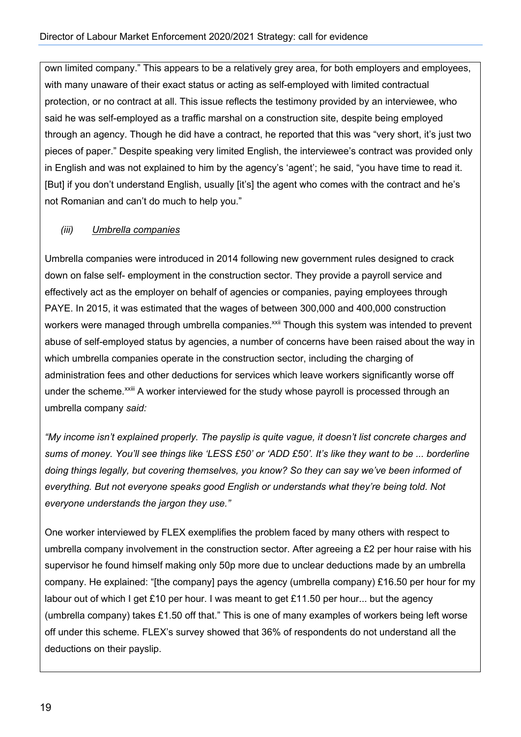own limited company." This appears to be a relatively grey area, for both employers and employees, with many unaware of their exact status or acting as self-employed with limited contractual protection, or no contract at all. This issue reflects the testimony provided by an interviewee, who said he was self-employed as a traffic marshal on a construction site, despite being employed through an agency. Though he did have a contract, he reported that this was "very short, it's just two pieces of paper." Despite speaking very limited English, the interviewee's contract was provided only in English and was not explained to him by the agency's 'agent'; he said, "you have time to read it. [But] if you don't understand English, usually [it's] the agent who comes with the contract and he's not Romanian and can't do much to help you."

*(iii)* *Umbrella companies*

Umbrella companies were introduced in 2014 following new government rules designed to crack down on false self- employment in the construction sector. They provide a payroll service and effectively act as the employer on behalf of agencies or companies, paying employees through PAYE. In 2015, it was estimated that the wages of between 300,000 and 400,000 construction workers were managed through umbrella companies.[xxii] Though this system was intended to prevent abuse of self-employed status by agencies, a number of concerns have been raised about the way in which umbrella companies operate in the construction sector, including the charging of administration fees and other deductions for services which leave workers significantly worse off under the scheme.[xxiii] A worker interviewed for the study whose payroll is processed through an umbrella company *said:*

*"My income isn't explained properly. The payslip is quite vague, it doesn't list concrete charges and sums of money. You'll see things like 'LESS £50' or 'ADD £50'. It's like they want to be ... borderline doing things legally, but covering themselves, you know? So they can say we've been informed of everything. But not everyone speaks good English or understands what they're being told. Not everyone understands the jargon they use."*

One worker interviewed by FLEX exemplifies the problem faced by many others with respect to umbrella company involvement in the construction sector. After agreeing a £2 per hour raise with his supervisor he found himself making only 50p more due to unclear deductions made by an umbrella company. He explained: "[the company] pays the agency (umbrella company) £16.50 per hour for my labour out of which I get £10 per hour. I was meant to get £11.50 per hour... but the agency (umbrella company) takes £1.50 off that." This is one of many examples of workers being left worse off under this scheme. FLEX's survey showed that 36% of respondents do not understand all the deductions on their payslip.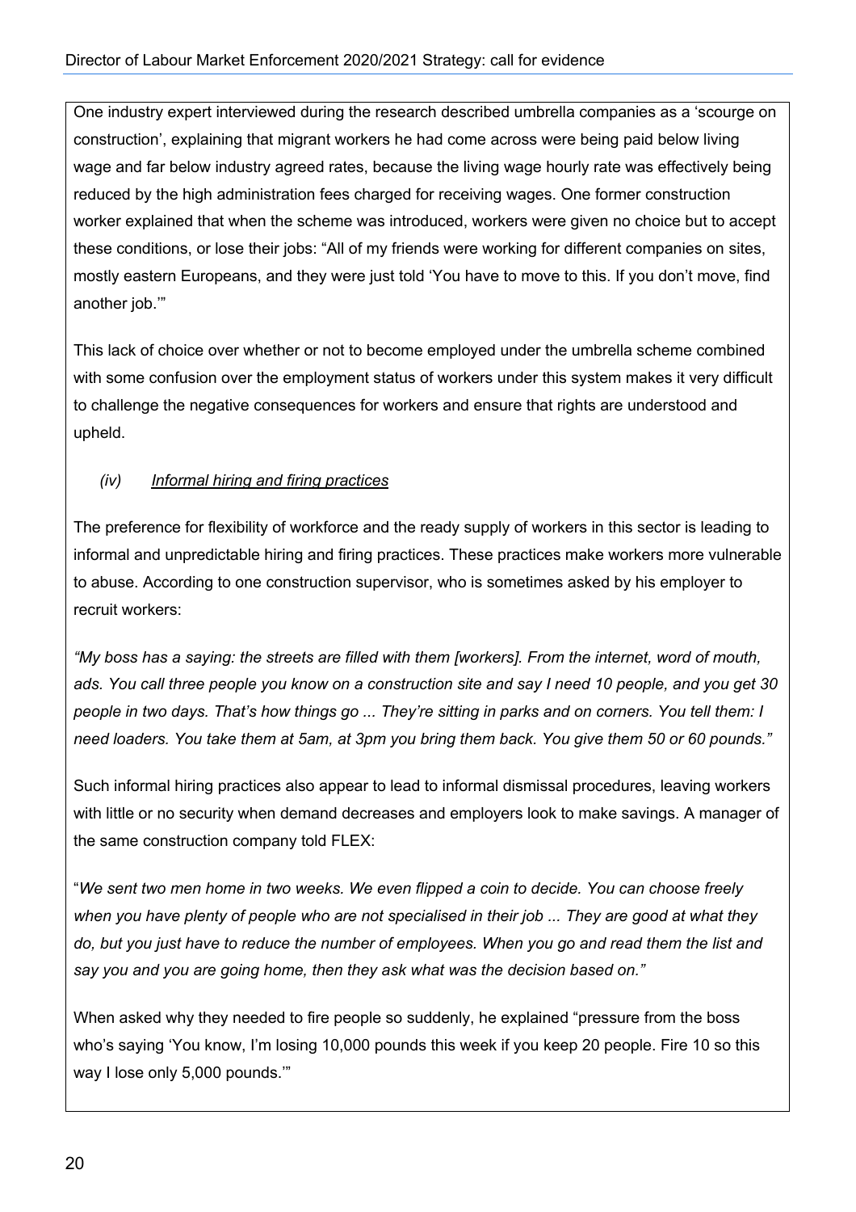One industry expert interviewed during the research described umbrella companies as a 'scourge on construction', explaining that migrant workers he had come across were being paid below living wage and far below industry agreed rates, because the living wage hourly rate was effectively being reduced by the high administration fees charged for receiving wages. One former construction worker explained that when the scheme was introduced, workers were given no choice but to accept these conditions, or lose their jobs: "All of my friends were working for different companies on sites, mostly eastern Europeans, and they were just told 'You have to move to this. If you don't move, find another job.'"

This lack of choice over whether or not to become employed under the umbrella scheme combined with some confusion over the employment status of workers under this system makes it very difficult to challenge the negative consequences for workers and ensure that rights are understood and upheld.

*(iv) <u>Informal hiring and firing practices</u>*

The preference for flexibility of workforce and the ready supply of workers in this sector is leading to informal and unpredictable hiring and firing practices. These practices make workers more vulnerable to abuse. According to one construction supervisor, who is sometimes asked by his employer to recruit workers:

*"My boss has a saying: the streets are filled with them [workers]. From the internet, word of mouth, ads. You call three people you know on a construction site and say I need 10 people, and you get 30 people in two days. That's how things go ... They're sitting in parks and on corners. You tell them: I need loaders. You take them at 5am, at 3pm you bring them back. You give them 50 or 60 pounds."*

Such informal hiring practices also appear to lead to informal dismissal procedures, leaving workers with little or no security when demand decreases and employers look to make savings. A manager of the same construction company told FLEX:

"*We sent two men home in two weeks. We even flipped a coin to decide. You can choose freely when you have plenty of people who are not specialised in their job ... They are good at what they do, but you just have to reduce the number of employees. When you go and read them the list and say you and you are going home, then they ask what was the decision based on."*

When asked why they needed to fire people so suddenly, he explained "pressure from the boss who's saying 'You know, I'm losing 10,000 pounds this week if you keep 20 people. Fire 10 so this way I lose only 5,000 pounds.'"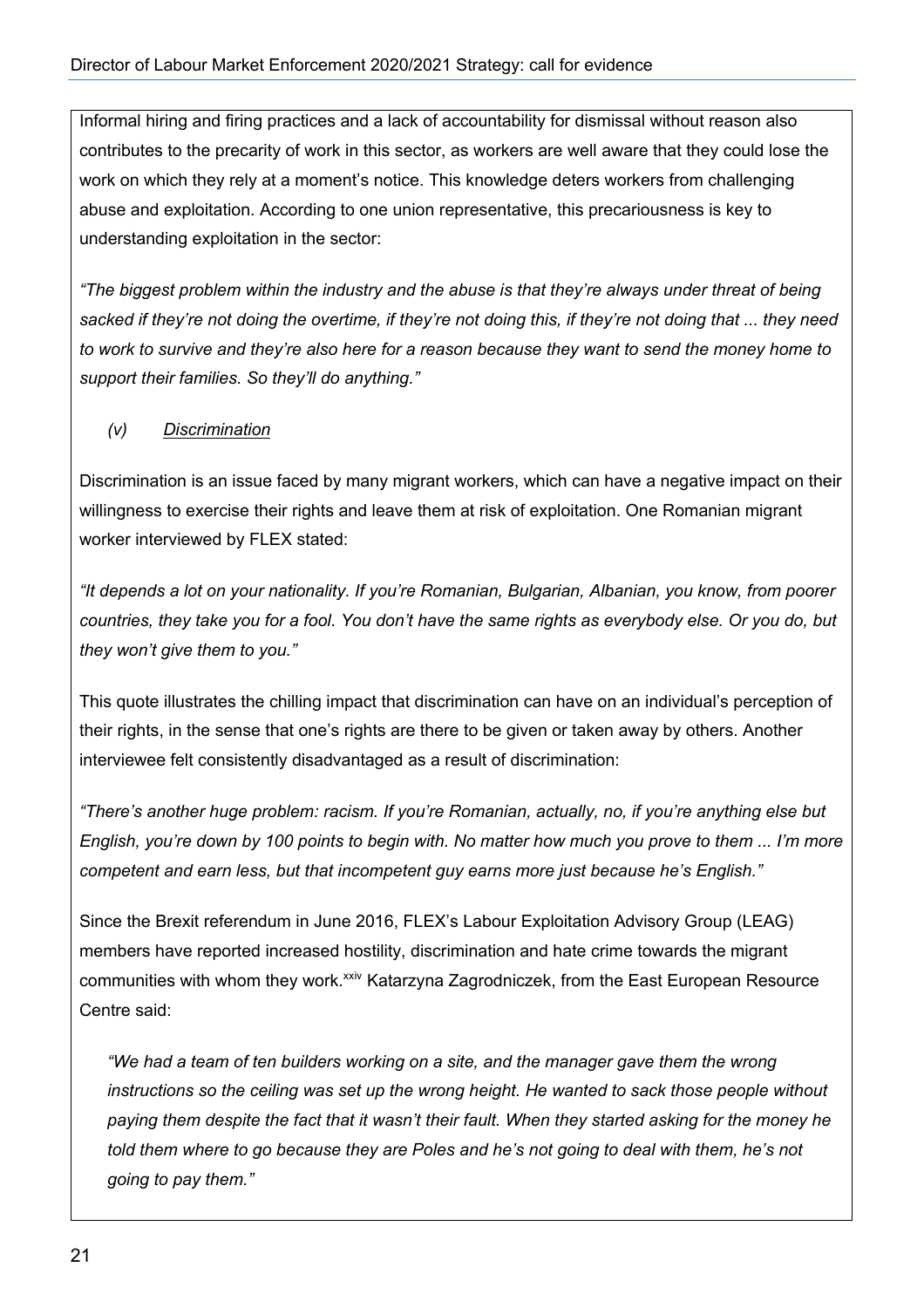Informal hiring and firing practices and a lack of accountability for dismissal without reason also contributes to the precarity of work in this sector, as workers are well aware that they could lose the work on which they rely at a moment's notice. This knowledge deters workers from challenging abuse and exploitation. According to one union representative, this precariousness is key to understanding exploitation in the sector:

*"The biggest problem within the industry and the abuse is that they're always under threat of being sacked if they're not doing the overtime, if they're not doing this, if they're not doing that ... they need to work to survive and they're also here for a reason because they want to send the money home to support their families. So they'll do anything."*

*(v) Discrimination*

Discrimination is an issue faced by many migrant workers, which can have a negative impact on their willingness to exercise their rights and leave them at risk of exploitation. One Romanian migrant worker interviewed by FLEX stated:

*"It depends a lot on your nationality. If you're Romanian, Bulgarian, Albanian, you know, from poorer countries, they take you for a fool. You don't have the same rights as everybody else. Or you do, but they won't give them to you."*

This quote illustrates the chilling impact that discrimination can have on an individual's perception of their rights, in the sense that one's rights are there to be given or taken away by others. Another interviewee felt consistently disadvantaged as a result of discrimination:

*"There's another huge problem: racism. If you're Romanian, actually, no, if you're anything else but English, you're down by 100 points to begin with. No matter how much you prove to them ... I'm more competent and earn less, but that incompetent guy earns more just because he's English."*

Since the Brexit referendum in June 2016, FLEX's Labour Exploitation Advisory Group (LEAG) members have reported increased hostility, discrimination and hate crime towards the migrant communities with whom they work.[xxiv] Katarzyna Zagrodniczek, from the East European Resource Centre said:

> *"We had a team of ten builders working on a site, and the manager gave them the wrong instructions so the ceiling was set up the wrong height. He wanted to sack those people without paying them despite the fact that it wasn't their fault. When they started asking for the money he told them where to go because they are Poles and he's not going to deal with them, he's not going to pay them."*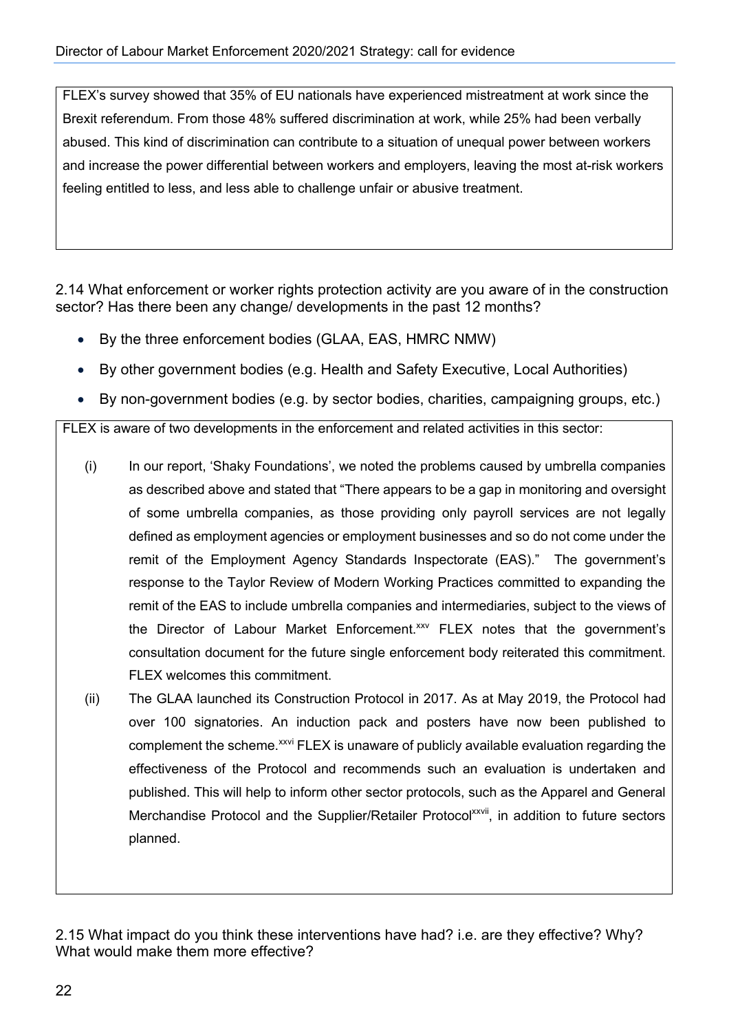FLEX's survey showed that 35% of EU nationals have experienced mistreatment at work since the Brexit referendum. From those 48% suffered discrimination at work, while 25% had been verbally abused. This kind of discrimination can contribute to a situation of unequal power between workers and increase the power differential between workers and employers, leaving the most at-risk workers feeling entitled to less, and less able to challenge unfair or abusive treatment.

2.14 What enforcement or worker rights protection activity are you aware of in the construction sector? Has there been any change/ developments in the past 12 months?

- By the three enforcement bodies (GLAA, EAS, HMRC NMW)
- By other government bodies (e.g. Health and Safety Executive, Local Authorities)
- By non-government bodies (e.g. by sector bodies, charities, campaigning groups, etc.)

FLEX is aware of two developments in the enforcement and related activities in this sector:

(i) In our report, 'Shaky Foundations', we noted the problems caused by umbrella companies as described above and stated that "There appears to be a gap in monitoring and oversight of some umbrella companies, as those providing only payroll services are not legally defined as employment agencies or employment businesses and so do not come under the remit of the Employment Agency Standards Inspectorate (EAS)." The government's response to the Taylor Review of Modern Working Practices committed to expanding the remit of the EAS to include umbrella companies and intermediaries, subject to the views of the Director of Labour Market Enforcement.[xxv] FLEX notes that the government's consultation document for the future single enforcement body reiterated this commitment. FLEX welcomes this commitment.

(ii) The GLAA launched its Construction Protocol in 2017. As at May 2019, the Protocol had over 100 signatories. An induction pack and posters have now been published to complement the scheme.[xxvi] FLEX is unaware of publicly available evaluation regarding the effectiveness of the Protocol and recommends such an evaluation is undertaken and published. This will help to inform other sector protocols, such as the Apparel and General Merchandise Protocol and the Supplier/Retailer Protocol[xxvii], in addition to future sectors planned.

2.15 What impact do you think these interventions have had? i.e. are they effective? Why? What would make them more effective?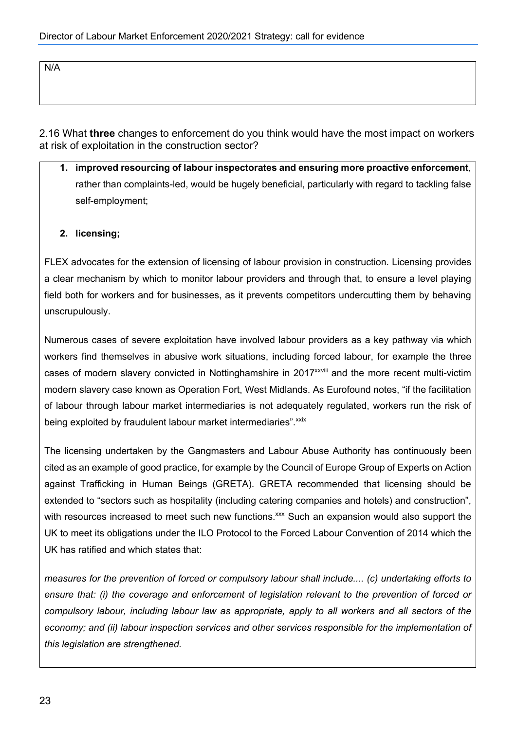N/A

2.16 What **three** changes to enforcement do you think would have the most impact on workers at risk of exploitation in the construction sector?

1. **improved resourcing of labour inspectorates and ensuring more proactive enforcement**, rather than complaints-led, would be hugely beneficial, particularly with regard to tackling false self-employment;

2. **licensing;**

FLEX advocates for the extension of licensing of labour provision in construction. Licensing provides a clear mechanism by which to monitor labour providers and through that, to ensure a level playing field both for workers and for businesses, as it prevents competitors undercutting them by behaving unscrupulously.

Numerous cases of severe exploitation have involved labour providers as a key pathway via which workers find themselves in abusive work situations, including forced labour, for example the three cases of modern slavery convicted in Nottinghamshire in 2017[xxviii] and the more recent multi-victim modern slavery case known as Operation Fort, West Midlands. As Eurofound notes, "if the facilitation of labour through labour market intermediaries is not adequately regulated, workers run the risk of being exploited by fraudulent labour market intermediaries".[xxix]

The licensing undertaken by the Gangmasters and Labour Abuse Authority has continuously been cited as an example of good practice, for example by the Council of Europe Group of Experts on Action against Trafficking in Human Beings (GRETA). GRETA recommended that licensing should be extended to "sectors such as hospitality (including catering companies and hotels) and construction", with resources increased to meet such new functions.[xxx] Such an expansion would also support the UK to meet its obligations under the ILO Protocol to the Forced Labour Convention of 2014 which the UK has ratified and which states that:

*measures for the prevention of forced or compulsory labour shall include.... (c) undertaking efforts to ensure that: (i) the coverage and enforcement of legislation relevant to the prevention of forced or compulsory labour, including labour law as appropriate, apply to all workers and all sectors of the economy; and (ii) labour inspection services and other services responsible for the implementation of this legislation are strengthened.*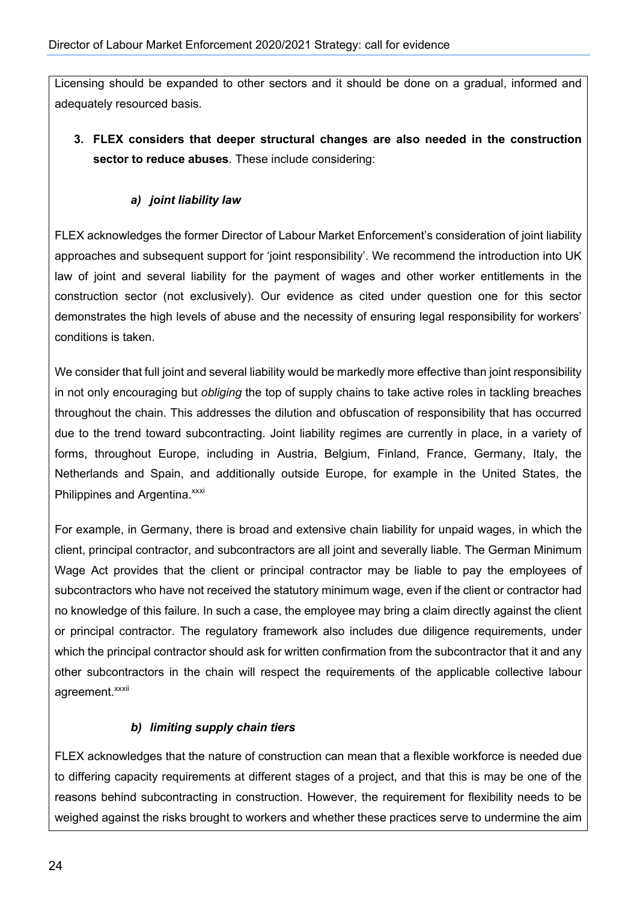Licensing should be expanded to other sectors and it should be done on a gradual, informed and adequately resourced basis.

3. **FLEX considers that deeper structural changes are also needed in the construction sector to reduce abuses**. These include considering:

   ***a) joint liability law***

FLEX acknowledges the former Director of Labour Market Enforcement's consideration of joint liability approaches and subsequent support for 'joint responsibility'. We recommend the introduction into UK law of joint and several liability for the payment of wages and other worker entitlements in the construction sector (not exclusively). Our evidence as cited under question one for this sector demonstrates the high levels of abuse and the necessity of ensuring legal responsibility for workers' conditions is taken.

We consider that full joint and several liability would be markedly more effective than joint responsibility in not only encouraging but *obliging* the top of supply chains to take active roles in tackling breaches throughout the chain. This addresses the dilution and obfuscation of responsibility that has occurred due to the trend toward subcontracting. Joint liability regimes are currently in place, in a variety of forms, throughout Europe, including in Austria, Belgium, Finland, France, Germany, Italy, the Netherlands and Spain, and additionally outside Europe, for example in the United States, the Philippines and Argentina.[xxxi]

For example, in Germany, there is broad and extensive chain liability for unpaid wages, in which the client, principal contractor, and subcontractors are all joint and severally liable. The German Minimum Wage Act provides that the client or principal contractor may be liable to pay the employees of subcontractors who have not received the statutory minimum wage, even if the client or contractor had no knowledge of this failure. In such a case, the employee may bring a claim directly against the client or principal contractor. The regulatory framework also includes due diligence requirements, under which the principal contractor should ask for written confirmation from the subcontractor that it and any other subcontractors in the chain will respect the requirements of the applicable collective labour agreement.[xxxii]

   ***b) limiting supply chain tiers***

FLEX acknowledges that the nature of construction can mean that a flexible workforce is needed due to differing capacity requirements at different stages of a project, and that this is may be one of the reasons behind subcontracting in construction. However, the requirement for flexibility needs to be weighed against the risks brought to workers and whether these practices serve to undermine the aim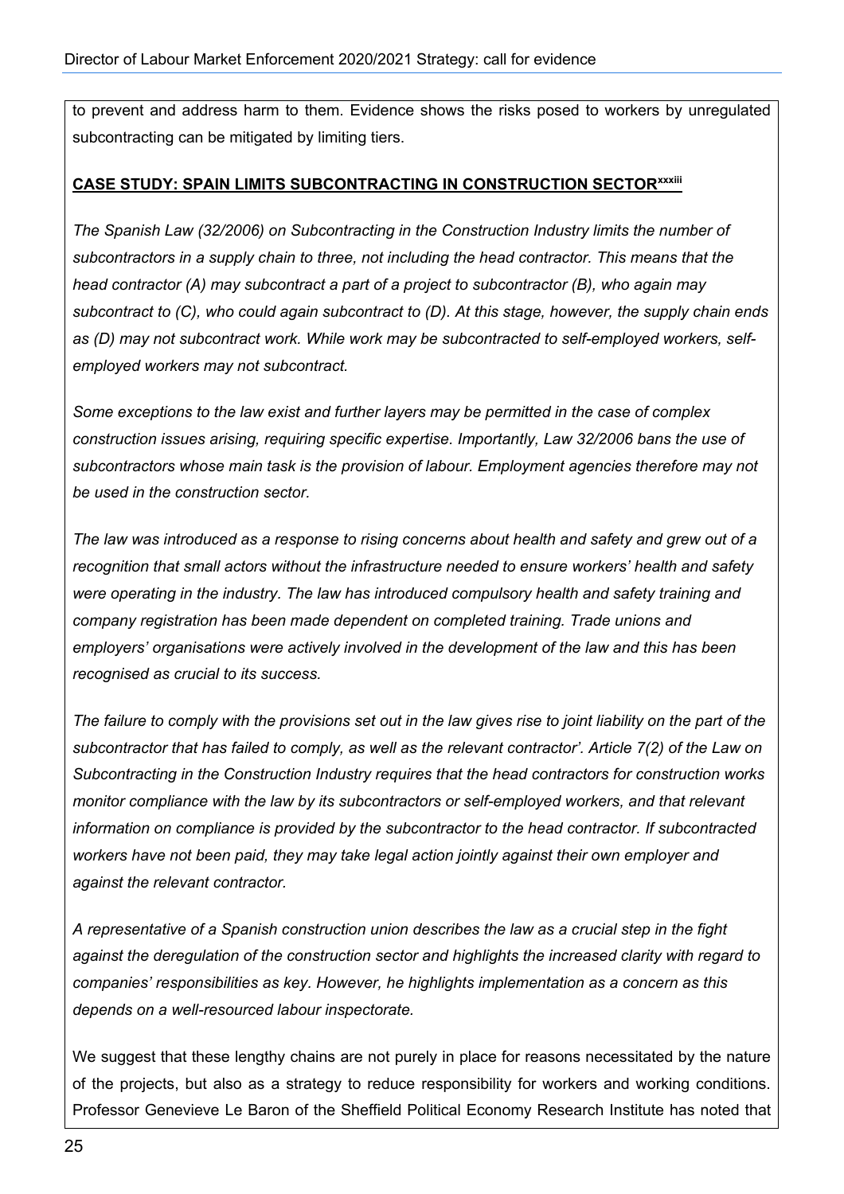to prevent and address harm to them. Evidence shows the risks posed to workers by unregulated subcontracting can be mitigated by limiting tiers.

**CASE STUDY: SPAIN LIMITS SUBCONTRACTING IN CONSTRUCTION SECTOR**[xxxiii]

*The Spanish Law (32/2006) on Subcontracting in the Construction Industry limits the number of subcontractors in a supply chain to three, not including the head contractor. This means that the head contractor (A) may subcontract a part of a project to subcontractor (B), who again may subcontract to (C), who could again subcontract to (D). At this stage, however, the supply chain ends as (D) may not subcontract work. While work may be subcontracted to self-employed workers, self-employed workers may not subcontract.*

*Some exceptions to the law exist and further layers may be permitted in the case of complex construction issues arising, requiring specific expertise. Importantly, Law 32/2006 bans the use of subcontractors whose main task is the provision of labour. Employment agencies therefore may not be used in the construction sector.*

*The law was introduced as a response to rising concerns about health and safety and grew out of a recognition that small actors without the infrastructure needed to ensure workers' health and safety were operating in the industry. The law has introduced compulsory health and safety training and company registration has been made dependent on completed training. Trade unions and employers' organisations were actively involved in the development of the law and this has been recognised as crucial to its success.*

*The failure to comply with the provisions set out in the law gives rise to joint liability on the part of the subcontractor that has failed to comply, as well as the relevant contractor'. Article 7(2) of the Law on Subcontracting in the Construction Industry requires that the head contractors for construction works monitor compliance with the law by its subcontractors or self-employed workers, and that relevant information on compliance is provided by the subcontractor to the head contractor. If subcontracted workers have not been paid, they may take legal action jointly against their own employer and against the relevant contractor.*

*A representative of a Spanish construction union describes the law as a crucial step in the fight against the deregulation of the construction sector and highlights the increased clarity with regard to companies' responsibilities as key. However, he highlights implementation as a concern as this depends on a well-resourced labour inspectorate.*

We suggest that these lengthy chains are not purely in place for reasons necessitated by the nature of the projects, but also as a strategy to reduce responsibility for workers and working conditions. Professor Genevieve Le Baron of the Sheffield Political Economy Research Institute has noted that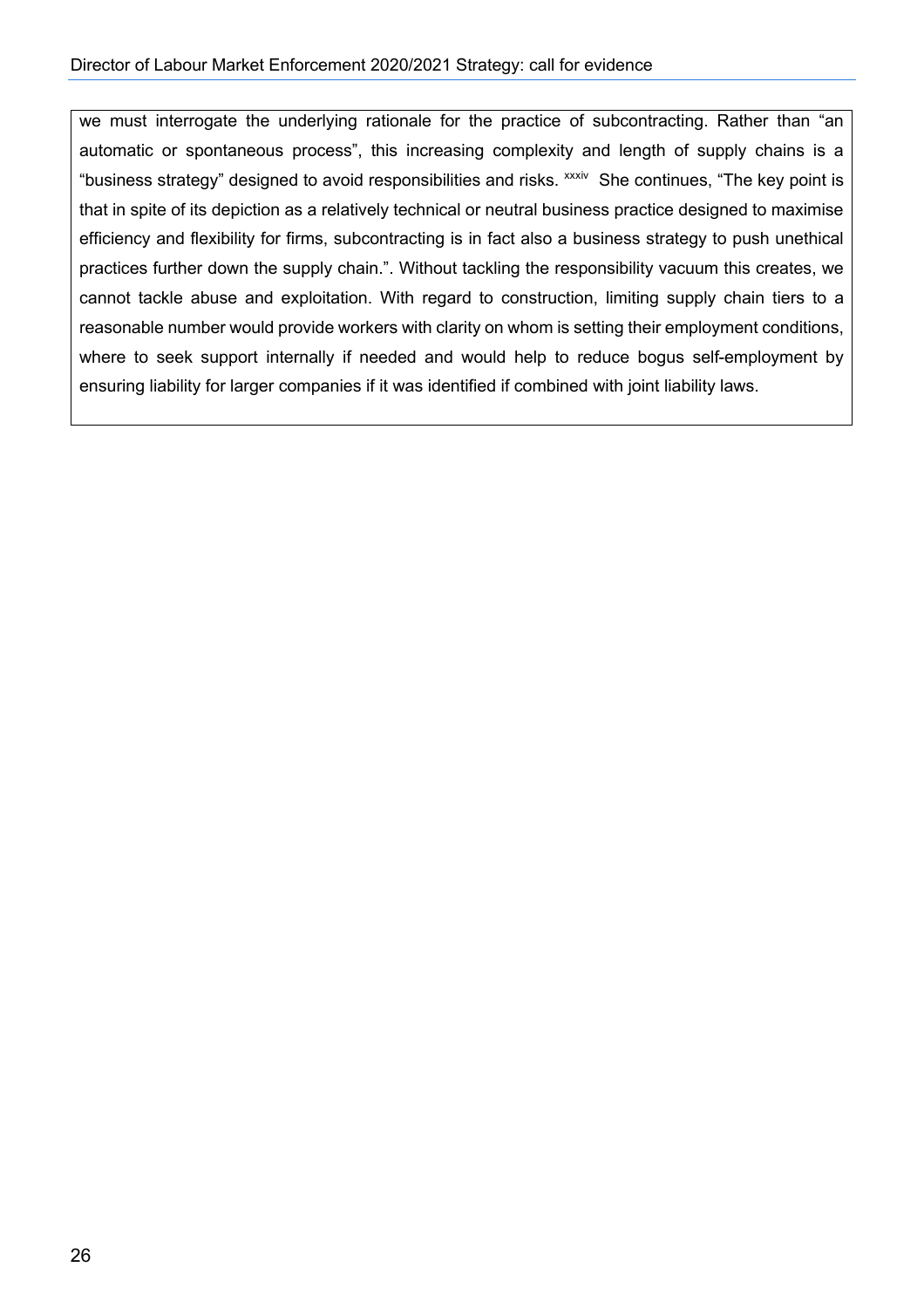we must interrogate the underlying rationale for the practice of subcontracting. Rather than "an automatic or spontaneous process", this increasing complexity and length of supply chains is a "business strategy" designed to avoid responsibilities and risks. [xxxiv] She continues, "The key point is that in spite of its depiction as a relatively technical or neutral business practice designed to maximise efficiency and flexibility for firms, subcontracting is in fact also a business strategy to push unethical practices further down the supply chain.". Without tackling the responsibility vacuum this creates, we cannot tackle abuse and exploitation. With regard to construction, limiting supply chain tiers to a reasonable number would provide workers with clarity on whom is setting their employment conditions, where to seek support internally if needed and would help to reduce bogus self-employment by ensuring liability for larger companies if it was identified if combined with joint liability laws.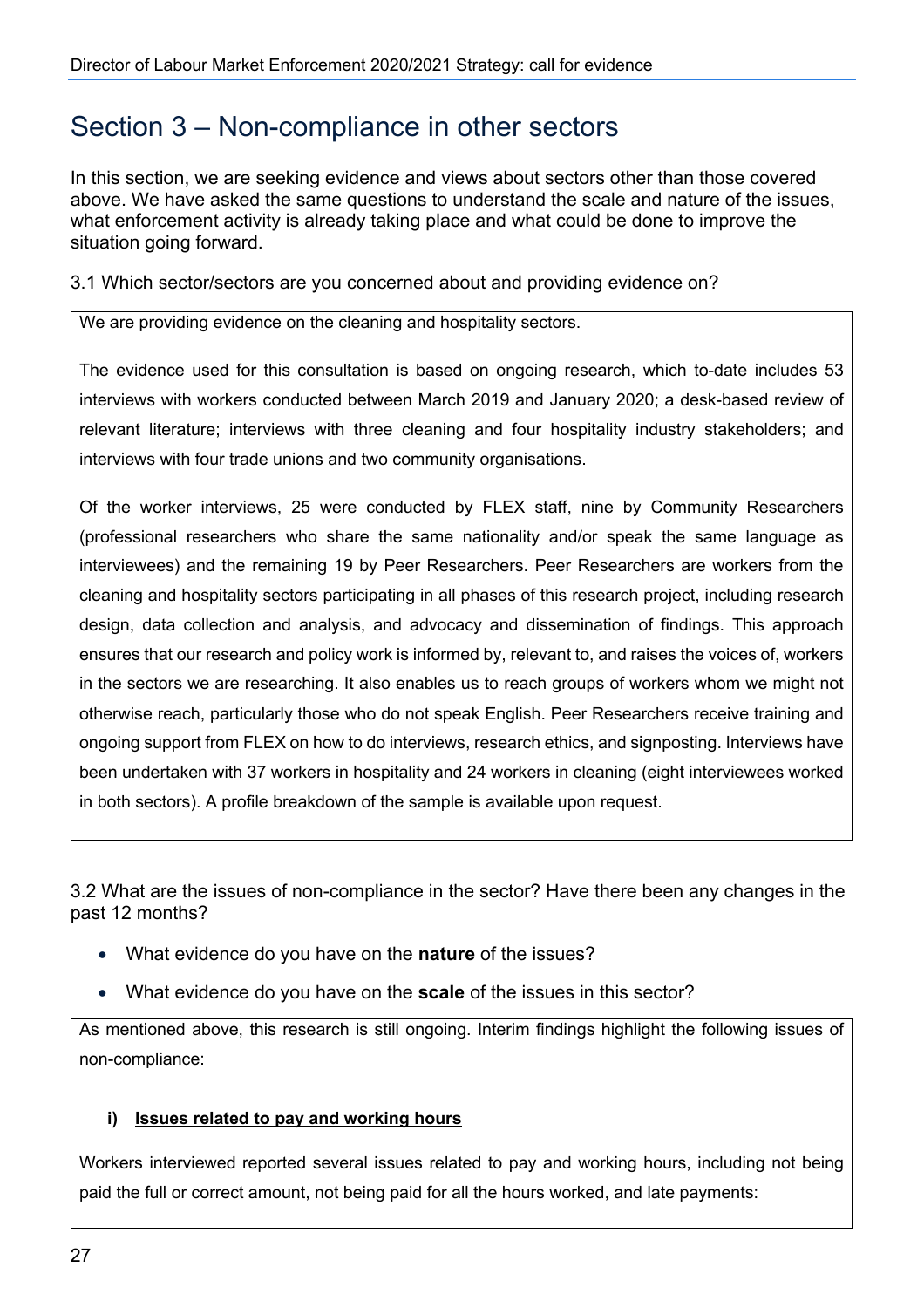# Section 3 – Non-compliance in other sectors

In this section, we are seeking evidence and views about sectors other than those covered above. We have asked the same questions to understand the scale and nature of the issues, what enforcement activity is already taking place and what could be done to improve the situation going forward.

3.1 Which sector/sectors are you concerned about and providing evidence on?

We are providing evidence on the cleaning and hospitality sectors.

The evidence used for this consultation is based on ongoing research, which to-date includes 53 interviews with workers conducted between March 2019 and January 2020; a desk-based review of relevant literature; interviews with three cleaning and four hospitality industry stakeholders; and interviews with four trade unions and two community organisations.

Of the worker interviews, 25 were conducted by FLEX staff, nine by Community Researchers (professional researchers who share the same nationality and/or speak the same language as interviewees) and the remaining 19 by Peer Researchers. Peer Researchers are workers from the cleaning and hospitality sectors participating in all phases of this research project, including research design, data collection and analysis, and advocacy and dissemination of findings. This approach ensures that our research and policy work is informed by, relevant to, and raises the voices of, workers in the sectors we are researching. It also enables us to reach groups of workers whom we might not otherwise reach, particularly those who do not speak English. Peer Researchers receive training and ongoing support from FLEX on how to do interviews, research ethics, and signposting. Interviews have been undertaken with 37 workers in hospitality and 24 workers in cleaning (eight interviewees worked in both sectors). A profile breakdown of the sample is available upon request.

3.2 What are the issues of non-compliance in the sector? Have there been any changes in the past 12 months?

- What evidence do you have on the **nature** of the issues?
- What evidence do you have on the **scale** of the issues in this sector?

As mentioned above, this research is still ongoing. Interim findings highlight the following issues of non-compliance:

i) **Issues related to pay and working hours**

Workers interviewed reported several issues related to pay and working hours, including not being paid the full or correct amount, not being paid for all the hours worked, and late payments: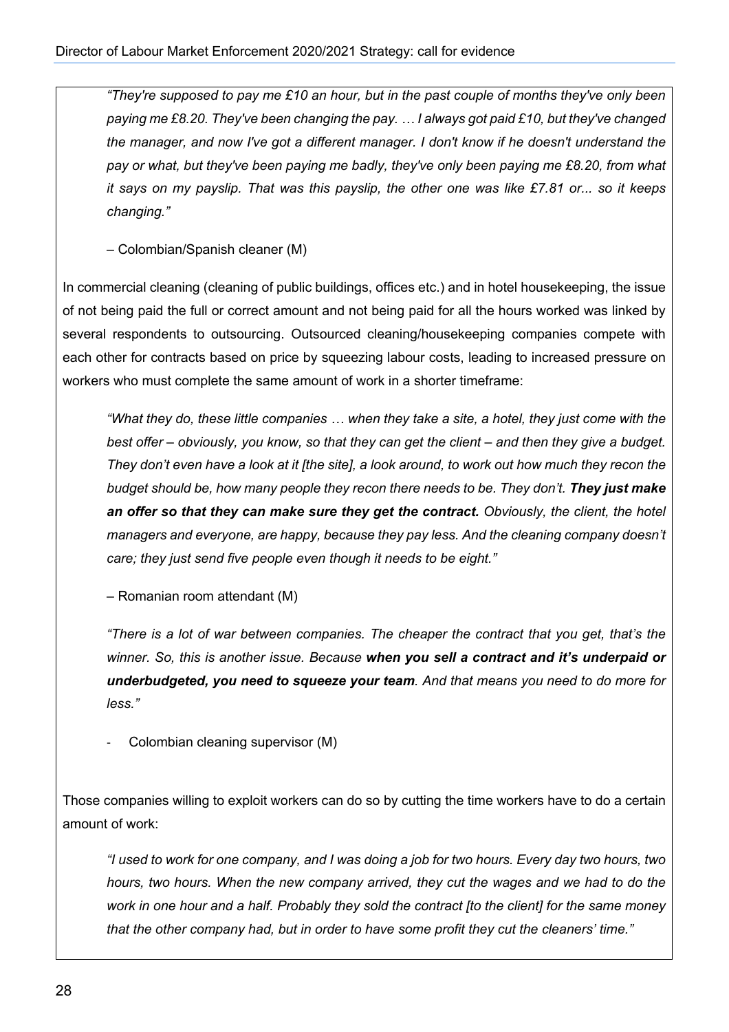*"They're supposed to pay me £10 an hour, but in the past couple of months they've only been paying me £8.20. They've been changing the pay. … I always got paid £10, but they've changed the manager, and now I've got a different manager. I don't know if he doesn't understand the pay or what, but they've been paying me badly, they've only been paying me £8.20, from what it says on my payslip. That was this payslip, the other one was like £7.81 or... so it keeps changing."*

– Colombian/Spanish cleaner (M)

In commercial cleaning (cleaning of public buildings, offices etc.) and in hotel housekeeping, the issue of not being paid the full or correct amount and not being paid for all the hours worked was linked by several respondents to outsourcing. Outsourced cleaning/housekeeping companies compete with each other for contracts based on price by squeezing labour costs, leading to increased pressure on workers who must complete the same amount of work in a shorter timeframe:

*"What they do, these little companies … when they take a site, a hotel, they just come with the best offer – obviously, you know, so that they can get the client – and then they give a budget. They don't even have a look at it [the site], a look around, to work out how much they recon the budget should be, how many people they recon there needs to be. They don't. **They just make an offer so that they can make sure they get the contract.** Obviously, the client, the hotel managers and everyone, are happy, because they pay less. And the cleaning company doesn't care; they just send five people even though it needs to be eight."*

– Romanian room attendant (M)

*"There is a lot of war between companies. The cheaper the contract that you get, that's the winner. So, this is another issue. Because **when you sell a contract and it's underpaid or underbudgeted, you need to squeeze your team**. And that means you need to do more for less."*

- Colombian cleaning supervisor (M)

Those companies willing to exploit workers can do so by cutting the time workers have to do a certain amount of work:

*"I used to work for one company, and I was doing a job for two hours. Every day two hours, two hours, two hours. When the new company arrived, they cut the wages and we had to do the work in one hour and a half. Probably they sold the contract [to the client] for the same money that the other company had, but in order to have some profit they cut the cleaners' time."*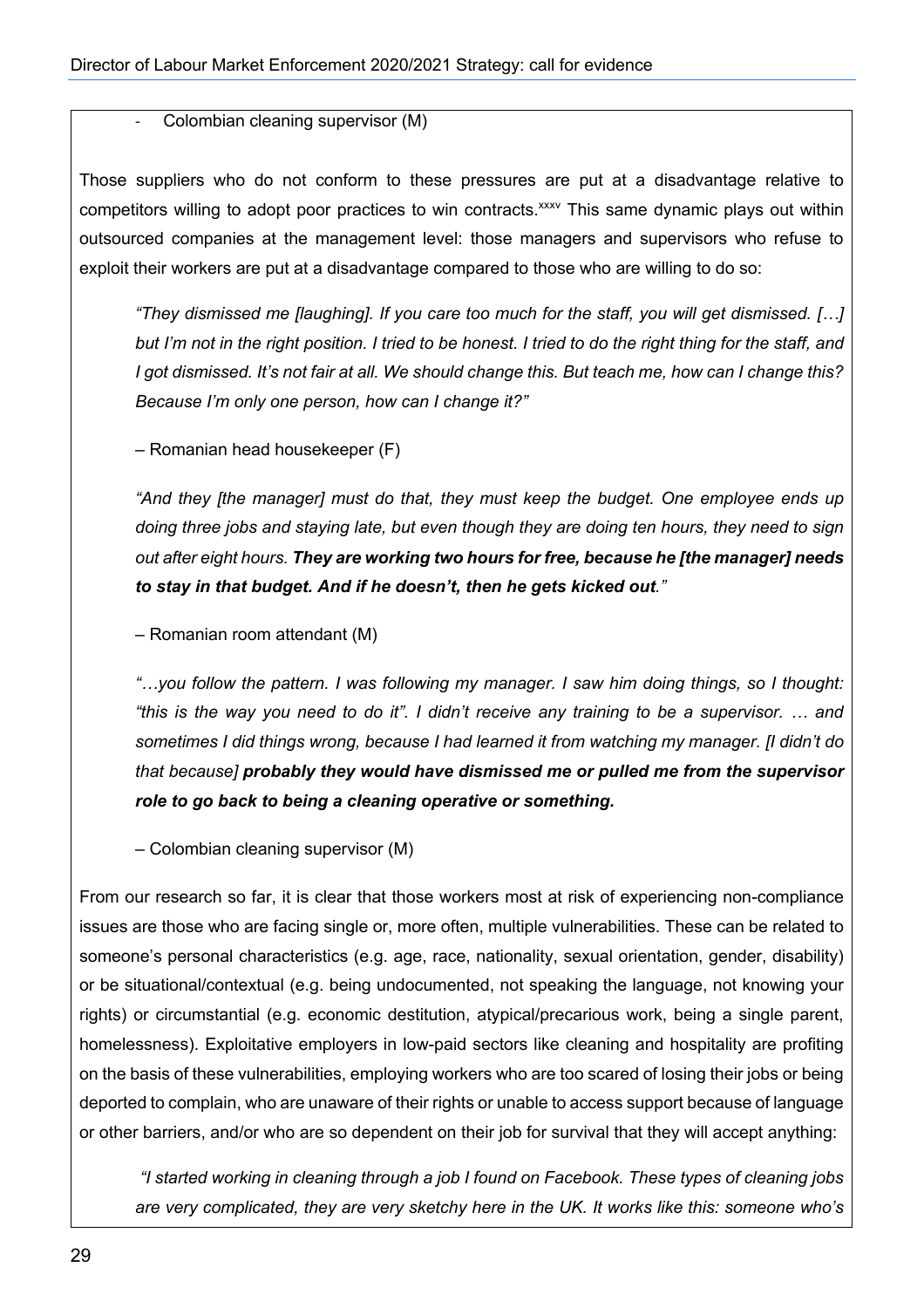- Colombian cleaning supervisor (M)

Those suppliers who do not conform to these pressures are put at a disadvantage relative to competitors willing to adopt poor practices to win contracts.[xxxv] This same dynamic plays out within outsourced companies at the management level: those managers and supervisors who refuse to exploit their workers are put at a disadvantage compared to those who are willing to do so:

> *"They dismissed me [laughing]. If you care too much for the staff, you will get dismissed. […] but I'm not in the right position. I tried to be honest. I tried to do the right thing for the staff, and I got dismissed. It's not fair at all. We should change this. But teach me, how can I change this? Because I'm only one person, how can I change it?"*
>
> – Romanian head housekeeper (F)

> *"And they [the manager] must do that, they must keep the budget. One employee ends up doing three jobs and staying late, but even though they are doing ten hours, they need to sign out after eight hours. **They are working two hours for free, because he [the manager] needs to stay in that budget. And if he doesn't, then he gets kicked out**."*
>
> – Romanian room attendant (M)

> *"…you follow the pattern. I was following my manager. I saw him doing things, so I thought: "this is the way you need to do it". I didn't receive any training to be a supervisor. … and sometimes I did things wrong, because I had learned it from watching my manager. [I didn't do that because] **probably they would have dismissed me or pulled me from the supervisor role to go back to being a cleaning operative or something.***
>
> – Colombian cleaning supervisor (M)

From our research so far, it is clear that those workers most at risk of experiencing non-compliance issues are those who are facing single or, more often, multiple vulnerabilities. These can be related to someone's personal characteristics (e.g. age, race, nationality, sexual orientation, gender, disability) or be situational/contextual (e.g. being undocumented, not speaking the language, not knowing your rights) or circumstantial (e.g. economic destitution, atypical/precarious work, being a single parent, homelessness). Exploitative employers in low-paid sectors like cleaning and hospitality are profiting on the basis of these vulnerabilities, employing workers who are too scared of losing their jobs or being deported to complain, who are unaware of their rights or unable to access support because of language or other barriers, and/or who are so dependent on their job for survival that they will accept anything:

> *"I started working in cleaning through a job I found on Facebook. These types of cleaning jobs are very complicated, they are very sketchy here in the UK. It works like this: someone who's*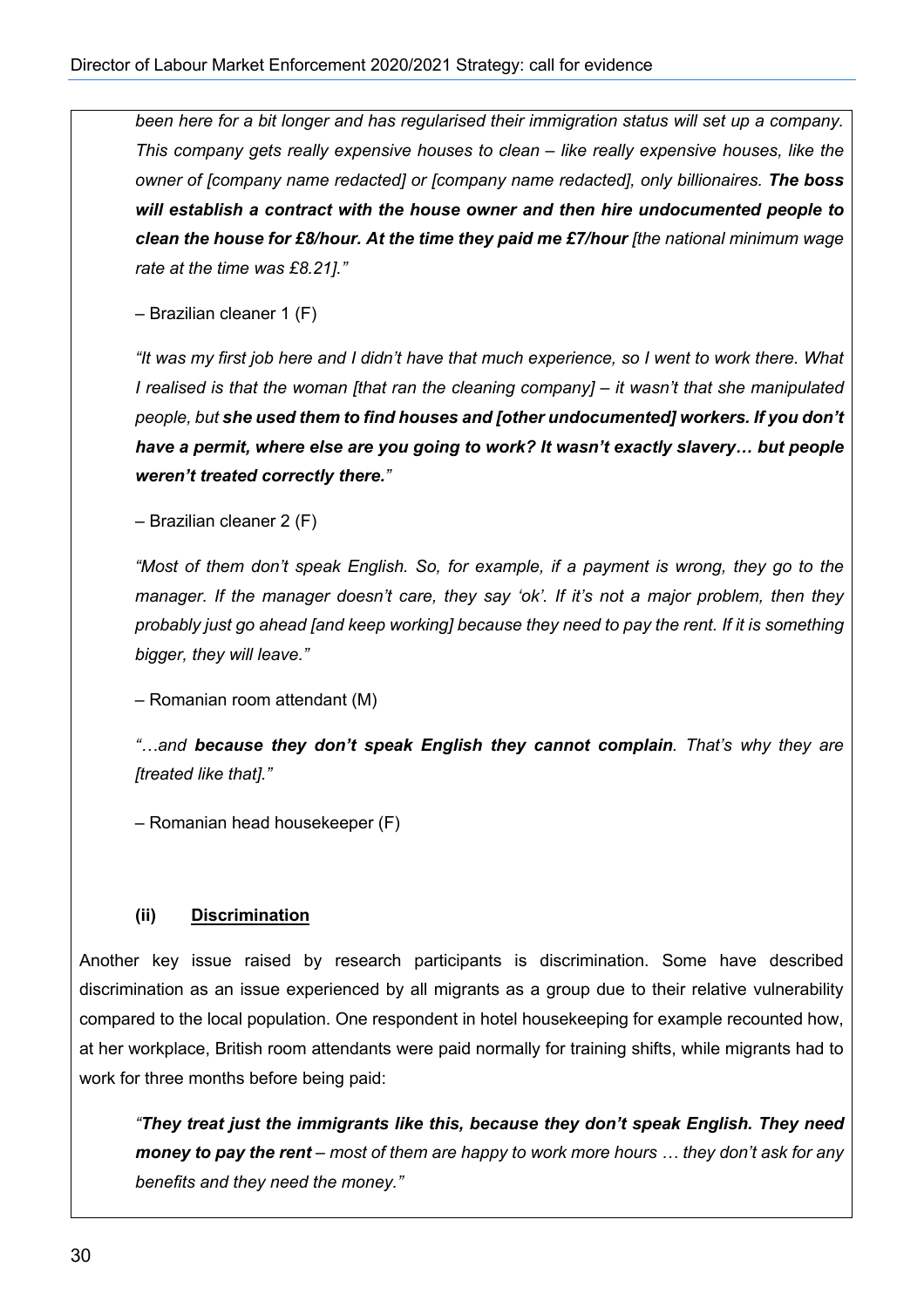*been here for a bit longer and has regularised their immigration status will set up a company. This company gets really expensive houses to clean – like really expensive houses, like the owner of [company name redacted] or [company name redacted], only billionaires.* ***The boss will establish a contract with the house owner and then hire undocumented people to clean the house for £8/hour. At the time they paid me £7/hour*** *[the national minimum wage rate at the time was £8.21]."*

– Brazilian cleaner 1 (F)

*"It was my first job here and I didn't have that much experience, so I went to work there. What I realised is that the woman [that ran the cleaning company] – it wasn't that she manipulated people, but* ***she used them to find houses and [other undocumented] workers. If you don't have a permit, where else are you going to work? It wasn't exactly slavery… but people weren't treated correctly there.****"*

– Brazilian cleaner 2 (F)

*"Most of them don't speak English. So, for example, if a payment is wrong, they go to the manager. If the manager doesn't care, they say 'ok'. If it's not a major problem, then they probably just go ahead [and keep working] because they need to pay the rent. If it is something bigger, they will leave."*

– Romanian room attendant (M)

*"…and* ***because they don't speak English they cannot complain****. That's why they are [treated like that]."*

– Romanian head housekeeper (F)

**(ii) <u>Discrimination</u>**

Another key issue raised by research participants is discrimination. Some have described discrimination as an issue experienced by all migrants as a group due to their relative vulnerability compared to the local population. One respondent in hotel housekeeping for example recounted how, at her workplace, British room attendants were paid normally for training shifts, while migrants had to work for three months before being paid:

*"****They treat just the immigrants like this, because they don't speak English. They need money to pay the rent*** *– most of them are happy to work more hours … they don't ask for any benefits and they need the money."*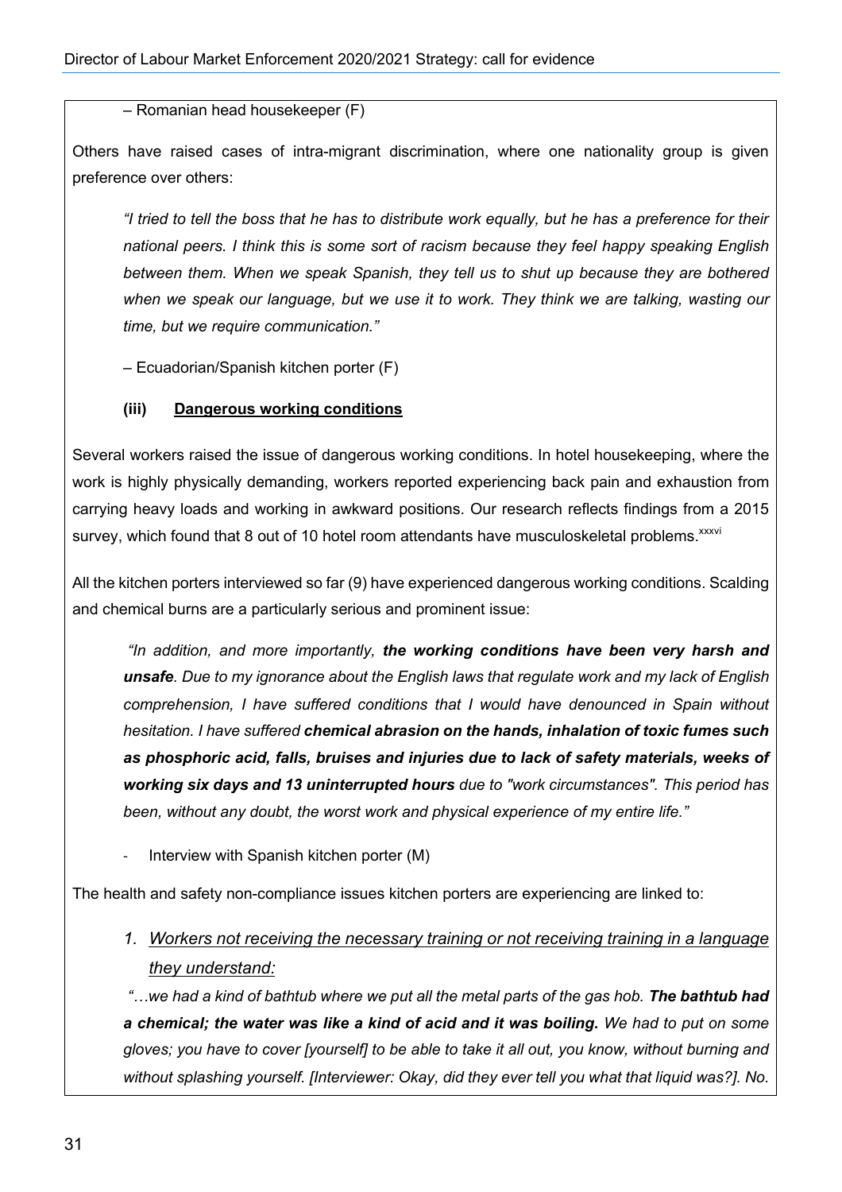– Romanian head housekeeper (F)

Others have raised cases of intra-migrant discrimination, where one nationality group is given preference over others:

> *"I tried to tell the boss that he has to distribute work equally, but he has a preference for their national peers. I think this is some sort of racism because they feel happy speaking English between them. When we speak Spanish, they tell us to shut up because they are bothered when we speak our language, but we use it to work. They think we are talking, wasting our time, but we require communication."*
>
> – Ecuadorian/Spanish kitchen porter (F)

**(iii) <u>Dangerous working conditions</u>**

Several workers raised the issue of dangerous working conditions. In hotel housekeeping, where the work is highly physically demanding, workers reported experiencing back pain and exhaustion from carrying heavy loads and working in awkward positions. Our research reflects findings from a 2015 survey, which found that 8 out of 10 hotel room attendants have musculoskeletal problems.[xxxvi]

All the kitchen porters interviewed so far (9) have experienced dangerous working conditions. Scalding and chemical burns are a particularly serious and prominent issue:

> *"In addition, and more importantly, **the working conditions have been very harsh and unsafe**. Due to my ignorance about the English laws that regulate work and my lack of English comprehension, I have suffered conditions that I would have denounced in Spain without hesitation. I have suffered **chemical abrasion on the hands, inhalation of toxic fumes such as phosphoric acid, falls, bruises and injuries due to lack of safety materials, weeks of working six days and 13 uninterrupted hours** due to "work circumstances". This period has been, without any doubt, the worst work and physical experience of my entire life."*
>
> - Interview with Spanish kitchen porter (M)

The health and safety non-compliance issues kitchen porters are experiencing are linked to:

1. *<u>Workers not receiving the necessary training or not receiving training in a language they understand:</u>*

   *"…we had a kind of bathtub where we put all the metal parts of the gas hob. **The bathtub had a chemical; the water was like a kind of acid and it was boiling.** We had to put on some gloves; you have to cover [yourself] to be able to take it all out, you know, without burning and without splashing yourself. [Interviewer: Okay, did they ever tell you what that liquid was?]. No.*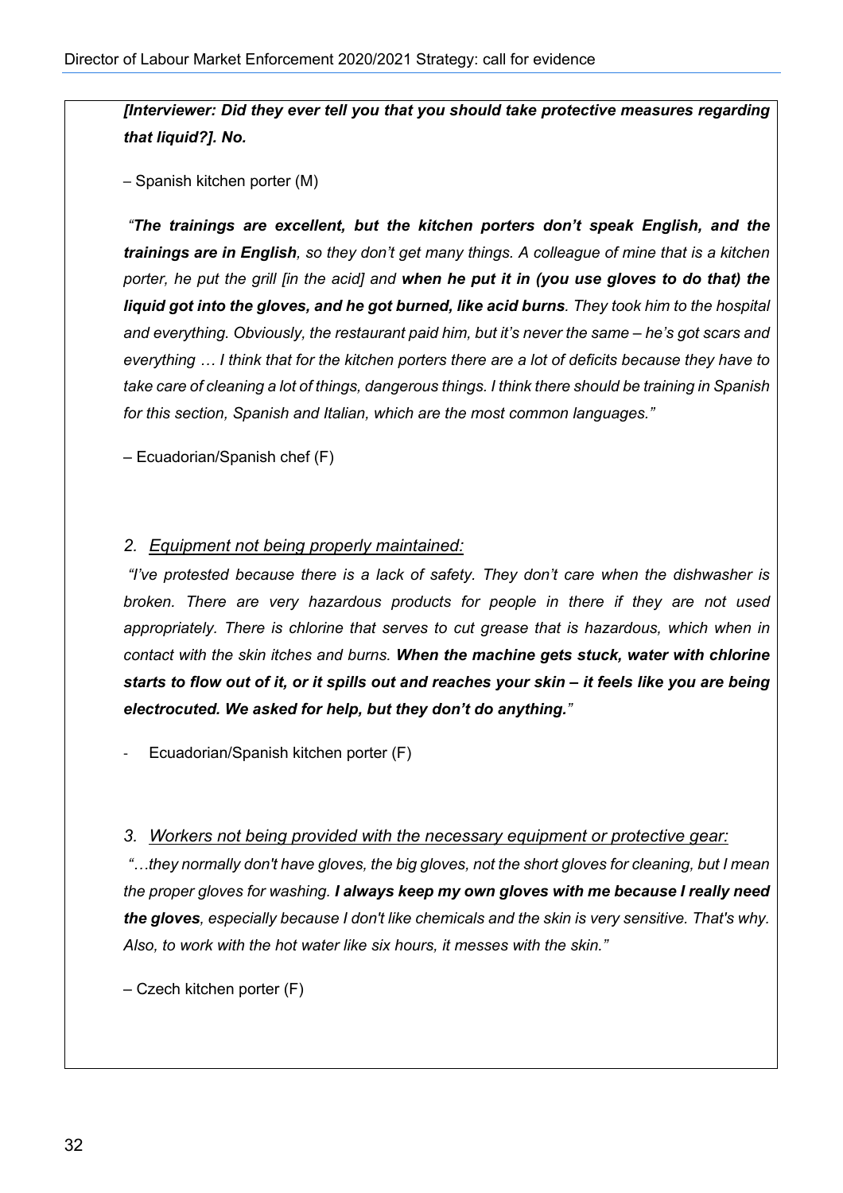***[Interviewer: Did they ever tell you that you should take protective measures regarding that liquid?]. No.***

– Spanish kitchen porter (M)

*"**The trainings are excellent, but the kitchen porters don't speak English, and the trainings are in English**, so they don't get many things. A colleague of mine that is a kitchen porter, he put the grill [in the acid] and **when he put it in (you use gloves to do that) the liquid got into the gloves, and he got burned, like acid burns**. They took him to the hospital and everything. Obviously, the restaurant paid him, but it's never the same – he's got scars and everything … I think that for the kitchen porters there are a lot of deficits because they have to take care of cleaning a lot of things, dangerous things. I think there should be training in Spanish for this section, Spanish and Italian, which are the most common languages."*

– Ecuadorian/Spanish chef (F)

2. *Equipment not being properly maintained:*

*"I've protested because there is a lack of safety. They don't care when the dishwasher is broken. There are very hazardous products for people in there if they are not used appropriately. There is chlorine that serves to cut grease that is hazardous, which when in contact with the skin itches and burns. **When the machine gets stuck, water with chlorine starts to flow out of it, or it spills out and reaches your skin – it feels like you are being electrocuted. We asked for help, but they don't do anything.**"*

- Ecuadorian/Spanish kitchen porter (F)

3. *Workers not being provided with the necessary equipment or protective gear:*

*"…they normally don't have gloves, the big gloves, not the short gloves for cleaning, but I mean the proper gloves for washing. **I always keep my own gloves with me because I really need the gloves**, especially because I don't like chemicals and the skin is very sensitive. That's why. Also, to work with the hot water like six hours, it messes with the skin."*

– Czech kitchen porter (F)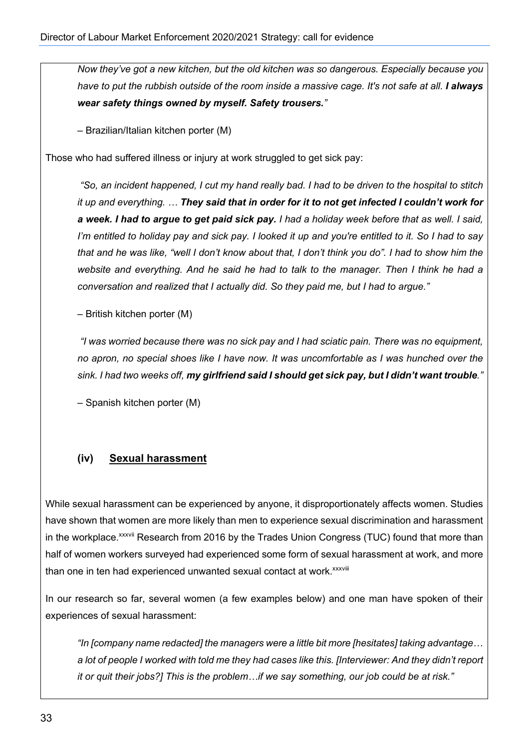*Now they've got a new kitchen, but the old kitchen was so dangerous. Especially because you have to put the rubbish outside of the room inside a massive cage. It's not safe at all.* ***I always wear safety things owned by myself. Safety trousers.****"*

– Brazilian/Italian kitchen porter (M)

Those who had suffered illness or injury at work struggled to get sick pay:

*"So, an incident happened, I cut my hand really bad. I had to be driven to the hospital to stitch it up and everything. …* ***They said that in order for it to not get infected I couldn't work for a week. I had to argue to get paid sick pay.*** *I had a holiday week before that as well. I said, I'm entitled to holiday pay and sick pay. I looked it up and you're entitled to it. So I had to say that and he was like, "well I don't know about that, I don't think you do". I had to show him the website and everything. And he said he had to talk to the manager. Then I think he had a conversation and realized that I actually did. So they paid me, but I had to argue."*

– British kitchen porter (M)

*"I was worried because there was no sick pay and I had sciatic pain. There was no equipment, no apron, no special shoes like I have now. It was uncomfortable as I was hunched over the sink. I had two weeks off,* ***my girlfriend said I should get sick pay, but I didn't want trouble****."*

– Spanish kitchen porter (M)

### (iv) Sexual harassment

While sexual harassment can be experienced by anyone, it disproportionately affects women. Studies have shown that women are more likely than men to experience sexual discrimination and harassment in the workplace.[xxxvii] Research from 2016 by the Trades Union Congress (TUC) found that more than half of women workers surveyed had experienced some form of sexual harassment at work, and more than one in ten had experienced unwanted sexual contact at work.[xxxviii]

In our research so far, several women (a few examples below) and one man have spoken of their experiences of sexual harassment:

*"In [company name redacted] the managers were a little bit more [hesitates] taking advantage… a lot of people I worked with told me they had cases like this. [Interviewer: And they didn't report it or quit their jobs?] This is the problem…if we say something, our job could be at risk."*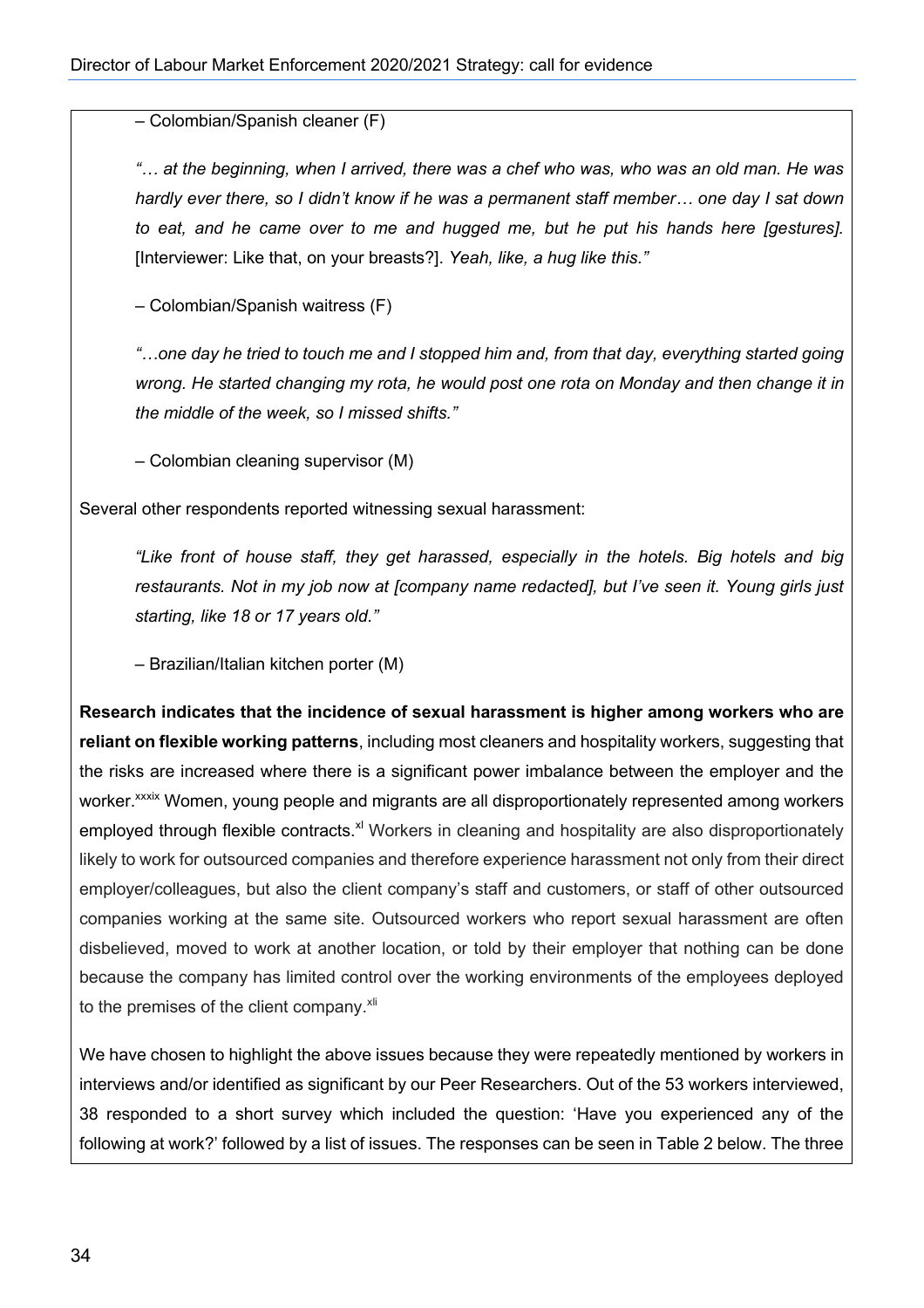– Colombian/Spanish cleaner (F)

> *"… at the beginning, when I arrived, there was a chef who was, who was an old man. He was hardly ever there, so I didn't know if he was a permanent staff member… one day I sat down to eat, and he came over to me and hugged me, but he put his hands here [gestures].* [Interviewer: Like that, on your breasts?]. *Yeah, like, a hug like this."*

– Colombian/Spanish waitress (F)

> *"…one day he tried to touch me and I stopped him and, from that day, everything started going wrong. He started changing my rota, he would post one rota on Monday and then change it in the middle of the week, so I missed shifts."*

– Colombian cleaning supervisor (M)

Several other respondents reported witnessing sexual harassment:

> *"Like front of house staff, they get harassed, especially in the hotels. Big hotels and big restaurants. Not in my job now at [company name redacted], but I've seen it. Young girls just starting, like 18 or 17 years old."*

– Brazilian/Italian kitchen porter (M)

**Research indicates that the incidence of sexual harassment is higher among workers who are reliant on flexible working patterns**, including most cleaners and hospitality workers, suggesting that the risks are increased where there is a significant power imbalance between the employer and the worker.[xxxix] Women, young people and migrants are all disproportionately represented among workers employed through flexible contracts.[xl] Workers in cleaning and hospitality are also disproportionately likely to work for outsourced companies and therefore experience harassment not only from their direct employer/colleagues, but also the client company's staff and customers, or staff of other outsourced companies working at the same site. Outsourced workers who report sexual harassment are often disbelieved, moved to work at another location, or told by their employer that nothing can be done because the company has limited control over the working environments of the employees deployed to the premises of the client company.[xli]

We have chosen to highlight the above issues because they were repeatedly mentioned by workers in interviews and/or identified as significant by our Peer Researchers. Out of the 53 workers interviewed, 38 responded to a short survey which included the question: 'Have you experienced any of the following at work?' followed by a list of issues. The responses can be seen in Table 2 below. The three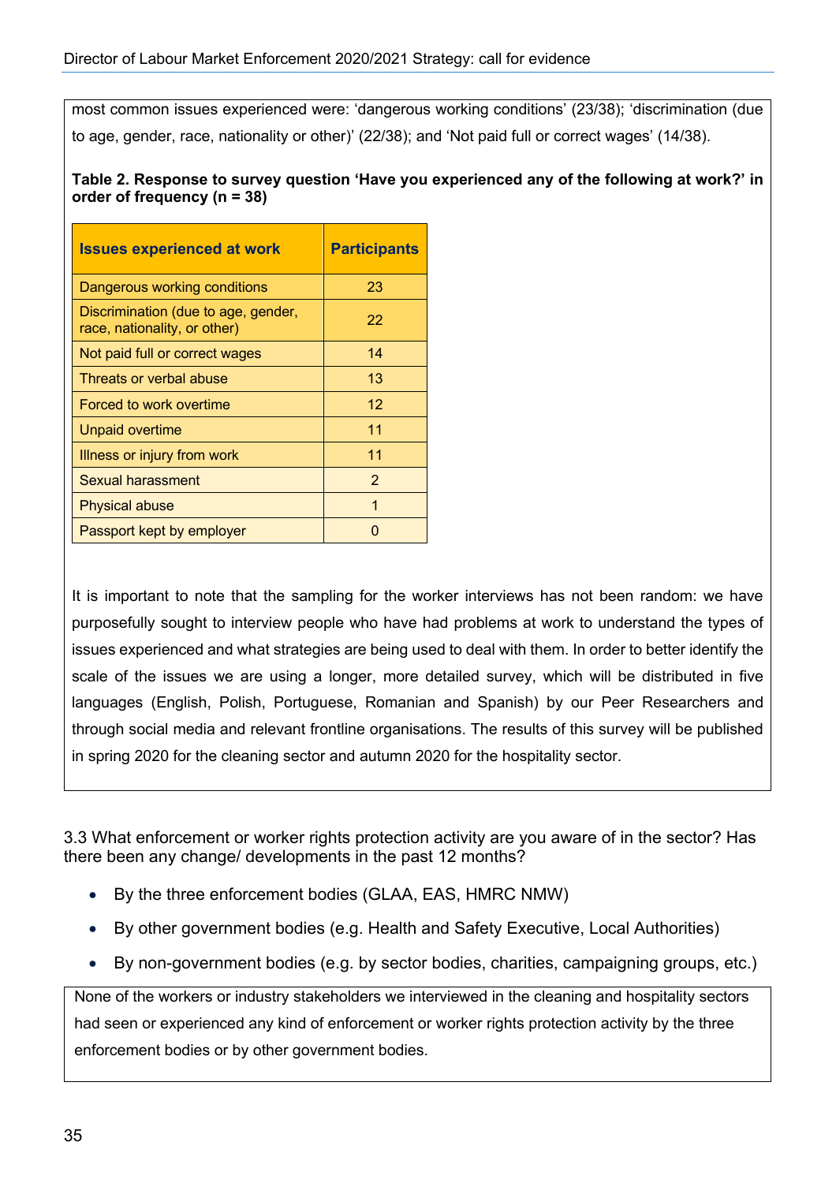most common issues experienced were: 'dangerous working conditions' (23/38); 'discrimination (due to age, gender, race, nationality or other)' (22/38); and 'Not paid full or correct wages' (14/38).

**Table 2. Response to survey question 'Have you experienced any of the following at work?' in order of frequency (n = 38)**

| Issues experienced at work | Participants |
|---|---|
| Dangerous working conditions | 23 |
| Discrimination (due to age, gender, race, nationality, or other) | 22 |
| Not paid full or correct wages | 14 |
| Threats or verbal abuse | 13 |
| Forced to work overtime | 12 |
| Unpaid overtime | 11 |
| Illness or injury from work | 11 |
| Sexual harassment | 2 |
| Physical abuse | 1 |
| Passport kept by employer | 0 |

It is important to note that the sampling for the worker interviews has not been random: we have purposefully sought to interview people who have had problems at work to understand the types of issues experienced and what strategies are being used to deal with them. In order to better identify the scale of the issues we are using a longer, more detailed survey, which will be distributed in five languages (English, Polish, Portuguese, Romanian and Spanish) by our Peer Researchers and through social media and relevant frontline organisations. The results of this survey will be published in spring 2020 for the cleaning sector and autumn 2020 for the hospitality sector.

3.3 What enforcement or worker rights protection activity are you aware of in the sector? Has there been any change/ developments in the past 12 months?

- By the three enforcement bodies (GLAA, EAS, HMRC NMW)
- By other government bodies (e.g. Health and Safety Executive, Local Authorities)
- By non-government bodies (e.g. by sector bodies, charities, campaigning groups, etc.)

None of the workers or industry stakeholders we interviewed in the cleaning and hospitality sectors had seen or experienced any kind of enforcement or worker rights protection activity by the three enforcement bodies or by other government bodies.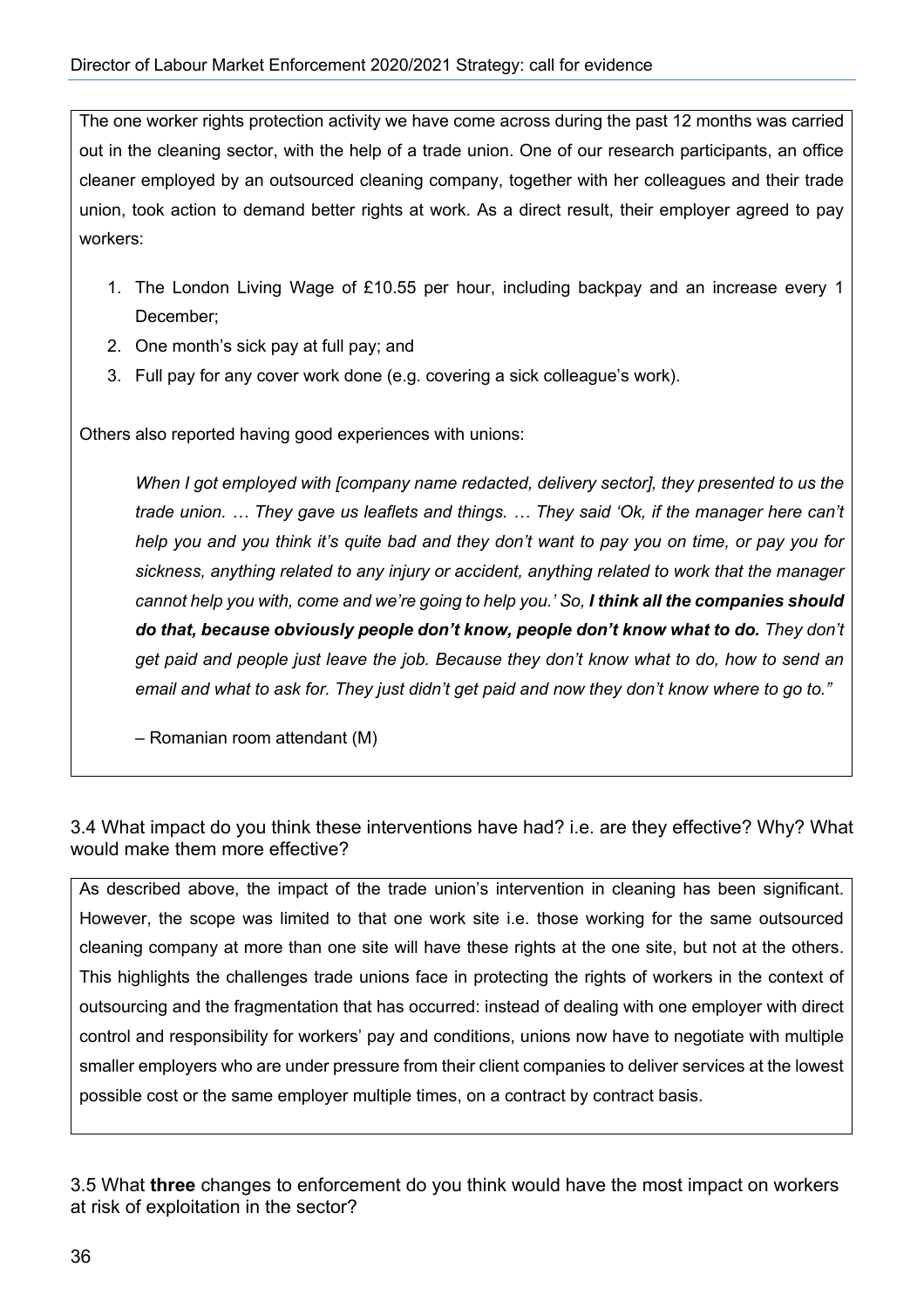The one worker rights protection activity we have come across during the past 12 months was carried out in the cleaning sector, with the help of a trade union. One of our research participants, an office cleaner employed by an outsourced cleaning company, together with her colleagues and their trade union, took action to demand better rights at work. As a direct result, their employer agreed to pay workers:

1. The London Living Wage of £10.55 per hour, including backpay and an increase every 1 December;
2. One month's sick pay at full pay; and
3. Full pay for any cover work done (e.g. covering a sick colleague's work).

Others also reported having good experiences with unions:

> *When I got employed with [company name redacted, delivery sector], they presented to us the trade union. … They gave us leaflets and things. … They said 'Ok, if the manager here can't help you and you think it's quite bad and they don't want to pay you on time, or pay you for sickness, anything related to any injury or accident, anything related to work that the manager cannot help you with, come and we're going to help you.' So,* ***I think all the companies should do that, because obviously people don't know, people don't know what to do.*** *They don't get paid and people just leave the job. Because they don't know what to do, how to send an email and what to ask for. They just didn't get paid and now they don't know where to go to."*
>
> – Romanian room attendant (M)

3.4 What impact do you think these interventions have had? i.e. are they effective? Why? What would make them more effective?

As described above, the impact of the trade union's intervention in cleaning has been significant. However, the scope was limited to that one work site i.e. those working for the same outsourced cleaning company at more than one site will have these rights at the one site, but not at the others. This highlights the challenges trade unions face in protecting the rights of workers in the context of outsourcing and the fragmentation that has occurred: instead of dealing with one employer with direct control and responsibility for workers' pay and conditions, unions now have to negotiate with multiple smaller employers who are under pressure from their client companies to deliver services at the lowest possible cost or the same employer multiple times, on a contract by contract basis.

3.5 What **three** changes to enforcement do you think would have the most impact on workers at risk of exploitation in the sector?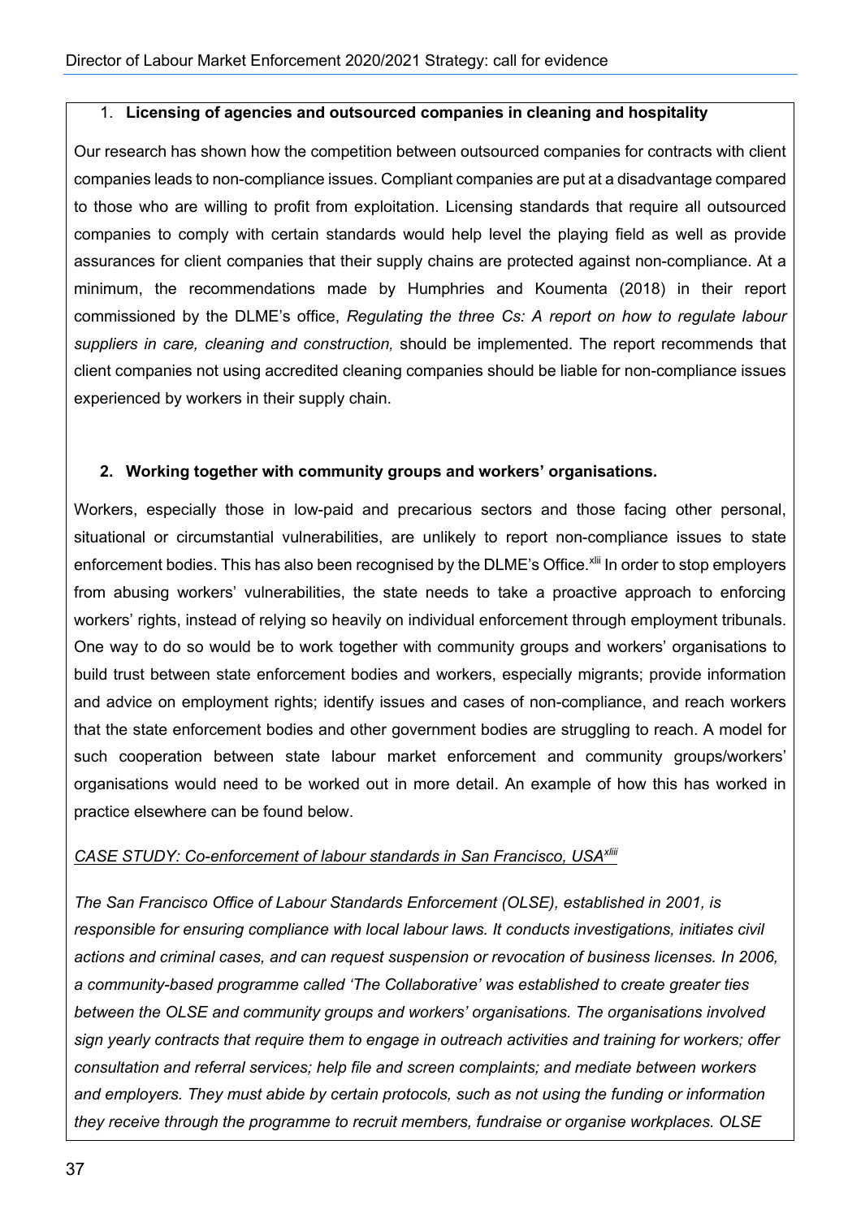1. **Licensing of agencies and outsourced companies in cleaning and hospitality**

Our research has shown how the competition between outsourced companies for contracts with client companies leads to non-compliance issues. Compliant companies are put at a disadvantage compared to those who are willing to profit from exploitation. Licensing standards that require all outsourced companies to comply with certain standards would help level the playing field as well as provide assurances for client companies that their supply chains are protected against non-compliance. At a minimum, the recommendations made by Humphries and Koumenta (2018) in their report commissioned by the DLME's office, *Regulating the three Cs: A report on how to regulate labour suppliers in care, cleaning and construction,* should be implemented. The report recommends that client companies not using accredited cleaning companies should be liable for non-compliance issues experienced by workers in their supply chain.

2. **Working together with community groups and workers' organisations.**

Workers, especially those in low-paid and precarious sectors and those facing other personal, situational or circumstantial vulnerabilities, are unlikely to report non-compliance issues to state enforcement bodies. This has also been recognised by the DLME's Office.[xlii] In order to stop employers from abusing workers' vulnerabilities, the state needs to take a proactive approach to enforcing workers' rights, instead of relying so heavily on individual enforcement through employment tribunals. One way to do so would be to work together with community groups and workers' organisations to build trust between state enforcement bodies and workers, especially migrants; provide information and advice on employment rights; identify issues and cases of non-compliance, and reach workers that the state enforcement bodies and other government bodies are struggling to reach. A model for such cooperation between state labour market enforcement and community groups/workers' organisations would need to be worked out in more detail. An example of how this has worked in practice elsewhere can be found below.

*CASE STUDY: Co-enforcement of labour standards in San Francisco, USA*[xliii]

*The San Francisco Office of Labour Standards Enforcement (OLSE), established in 2001, is responsible for ensuring compliance with local labour laws. It conducts investigations, initiates civil actions and criminal cases, and can request suspension or revocation of business licenses. In 2006, a community-based programme called 'The Collaborative' was established to create greater ties between the OLSE and community groups and workers' organisations. The organisations involved sign yearly contracts that require them to engage in outreach activities and training for workers; offer consultation and referral services; help file and screen complaints; and mediate between workers and employers. They must abide by certain protocols, such as not using the funding or information they receive through the programme to recruit members, fundraise or organise workplaces. OLSE*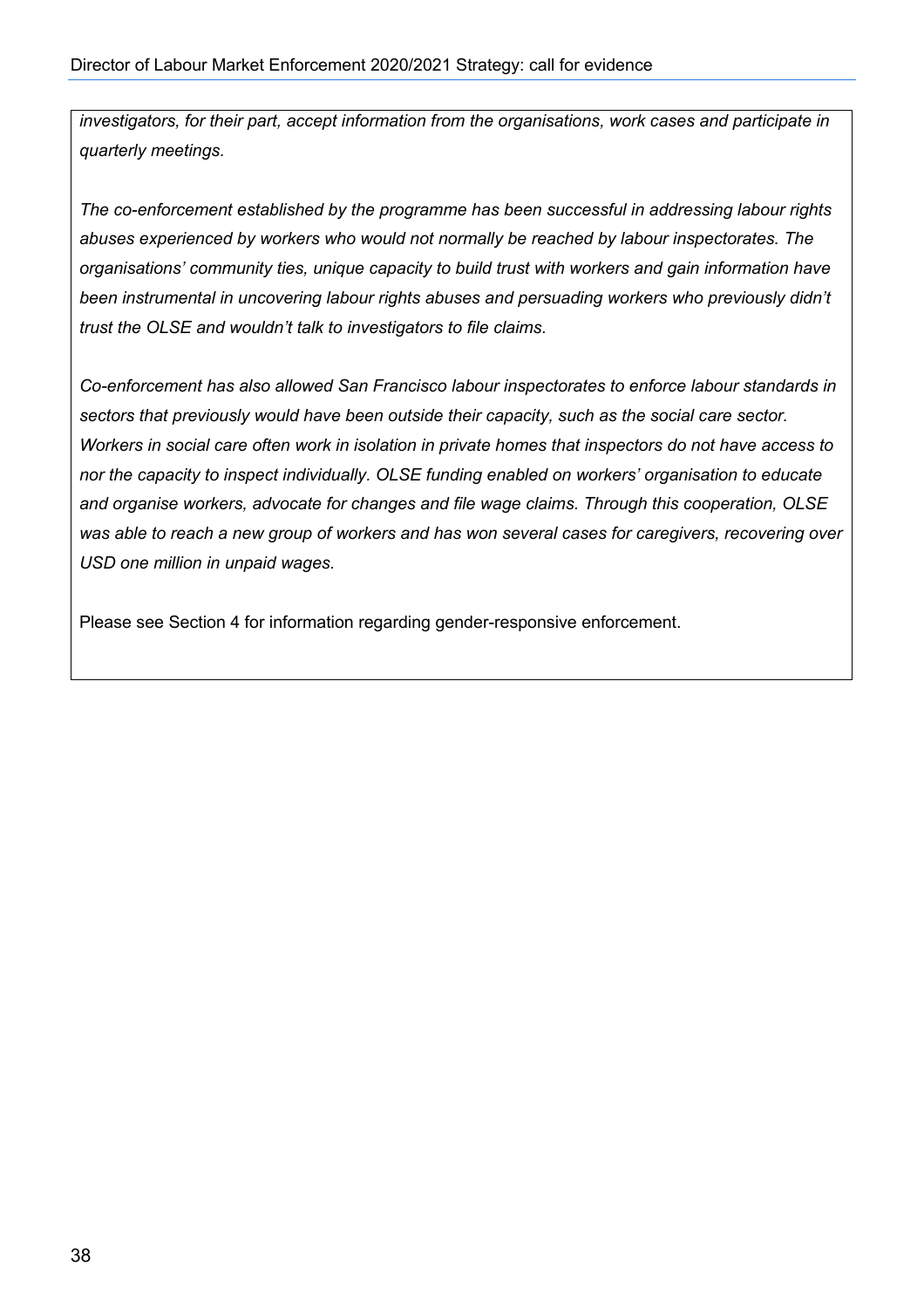*investigators, for their part, accept information from the organisations, work cases and participate in quarterly meetings.*

*The co-enforcement established by the programme has been successful in addressing labour rights abuses experienced by workers who would not normally be reached by labour inspectorates. The organisations' community ties, unique capacity to build trust with workers and gain information have been instrumental in uncovering labour rights abuses and persuading workers who previously didn't trust the OLSE and wouldn't talk to investigators to file claims.*

*Co-enforcement has also allowed San Francisco labour inspectorates to enforce labour standards in sectors that previously would have been outside their capacity, such as the social care sector. Workers in social care often work in isolation in private homes that inspectors do not have access to nor the capacity to inspect individually. OLSE funding enabled on workers' organisation to educate and organise workers, advocate for changes and file wage claims. Through this cooperation, OLSE was able to reach a new group of workers and has won several cases for caregivers, recovering over USD one million in unpaid wages.*

Please see Section 4 for information regarding gender-responsive enforcement.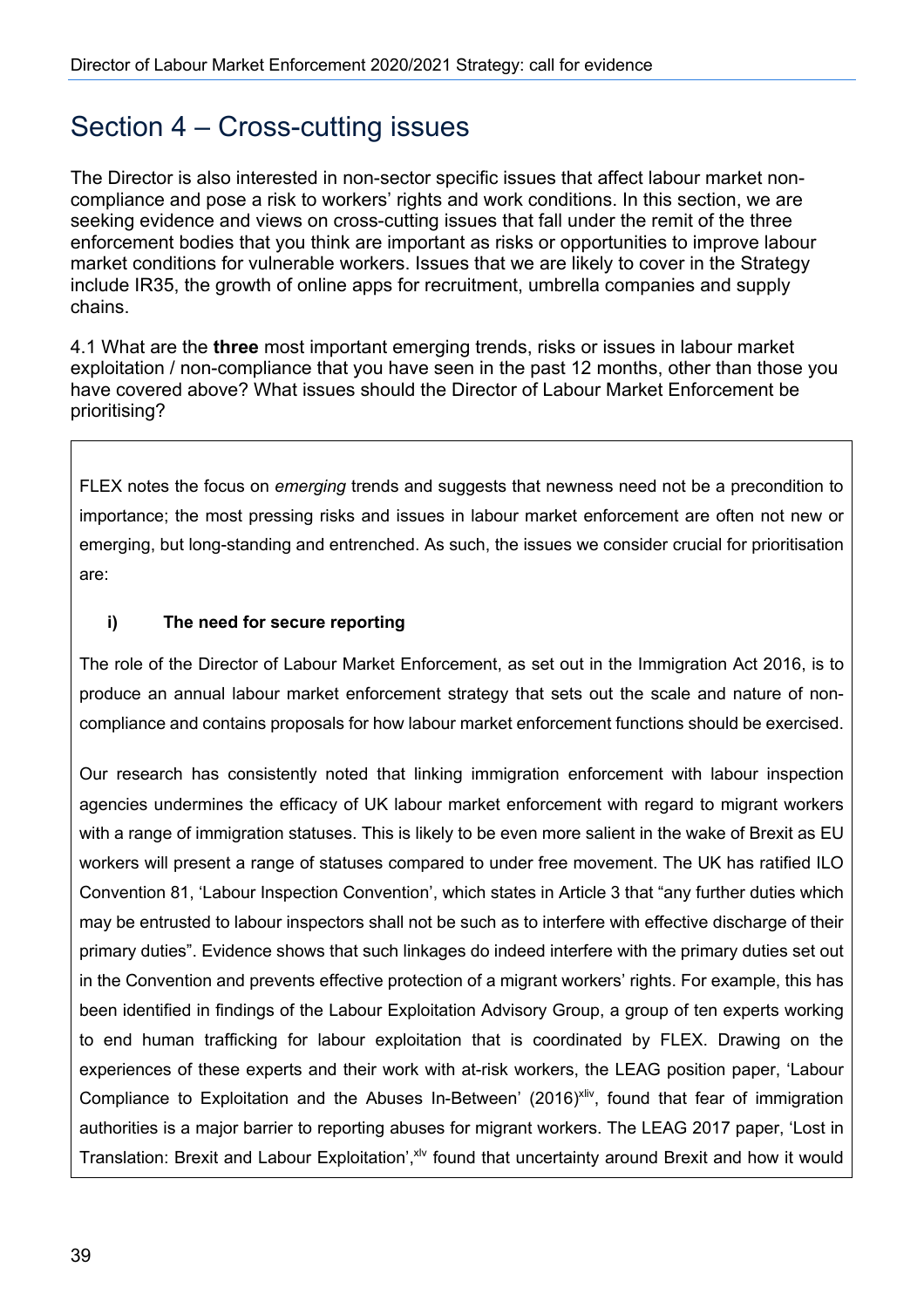## Section 4 – Cross-cutting issues

The Director is also interested in non-sector specific issues that affect labour market non-compliance and pose a risk to workers' rights and work conditions. In this section, we are seeking evidence and views on cross-cutting issues that fall under the remit of the three enforcement bodies that you think are important as risks or opportunities to improve labour market conditions for vulnerable workers. Issues that we are likely to cover in the Strategy include IR35, the growth of online apps for recruitment, umbrella companies and supply chains.

4.1 What are the **three** most important emerging trends, risks or issues in labour market exploitation / non-compliance that you have seen in the past 12 months, other than those you have covered above? What issues should the Director of Labour Market Enforcement be prioritising?

FLEX notes the focus on *emerging* trends and suggests that newness need not be a precondition to importance; the most pressing risks and issues in labour market enforcement are often not new or emerging, but long-standing and entrenched. As such, the issues we consider crucial for prioritisation are:

**i) The need for secure reporting**

The role of the Director of Labour Market Enforcement, as set out in the Immigration Act 2016, is to produce an annual labour market enforcement strategy that sets out the scale and nature of non-compliance and contains proposals for how labour market enforcement functions should be exercised.

Our research has consistently noted that linking immigration enforcement with labour inspection agencies undermines the efficacy of UK labour market enforcement with regard to migrant workers with a range of immigration statuses. This is likely to be even more salient in the wake of Brexit as EU workers will present a range of statuses compared to under free movement. The UK has ratified ILO Convention 81, 'Labour Inspection Convention', which states in Article 3 that "any further duties which may be entrusted to labour inspectors shall not be such as to interfere with effective discharge of their primary duties". Evidence shows that such linkages do indeed interfere with the primary duties set out in the Convention and prevents effective protection of a migrant workers' rights. For example, this has been identified in findings of the Labour Exploitation Advisory Group, a group of ten experts working to end human trafficking for labour exploitation that is coordinated by FLEX. Drawing on the experiences of these experts and their work with at-risk workers, the LEAG position paper, 'Labour Compliance to Exploitation and the Abuses In-Between' (2016)[xliv], found that fear of immigration authorities is a major barrier to reporting abuses for migrant workers. The LEAG 2017 paper, 'Lost in Translation: Brexit and Labour Exploitation',[xlv] found that uncertainty around Brexit and how it would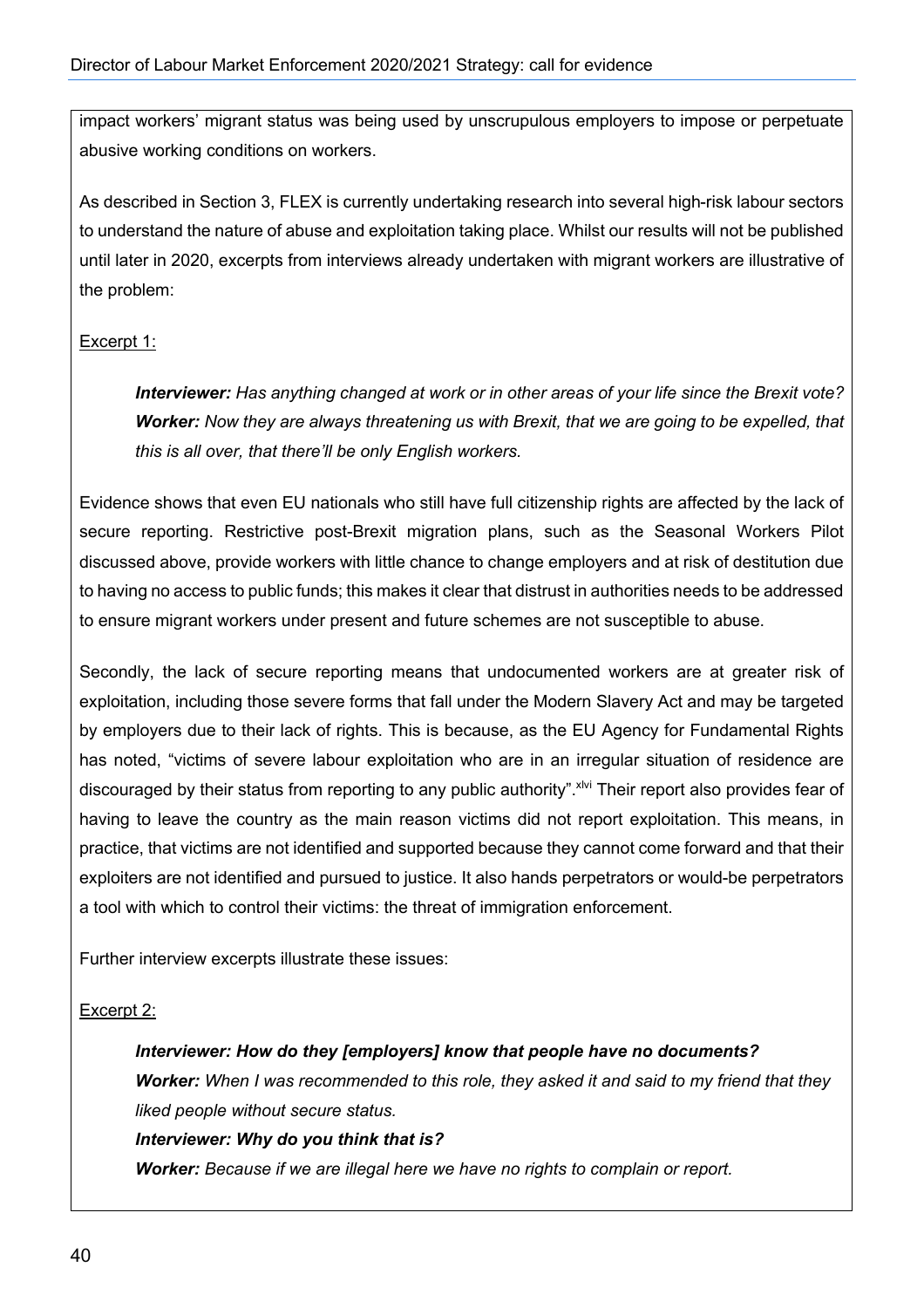impact workers' migrant status was being used by unscrupulous employers to impose or perpetuate abusive working conditions on workers.

As described in Section 3, FLEX is currently undertaking research into several high-risk labour sectors to understand the nature of abuse and exploitation taking place. Whilst our results will not be published until later in 2020, excerpts from interviews already undertaken with migrant workers are illustrative of the problem:

Excerpt 1:

> ***Interviewer:*** *Has anything changed at work or in other areas of your life since the Brexit vote?*
> ***Worker:*** *Now they are always threatening us with Brexit, that we are going to be expelled, that this is all over, that there'll be only English workers.*

Evidence shows that even EU nationals who still have full citizenship rights are affected by the lack of secure reporting. Restrictive post-Brexit migration plans, such as the Seasonal Workers Pilot discussed above, provide workers with little chance to change employers and at risk of destitution due to having no access to public funds; this makes it clear that distrust in authorities needs to be addressed to ensure migrant workers under present and future schemes are not susceptible to abuse.

Secondly, the lack of secure reporting means that undocumented workers are at greater risk of exploitation, including those severe forms that fall under the Modern Slavery Act and may be targeted by employers due to their lack of rights. This is because, as the EU Agency for Fundamental Rights has noted, "victims of severe labour exploitation who are in an irregular situation of residence are discouraged by their status from reporting to any public authority".[xlvi] Their report also provides fear of having to leave the country as the main reason victims did not report exploitation. This means, in practice, that victims are not identified and supported because they cannot come forward and that their exploiters are not identified and pursued to justice. It also hands perpetrators or would-be perpetrators a tool with which to control their victims: the threat of immigration enforcement.

Further interview excerpts illustrate these issues:

Excerpt 2:

> ***Interviewer: How do they [employers] know that people have no documents?***
> ***Worker:*** *When I was recommended to this role, they asked it and said to my friend that they liked people without secure status.*
> ***Interviewer: Why do you think that is?***
> ***Worker:*** *Because if we are illegal here we have no rights to complain or report.*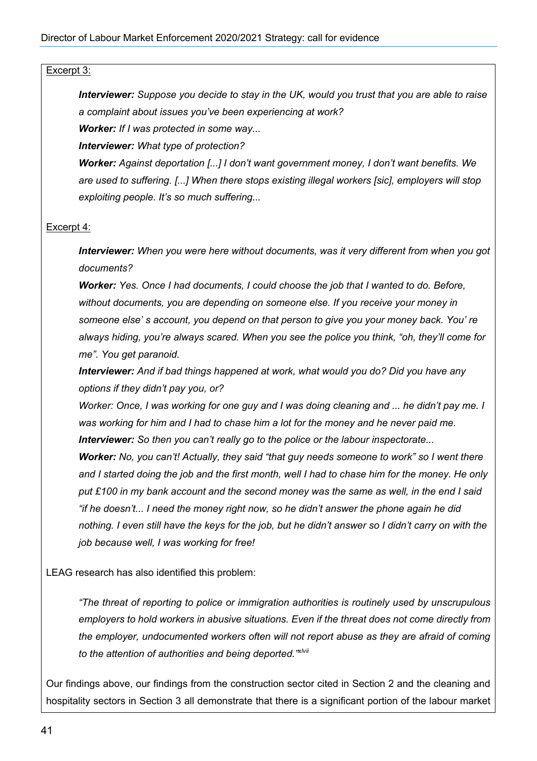Excerpt 3:

> ***Interviewer:*** *Suppose you decide to stay in the UK, would you trust that you are able to raise a complaint about issues you've been experiencing at work?*
>
> ***Worker:*** *If I was protected in some way...*
>
> ***Interviewer:*** *What type of protection?*
>
> ***Worker:*** *Against deportation [...] I don't want government money, I don't want benefits. We are used to suffering. [...] When there stops existing illegal workers [sic], employers will stop exploiting people. It's so much suffering...*

Excerpt 4:

> ***Interviewer:*** *When you were here without documents, was it very different from when you got documents?*
>
> ***Worker:*** *Yes. Once I had documents, I could choose the job that I wanted to do. Before, without documents, you are depending on someone else. If you receive your money in someone else' s account, you depend on that person to give you your money back. You' re always hiding, you're always scared. When you see the police you think, "oh, they'll come for me". You get paranoid.*
>
> ***Interviewer:*** *And if bad things happened at work, what would you do? Did you have any options if they didn't pay you, or?*
>
> *Worker: Once, I was working for one guy and I was doing cleaning and ... he didn't pay me. I was working for him and I had to chase him a lot for the money and he never paid me.*
>
> ***Interviewer:*** *So then you can't really go to the police or the labour inspectorate...*
>
> ***Worker:*** *No, you can't! Actually, they said "that guy needs someone to work" so I went there and I started doing the job and the first month, well I had to chase him for the money. He only put £100 in my bank account and the second money was the same as well, in the end I said "if he doesn't... I need the money right now, so he didn't answer the phone again he did nothing. I even still have the keys for the job, but he didn't answer so I didn't carry on with the job because well, I was working for free!*

LEAG research has also identified this problem:

> *"The threat of reporting to police or immigration authorities is routinely used by unscrupulous employers to hold workers in abusive situations. Even if the threat does not come directly from the employer, undocumented workers often will not report abuse as they are afraid of coming to the attention of authorities and being deported."*[xlvii]

Our findings above, our findings from the construction sector cited in Section 2 and the cleaning and hospitality sectors in Section 3 all demonstrate that there is a significant portion of the labour market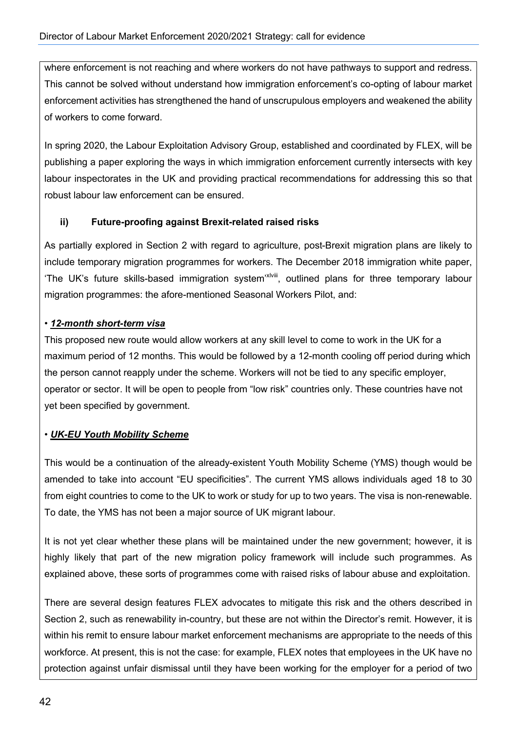where enforcement is not reaching and where workers do not have pathways to support and redress. This cannot be solved without understand how immigration enforcement's co-opting of labour market enforcement activities has strengthened the hand of unscrupulous employers and weakened the ability of workers to come forward.

In spring 2020, the Labour Exploitation Advisory Group, established and coordinated by FLEX, will be publishing a paper exploring the ways in which immigration enforcement currently intersects with key labour inspectorates in the UK and providing practical recommendations for addressing this so that robust labour law enforcement can be ensured.

**ii) Future-proofing against Brexit-related raised risks**

As partially explored in Section 2 with regard to agriculture, post-Brexit migration plans are likely to include temporary migration programmes for workers. The December 2018 immigration white paper, 'The UK's future skills-based immigration system'[xlviii], outlined plans for three temporary labour migration programmes: the afore-mentioned Seasonal Workers Pilot, and:

• ***12-month short-term visa***

This proposed new route would allow workers at any skill level to come to work in the UK for a maximum period of 12 months. This would be followed by a 12-month cooling off period during which the person cannot reapply under the scheme. Workers will not be tied to any specific employer, operator or sector. It will be open to people from "low risk" countries only. These countries have not yet been specified by government.

• ***UK-EU Youth Mobility Scheme***

This would be a continuation of the already-existent Youth Mobility Scheme (YMS) though would be amended to take into account "EU specificities". The current YMS allows individuals aged 18 to 30 from eight countries to come to the UK to work or study for up to two years. The visa is non-renewable. To date, the YMS has not been a major source of UK migrant labour.

It is not yet clear whether these plans will be maintained under the new government; however, it is highly likely that part of the new migration policy framework will include such programmes. As explained above, these sorts of programmes come with raised risks of labour abuse and exploitation.

There are several design features FLEX advocates to mitigate this risk and the others described in Section 2, such as renewability in-country, but these are not within the Director's remit. However, it is within his remit to ensure labour market enforcement mechanisms are appropriate to the needs of this workforce. At present, this is not the case: for example, FLEX notes that employees in the UK have no protection against unfair dismissal until they have been working for the employer for a period of two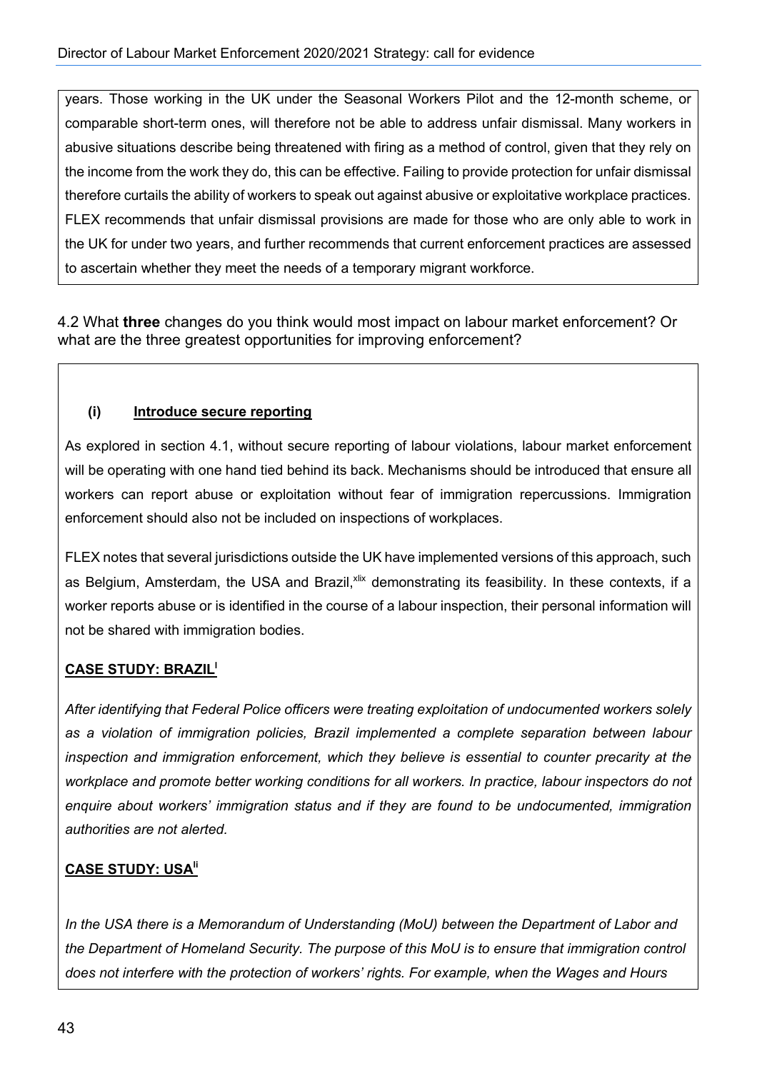years. Those working in the UK under the Seasonal Workers Pilot and the 12-month scheme, or comparable short-term ones, will therefore not be able to address unfair dismissal. Many workers in abusive situations describe being threatened with firing as a method of control, given that they rely on the income from the work they do, this can be effective. Failing to provide protection for unfair dismissal therefore curtails the ability of workers to speak out against abusive or exploitative workplace practices. FLEX recommends that unfair dismissal provisions are made for those who are only able to work in the UK for under two years, and further recommends that current enforcement practices are assessed to ascertain whether they meet the needs of a temporary migrant workforce.

4.2 What **three** changes do you think would most impact on labour market enforcement? Or what are the three greatest opportunities for improving enforcement?

**(i) Introduce secure reporting**

As explored in section 4.1, without secure reporting of labour violations, labour market enforcement will be operating with one hand tied behind its back. Mechanisms should be introduced that ensure all workers can report abuse or exploitation without fear of immigration repercussions. Immigration enforcement should also not be included on inspections of workplaces.

FLEX notes that several jurisdictions outside the UK have implemented versions of this approach, such as Belgium, Amsterdam, the USA and Brazil,[xlix] demonstrating its feasibility. In these contexts, if a worker reports abuse or is identified in the course of a labour inspection, their personal information will not be shared with immigration bodies.

**CASE STUDY: BRAZIL[l]**

*After identifying that Federal Police officers were treating exploitation of undocumented workers solely as a violation of immigration policies, Brazil implemented a complete separation between labour inspection and immigration enforcement, which they believe is essential to counter precarity at the workplace and promote better working conditions for all workers. In practice, labour inspectors do not enquire about workers' immigration status and if they are found to be undocumented, immigration authorities are not alerted.*

**CASE STUDY: USA[li]**

*In the USA there is a Memorandum of Understanding (MoU) between the Department of Labor and the Department of Homeland Security. The purpose of this MoU is to ensure that immigration control does not interfere with the protection of workers' rights. For example, when the Wages and Hours*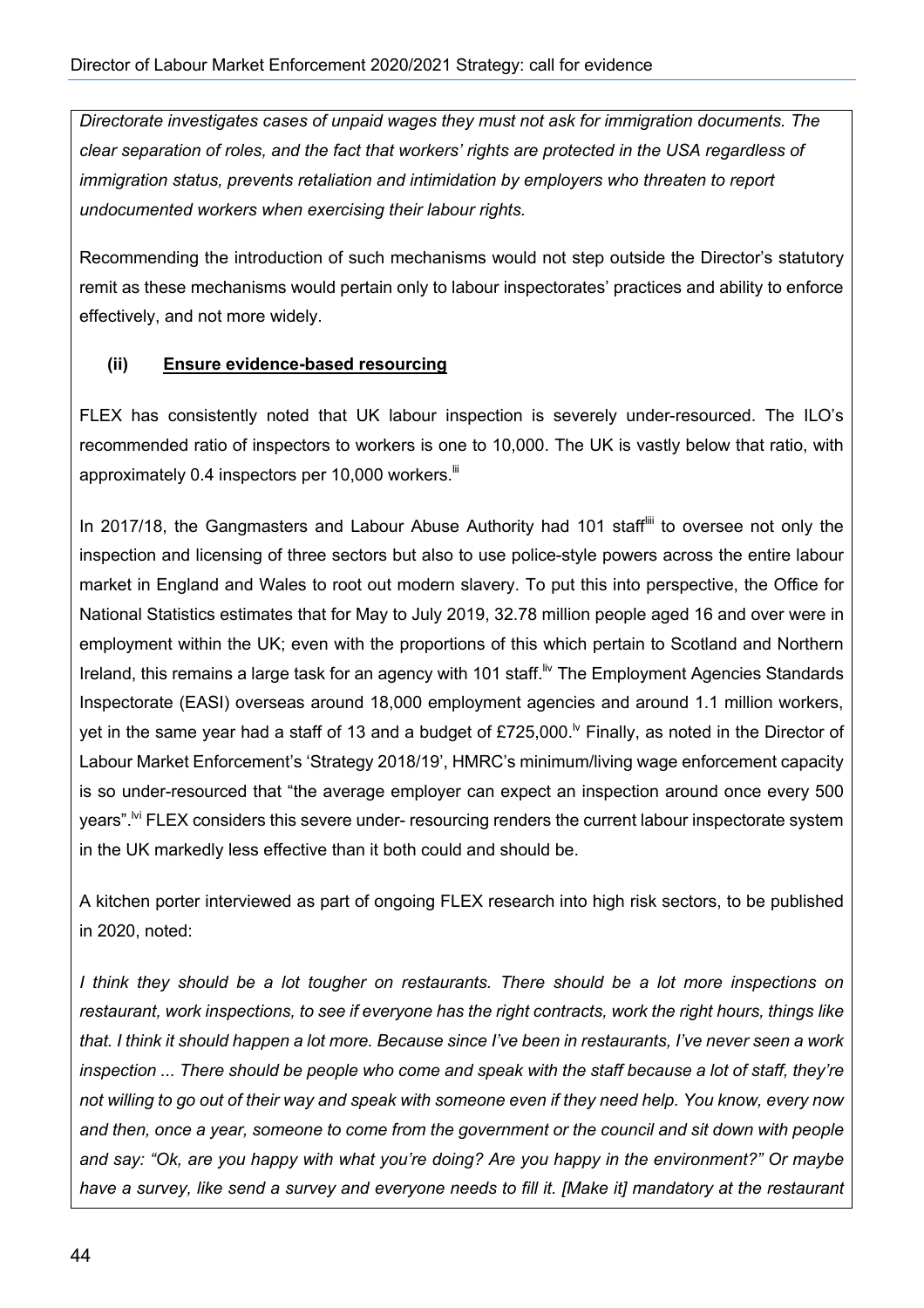*Directorate investigates cases of unpaid wages they must not ask for immigration documents. The clear separation of roles, and the fact that workers' rights are protected in the USA regardless of immigration status, prevents retaliation and intimidation by employers who threaten to report undocumented workers when exercising their labour rights.*

Recommending the introduction of such mechanisms would not step outside the Director's statutory remit as these mechanisms would pertain only to labour inspectorates' practices and ability to enforce effectively, and not more widely.

**(ii) <u>Ensure evidence-based resourcing</u>**

FLEX has consistently noted that UK labour inspection is severely under-resourced. The ILO's recommended ratio of inspectors to workers is one to 10,000. The UK is vastly below that ratio, with approximately 0.4 inspectors per 10,000 workers.[lii]

In 2017/18, the Gangmasters and Labour Abuse Authority had 101 staff[liii] to oversee not only the inspection and licensing of three sectors but also to use police-style powers across the entire labour market in England and Wales to root out modern slavery. To put this into perspective, the Office for National Statistics estimates that for May to July 2019, 32.78 million people aged 16 and over were in employment within the UK; even with the proportions of this which pertain to Scotland and Northern Ireland, this remains a large task for an agency with 101 staff.[liv] The Employment Agencies Standards Inspectorate (EASI) overseas around 18,000 employment agencies and around 1.1 million workers, yet in the same year had a staff of 13 and a budget of £725,000.[lv] Finally, as noted in the Director of Labour Market Enforcement's 'Strategy 2018/19', HMRC's minimum/living wage enforcement capacity is so under-resourced that "the average employer can expect an inspection around once every 500 years".[lvi] FLEX considers this severe under- resourcing renders the current labour inspectorate system in the UK markedly less effective than it both could and should be.

A kitchen porter interviewed as part of ongoing FLEX research into high risk sectors, to be published in 2020, noted:

*I think they should be a lot tougher on restaurants. There should be a lot more inspections on restaurant, work inspections, to see if everyone has the right contracts, work the right hours, things like that. I think it should happen a lot more. Because since I've been in restaurants, I've never seen a work inspection ... There should be people who come and speak with the staff because a lot of staff, they're not willing to go out of their way and speak with someone even if they need help. You know, every now and then, once a year, someone to come from the government or the council and sit down with people and say: "Ok, are you happy with what you're doing? Are you happy in the environment?" Or maybe have a survey, like send a survey and everyone needs to fill it. [Make it] mandatory at the restaurant*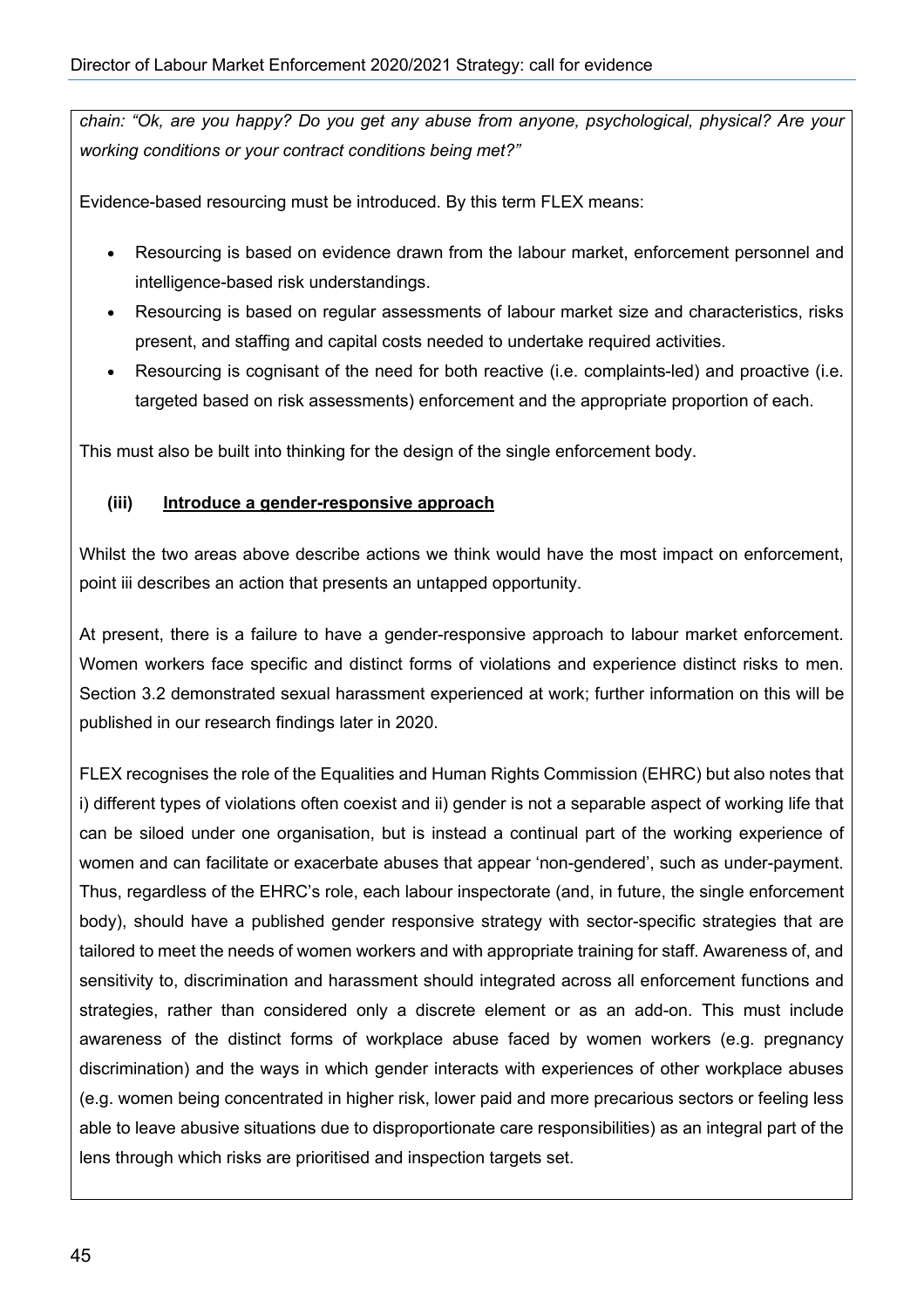*chain: "Ok, are you happy? Do you get any abuse from anyone, psychological, physical? Are your working conditions or your contract conditions being met?"*

Evidence-based resourcing must be introduced. By this term FLEX means:

- Resourcing is based on evidence drawn from the labour market, enforcement personnel and intelligence-based risk understandings.
- Resourcing is based on regular assessments of labour market size and characteristics, risks present, and staffing and capital costs needed to undertake required activities.
- Resourcing is cognisant of the need for both reactive (i.e. complaints-led) and proactive (i.e. targeted based on risk assessments) enforcement and the appropriate proportion of each.

This must also be built into thinking for the design of the single enforcement body.

**(iii) <u>Introduce a gender-responsive approach</u>**

Whilst the two areas above describe actions we think would have the most impact on enforcement, point iii describes an action that presents an untapped opportunity.

At present, there is a failure to have a gender-responsive approach to labour market enforcement. Women workers face specific and distinct forms of violations and experience distinct risks to men. Section 3.2 demonstrated sexual harassment experienced at work; further information on this will be published in our research findings later in 2020.

FLEX recognises the role of the Equalities and Human Rights Commission (EHRC) but also notes that i) different types of violations often coexist and ii) gender is not a separable aspect of working life that can be siloed under one organisation, but is instead a continual part of the working experience of women and can facilitate or exacerbate abuses that appear 'non-gendered', such as under-payment. Thus, regardless of the EHRC's role, each labour inspectorate (and, in future, the single enforcement body), should have a published gender responsive strategy with sector-specific strategies that are tailored to meet the needs of women workers and with appropriate training for staff. Awareness of, and sensitivity to, discrimination and harassment should integrated across all enforcement functions and strategies, rather than considered only a discrete element or as an add-on. This must include awareness of the distinct forms of workplace abuse faced by women workers (e.g. pregnancy discrimination) and the ways in which gender interacts with experiences of other workplace abuses (e.g. women being concentrated in higher risk, lower paid and more precarious sectors or feeling less able to leave abusive situations due to disproportionate care responsibilities) as an integral part of the lens through which risks are prioritised and inspection targets set.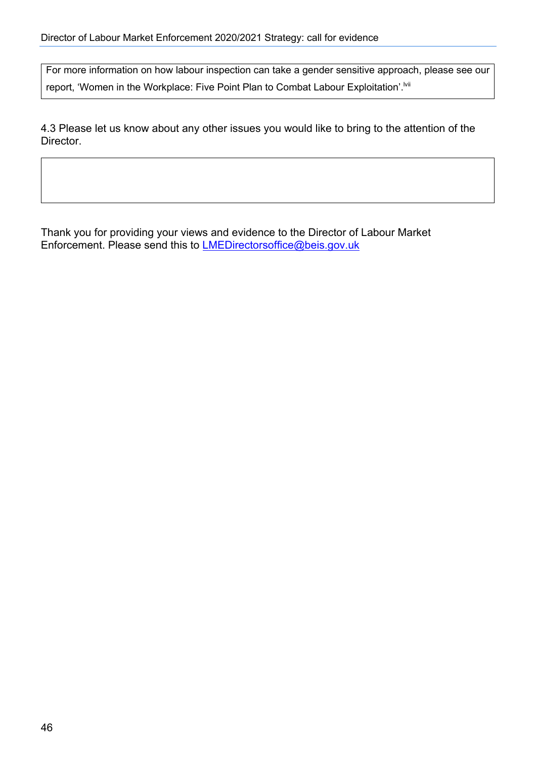For more information on how labour inspection can take a gender sensitive approach, please see our report, 'Women in the Workplace: Five Point Plan to Combat Labour Exploitation'.[lvii]

4.3 Please let us know about any other issues you would like to bring to the attention of the Director.

|  |
|---|
|  |

Thank you for providing your views and evidence to the Director of Labour Market Enforcement. Please send this to LMEDirectorsoffice@beis.gov.uk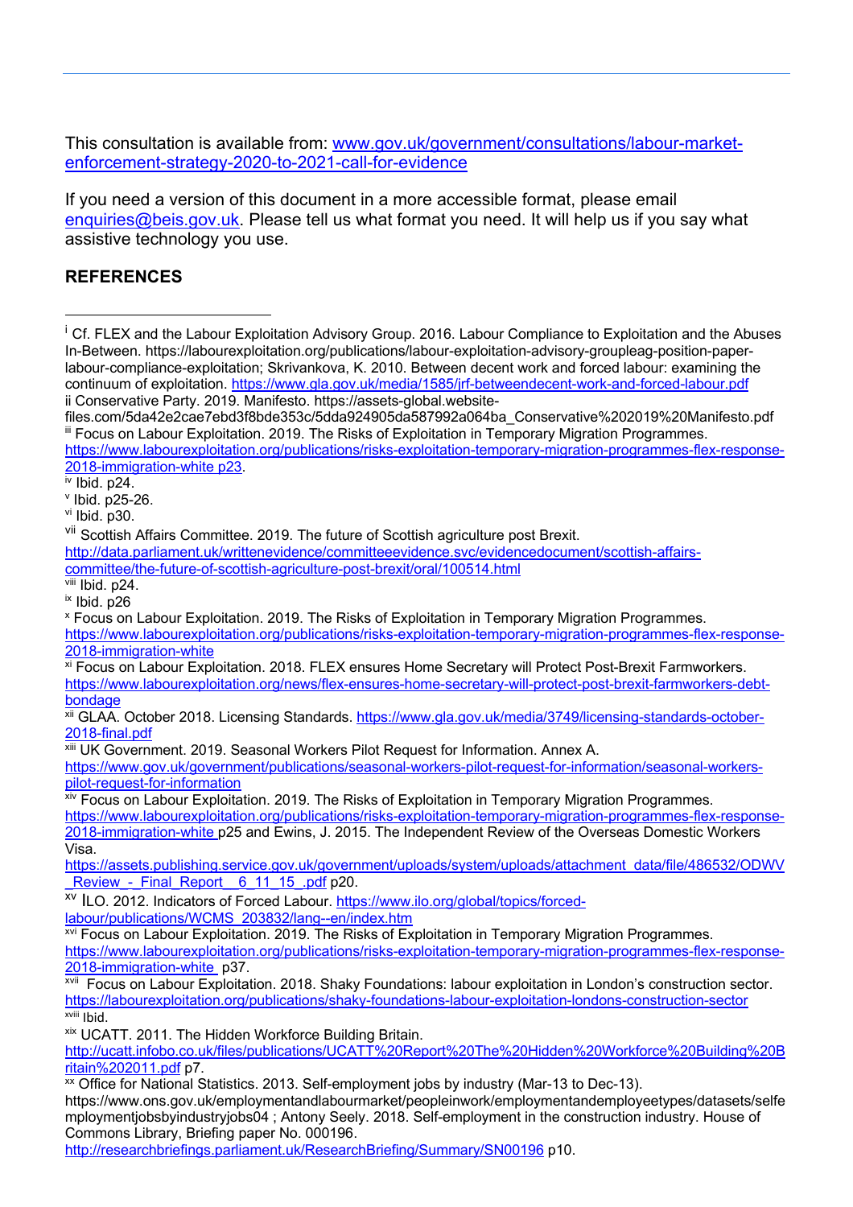This consultation is available from: www.gov.uk/government/consultations/labour-market-enforcement-strategy-2020-to-2021-call-for-evidence

If you need a version of this document in a more accessible format, please email enquiries@beis.gov.uk. Please tell us what format you need. It will help us if you say what assistive technology you use.

**REFERENCES**

---

[i] Cf. FLEX and the Labour Exploitation Advisory Group. 2016. Labour Compliance to Exploitation and the Abuses In-Between. https://labourexploitation.org/publications/labour-exploitation-advisory-groupleag-position-paper-labour-compliance-exploitation; Skrivankova, K. 2010. Between decent work and forced labour: examining the continuum of exploitation. https://www.gla.gov.uk/media/1585/jrf-betweendecent-work-and-forced-labour.pdf

ii Conservative Party. 2019. Manifesto. https://assets-global.website-files.com/5da42e2cae7ebd3f8bde353c/5dda924905da587992a064ba_Conservative%202019%20Manifesto.pdf

[iii] Focus on Labour Exploitation. 2019. The Risks of Exploitation in Temporary Migration Programmes. https://www.labourexploitation.org/publications/risks-exploitation-temporary-migration-programmes-flex-response-2018-immigration-white p23.

[iv] Ibid. p24.

[v] Ibid. p25-26.

[vi] Ibid. p30.

[vii] Scottish Affairs Committee. 2019. The future of Scottish agriculture post Brexit. http://data.parliament.uk/writtenevidence/committeeevidence.svc/evidencedocument/scottish-affairs-committee/the-future-of-scottish-agriculture-post-brexit/oral/100514.html

[viii] Ibid. p24.

[ix] Ibid. p26

[x] Focus on Labour Exploitation. 2019. The Risks of Exploitation in Temporary Migration Programmes. https://www.labourexploitation.org/publications/risks-exploitation-temporary-migration-programmes-flex-response-2018-immigration-white

[xi] Focus on Labour Exploitation. 2018. FLEX ensures Home Secretary will Protect Post-Brexit Farmworkers. https://www.labourexploitation.org/news/flex-ensures-home-secretary-will-protect-post-brexit-farmworkers-debt-bondage

[xii] GLAA. October 2018. Licensing Standards. https://www.gla.gov.uk/media/3749/licensing-standards-october-2018-final.pdf

[xiii] UK Government. 2019. Seasonal Workers Pilot Request for Information. Annex A. https://www.gov.uk/government/publications/seasonal-workers-pilot-request-for-information/seasonal-workers-pilot-request-for-information

[xiv] Focus on Labour Exploitation. 2019. The Risks of Exploitation in Temporary Migration Programmes. https://www.labourexploitation.org/publications/risks-exploitation-temporary-migration-programmes-flex-response-2018-immigration-white p25 and Ewins, J. 2015. The Independent Review of the Overseas Domestic Workers Visa. https://assets.publishing.service.gov.uk/government/uploads/system/uploads/attachment_data/file/486532/ODWV_Review_-_Final_Report__6_11_15_.pdf p20.

[xv] ILO. 2012. Indicators of Forced Labour. https://www.ilo.org/global/topics/forced-labour/publications/WCMS_203832/lang--en/index.htm

[xvi] Focus on Labour Exploitation. 2019. The Risks of Exploitation in Temporary Migration Programmes. https://www.labourexploitation.org/publications/risks-exploitation-temporary-migration-programmes-flex-response-2018-immigration-white p37.

[xvii] Focus on Labour Exploitation. 2018. Shaky Foundations: labour exploitation in London's construction sector. https://labourexploitation.org/publications/shaky-foundations-labour-exploitation-londons-construction-sector

[xviii] Ibid.

[xix] UCATT. 2011. The Hidden Workforce Building Britain. http://ucatt.infobo.co.uk/files/publications/UCATT%20Report%20The%20Hidden%20Workforce%20Building%20Britain%202011.pdf p7.

[xx] Office for National Statistics. 2013. Self-employment jobs by industry (Mar-13 to Dec-13). https://www.ons.gov.uk/employmentandlabourmarket/peopleinwork/employmentandemployeetypes/datasets/selfemploymentjobsbyindustryjobs04 ; Antony Seely. 2018. Self-employment in the construction industry. House of Commons Library, Briefing paper No. 000196. http://researchbriefings.parliament.uk/ResearchBriefing/Summary/SN00196 p10.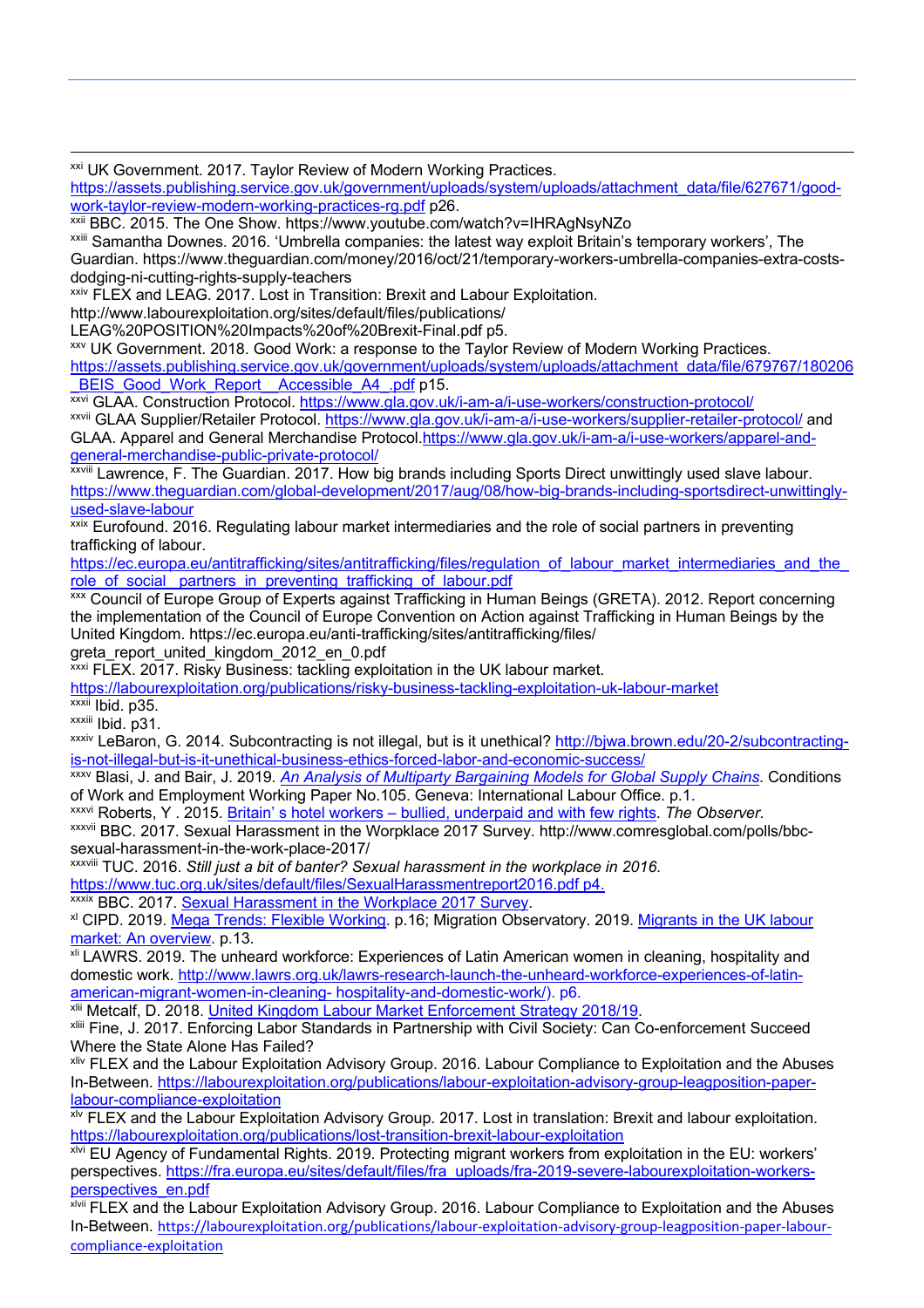[xxi] UK Government. 2017. Taylor Review of Modern Working Practices. https://assets.publishing.service.gov.uk/government/uploads/system/uploads/attachment_data/file/627671/good-work-taylor-review-modern-working-practices-rg.pdf p26.

[xxii] BBC. 2015. The One Show. https://www.youtube.com/watch?v=IHRAgNsyNZo

[xxiii] Samantha Downes. 2016. 'Umbrella companies: the latest way exploit Britain's temporary workers', The Guardian. https://www.theguardian.com/money/2016/oct/21/temporary-workers-umbrella-companies-extra-costs-dodging-ni-cutting-rights-supply-teachers

[xxiv] FLEX and LEAG. 2017. Lost in Transition: Brexit and Labour Exploitation. http://www.labourexploitation.org/sites/default/files/publications/LEAG%20POSITION%20Impacts%20of%20Brexit-Final.pdf p5.

[xxv] UK Government. 2018. Good Work: a response to the Taylor Review of Modern Working Practices. https://assets.publishing.service.gov.uk/government/uploads/system/uploads/attachment_data/file/679767/180206_BEIS_Good_Work_Report__Accessible_A4_.pdf p15.

[xxvi] GLAA. Construction Protocol. https://www.gla.gov.uk/i-am-a/i-use-workers/construction-protocol/

[xxvii] GLAA Supplier/Retailer Protocol. https://www.gla.gov.uk/i-am-a/i-use-workers/supplier-retailer-protocol/ and GLAA. Apparel and General Merchandise Protocol.https://www.gla.gov.uk/i-am-a/i-use-workers/apparel-and-general-merchandise-public-private-protocol/

[xxviii] Lawrence, F. The Guardian. 2017. How big brands including Sports Direct unwittingly used slave labour. https://www.theguardian.com/global-development/2017/aug/08/how-big-brands-including-sportsdirect-unwittingly-used-slave-labour

[xxix] Eurofound. 2016. Regulating labour market intermediaries and the role of social partners in preventing trafficking of labour. https://ec.europa.eu/antitrafficking/sites/antitrafficking/files/regulation_of_labour_market_intermediaries_and_the_role_of_social_partners_in_preventing_trafficking_of_labour.pdf

[xxx] Council of Europe Group of Experts against Trafficking in Human Beings (GRETA). 2012. Report concerning the implementation of the Council of Europe Convention on Action against Trafficking in Human Beings by the United Kingdom. https://ec.europa.eu/anti-trafficking/sites/antitrafficking/files/greta_report_united_kingdom_2012_en_0.pdf

[xxxi] FLEX. 2017. Risky Business: tackling exploitation in the UK labour market. https://labourexploitation.org/publications/risky-business-tackling-exploitation-uk-labour-market

[xxxii] Ibid. p35.

[xxxiii] Ibid. p31.

[xxxiv] LeBaron, G. 2014. Subcontracting is not illegal, but is it unethical? http://bjwa.brown.edu/20-2/subcontracting-is-not-illegal-but-is-it-unethical-business-ethics-forced-labor-and-economic-success/

[xxxv] Blasi, J. and Bair, J. 2019. *An Analysis of Multiparty Bargaining Models for Global Supply Chains*. Conditions of Work and Employment Working Paper No.105. Geneva: International Labour Office. p.1.

[xxxvi] Roberts, Y . 2015. Britain' s hotel workers – bullied, underpaid and with few rights. *The Observer*.

[xxxvii] BBC. 2017. Sexual Harassment in the Worpklace 2017 Survey. http://www.comresglobal.com/polls/bbc-sexual-harassment-in-the-work-place-2017/

[xxxviii] TUC. 2016. *Still just a bit of banter? Sexual harassment in the workplace in 2016*. https://www.tuc.org.uk/sites/default/files/SexualHarassmentreport2016.pdf p4.

[xxxix] BBC. 2017. Sexual Harassment in the Workplace 2017 Survey.

[xl] CIPD. 2019. Mega Trends: Flexible Working. p.16; Migration Observatory. 2019. Migrants in the UK labour market: An overview. p.13.

[xli] LAWRS. 2019. The unheard workforce: Experiences of Latin American women in cleaning, hospitality and domestic work. http://www.lawrs.org.uk/lawrs-research-launch-the-unheard-workforce-experiences-of-latin-american-migrant-women-in-cleaning- hospitality-and-domestic-work/). p6.

[xlii] Metcalf, D. 2018. United Kingdom Labour Market Enforcement Strategy 2018/19.

[xliii] Fine, J. 2017. Enforcing Labor Standards in Partnership with Civil Society: Can Co-enforcement Succeed Where the State Alone Has Failed?

[xliv] FLEX and the Labour Exploitation Advisory Group. 2016. Labour Compliance to Exploitation and the Abuses In-Between. https://labourexploitation.org/publications/labour-exploitation-advisory-group-leagposition-paper-labour-compliance-exploitation

[xlv] FLEX and the Labour Exploitation Advisory Group. 2017. Lost in translation: Brexit and labour exploitation. https://labourexploitation.org/publications/lost-transition-brexit-labour-exploitation

[xlvi] EU Agency of Fundamental Rights. 2019. Protecting migrant workers from exploitation in the EU: workers' perspectives. https://fra.europa.eu/sites/default/files/fra_uploads/fra-2019-severe-labourexploitation-workers-perspectives_en.pdf

[xlvii] FLEX and the Labour Exploitation Advisory Group. 2016. Labour Compliance to Exploitation and the Abuses In-Between. https://labourexploitation.org/publications/labour-exploitation-advisory-group-leagposition-paper-labour-compliance-exploitation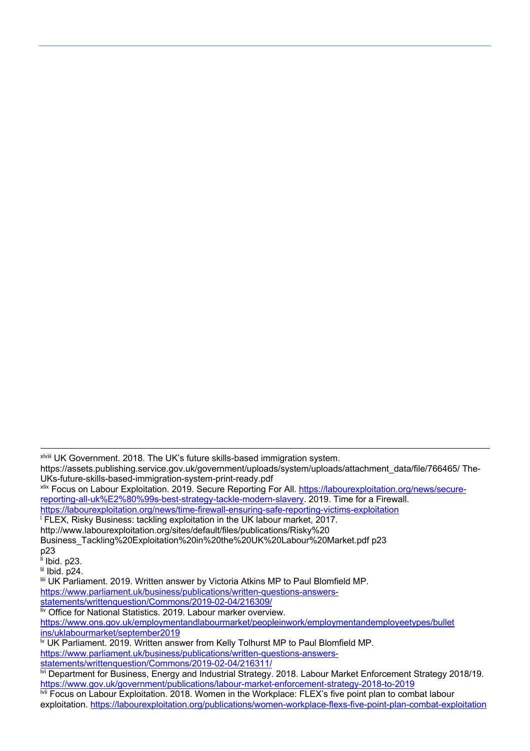[xlviii] UK Government. 2018. The UK's future skills-based immigration system. https://assets.publishing.service.gov.uk/government/uploads/system/uploads/attachment_data/file/766465/ The-UKs-future-skills-based-immigration-system-print-ready.pdf

[xlix] Focus on Labour Exploitation. 2019. Secure Reporting For All. https://labourexploitation.org/news/secure-reporting-all-uk%E2%80%99s-best-strategy-tackle-modern-slavery. 2019. Time for a Firewall. https://labourexploitation.org/news/time-firewall-ensuring-safe-reporting-victims-exploitation

[l] FLEX, Risky Business: tackling exploitation in the UK labour market, 2017. http://www.labourexploitation.org/sites/default/files/publications/Risky%20 Business_Tackling%20Exploitation%20in%20the%20UK%20Labour%20Market.pdf p23 p23

[li] Ibid. p23.

[lii] Ibid. p24.

[liii] UK Parliament. 2019. Written answer by Victoria Atkins MP to Paul Blomfield MP. https://www.parliament.uk/business/publications/written-questions-answers-statements/writtenquestion/Commons/2019-02-04/216309/

[liv] Office for National Statistics. 2019. Labour marker overview. https://www.ons.gov.uk/employmentandlabourmarket/peopleinwork/employmentandemployeetypes/bulletins/uklabourmarket/september2019

[lv] UK Parliament. 2019. Written answer from Kelly Tolhurst MP to Paul Blomfield MP. https://www.parliament.uk/business/publications/written-questions-answers-statements/writtenquestion/Commons/2019-02-04/216311/

[lvi] Department for Business, Energy and Industrial Strategy. 2018. Labour Market Enforcement Strategy 2018/19. https://www.gov.uk/government/publications/labour-market-enforcement-strategy-2018-to-2019

[lvii] Focus on Labour Exploitation. 2018. Women in the Workplace: FLEX's five point plan to combat labour exploitation. https://labourexploitation.org/publications/women-workplace-flexs-five-point-plan-combat-exploitation